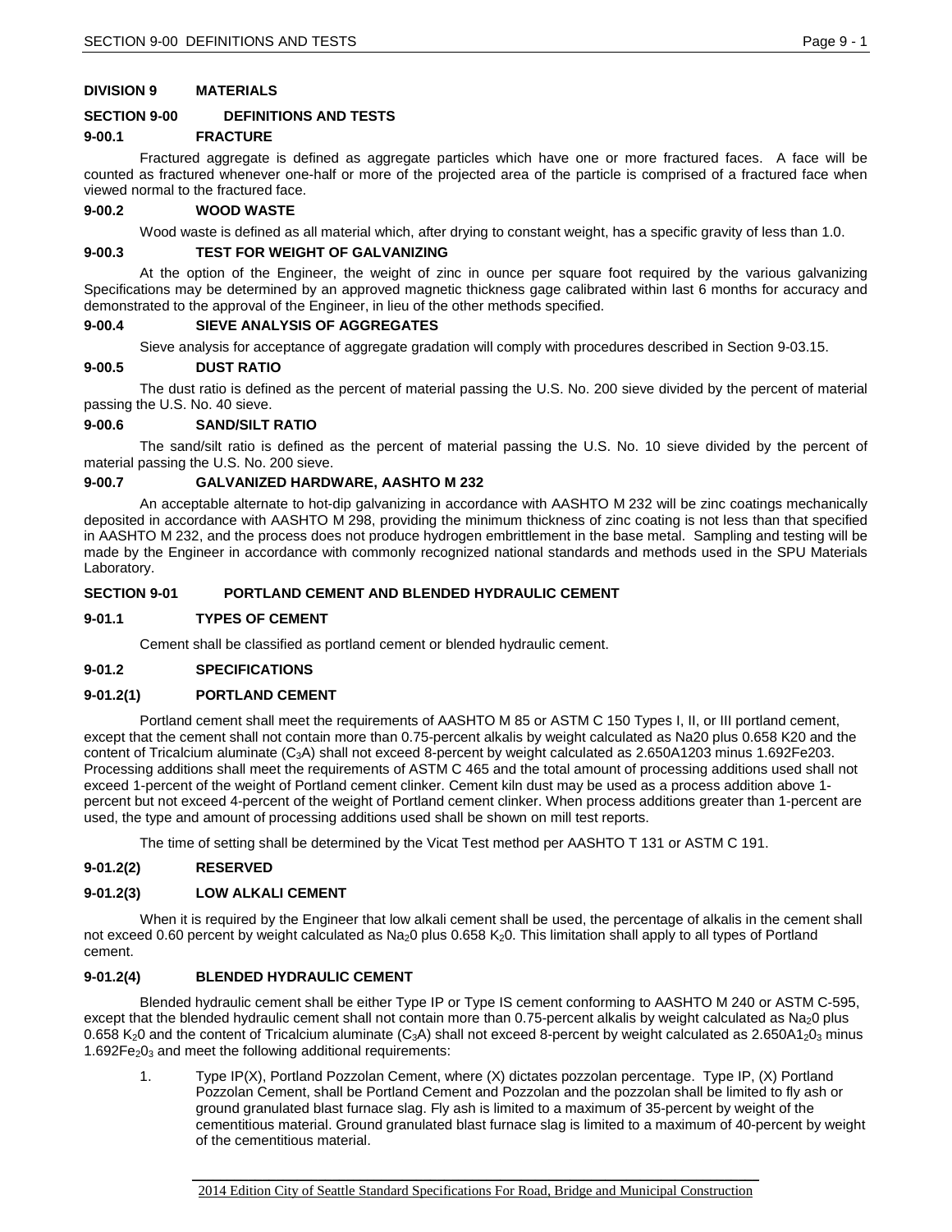# DIVISION 9 MATERIALS

## SECTION 9-00 DEFINITIONS AND TESTS

### 9-00.1 FRACTURE

Fractured aggregate is defined as aggregate particles which have one or more fractured faces. A face will be counted as fractured whenever one-half or more of the projected area of the particle is comprised of a fractured face when viewed normal to the fractured face.

### 9-00.2 WOOD WASTE

Wood waste is defined as all material which, after drying to constant weight, has a specific gravity of less than 1.0.

### 9-00.3 TEST FOR WEIGHT OF GALVANIZING

At the option of the Engineer, the weight of zinc in ounce per square foot required by the various galvanizing Specifications may be determined by an approved magnetic thickness gage calibrated within last 6 months for accuracy and demonstrated to the approval of the Engineer, in lieu of the other methods specified.

### 9-00.4 SIEVE ANALYSIS OF AGGREGATES

Sieve analysis for acceptance of aggregate gradation will comply with procedures described in Section 9-03.15.

### 9-00.5 DUST RATIO

The dust ratio is defined as the percent of material passing the U.S. No. 200 sieve divided by the percent of material passing the U.S. No. 40 sieve.

### 9-00.6 SAND/SILT RATIO

The sand/silt ratio is defined as the percent of material passing the U.S. No. 10 sieve divided by the percent of material passing the U.S. No. 200 sieve.

### 9-00.7 GALVANIZED HARDWARE, AASHTO M 232

An acceptable alternate to hot-dip galvanizing in accordance with AASHTO M 232 will be zinc coatings mechanically deposited in accordance with AASHTO M 298, providing the minimum thickness of zinc coating is not less than that specified in AASHTO M 232, and the process does not produce hydrogen embrittlement in the base metal. Sampling and testing will be made by the Engineer in accordance with commonly recognized national standards and methods used in the SPU Materials Laboratory.

## SECTION 9-01 PORTLAND CEMENT AND BLENDED HYDRAULIC CEMENT

### 9-01.1 TYPES OF CEMENT

Cement shall be classified as portland cement or blended hydraulic cement.

### 9-01.2 SPECIFICATIONS

### 9-01.2(1) PORTLAND CEMENT

Portland cement shall meet the requirements of AASHTO M 85 or ASTM C 150 Types I, II, or III portland cement, except that the cement shall not contain more than 0.75-percent alkalis by weight calculated as Na20 plus 0.658 K20 and the content of Tricalcium aluminate ($C_3A$) shall not exceed 8-percent by weight calculated as 2.650A1203 minus 1.692Fe203. Processing additions shall meet the requirements of ASTM C 465 and the total amount of processing additions used shall not exceed 1-percent of the weight of Portland cement clinker. Cement kiln dust may be used as a process addition above 1-percent but not exceed 4-percent of the weight of Portland cement clinker. When process additions greater than 1-percent are used, the type and amount of processing additions used shall be shown on mill test reports.

The time of setting shall be determined by the Vicat Test method per AASHTO T 131 or ASTM C 191.

### 9-01.2(2) RESERVED

### 9-01.2(3) LOW ALKALI CEMENT

When it is required by the Engineer that low alkali cement shall be used, the percentage of alkalis in the cement shall not exceed 0.60 percent by weight calculated as $Na_20$ plus 0.658 $K_20$. This limitation shall apply to all types of Portland cement.

### 9-01.2(4) BLENDED HYDRAULIC CEMENT

Blended hydraulic cement shall be either Type IP or Type IS cement conforming to AASHTO M 240 or ASTM C-595, except that the blended hydraulic cement shall not contain more than 0.75-percent alkalis by weight calculated as $Na_20$ plus 0.658 $K_20$ and the content of Tricalcium aluminate ($C_3A$) shall not exceed 8-percent by weight calculated as 2.650$A1_20_3$ minus 1.692$Fe_20_3$ and meet the following additional requirements:

1. Type IP(X), Portland Pozzolan Cement, where (X) dictates pozzolan percentage. Type IP, (X) Portland Pozzolan Cement, shall be Portland Cement and Pozzolan and the pozzolan shall be limited to fly ash or ground granulated blast furnace slag. Fly ash is limited to a maximum of 35-percent by weight of the cementitious material. Ground granulated blast furnace slag is limited to a maximum of 40-percent by weight of the cementitious material.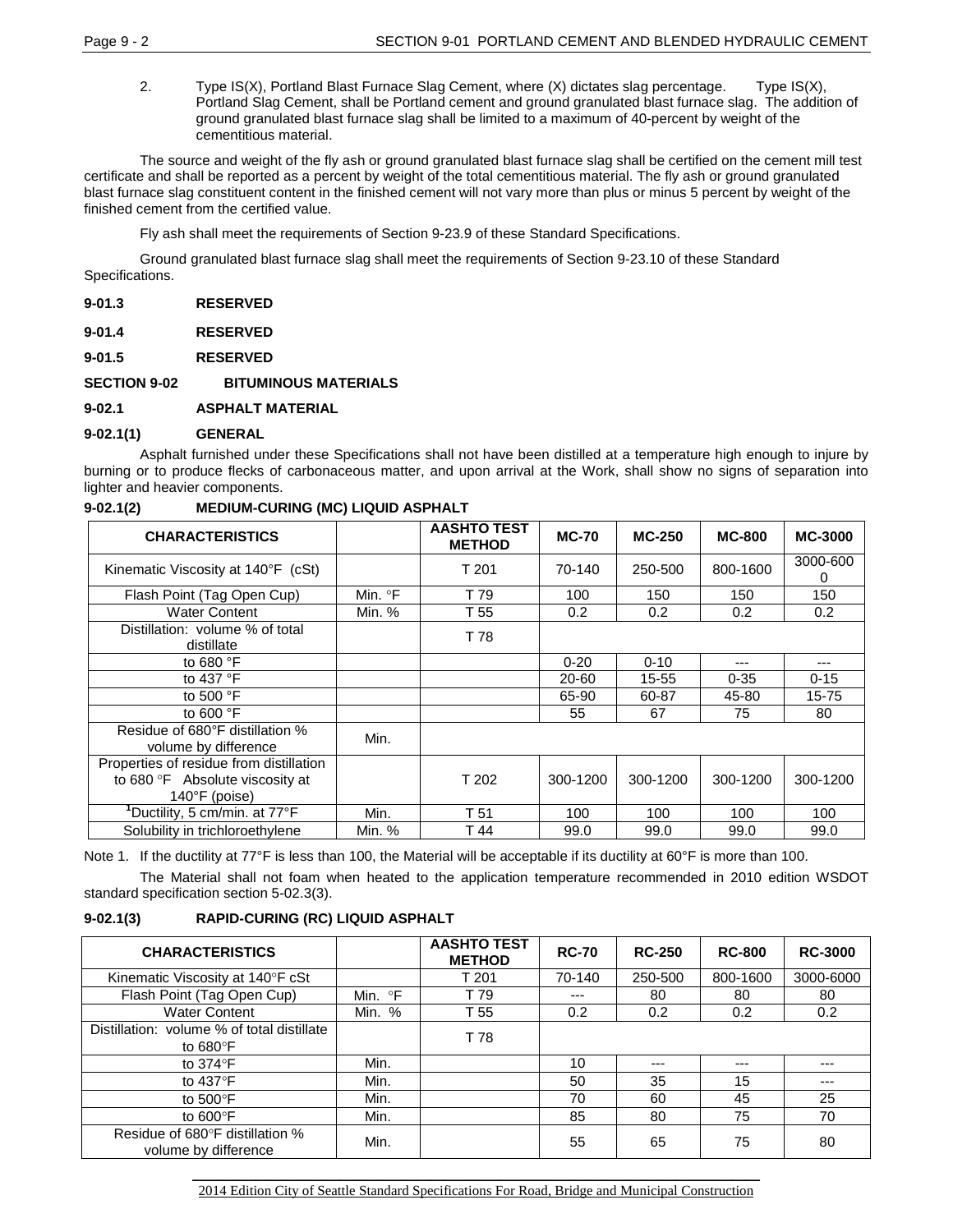2. Type IS(X), Portland Blast Furnace Slag Cement, where (X) dictates slag percentage. Type IS(X), Portland Slag Cement, shall be Portland cement and ground granulated blast furnace slag. The addition of ground granulated blast furnace slag shall be limited to a maximum of 40-percent by weight of the cementitious material.

The source and weight of the fly ash or ground granulated blast furnace slag shall be certified on the cement mill test certificate and shall be reported as a percent by weight of the total cementitious material. The fly ash or ground granulated blast furnace slag constituent content in the finished cement will not vary more than plus or minus 5 percent by weight of the finished cement from the certified value.

Fly ash shall meet the requirements of Section 9-23.9 of these Standard Specifications.

Ground granulated blast furnace slag shall meet the requirements of Section 9-23.10 of these Standard Specifications.

**9-01.3 RESERVED**

**9-01.4 RESERVED**

**9-01.5 RESERVED**

## SECTION 9-02 BITUMINOUS MATERIALS

### 9-02.1 ASPHALT MATERIAL

#### 9-02.1(1) GENERAL

Asphalt furnished under these Specifications shall not have been distilled at a temperature high enough to injure by burning or to produce flecks of carbonaceous matter, and upon arrival at the Work, shall show no signs of separation into lighter and heavier components.

#### 9-02.1(2) MEDIUM-CURING (MC) LIQUID ASPHALT

| CHARACTERISTICS | | AASHTO TEST METHOD | MC-70 | MC-250 | MC-800 | MC-3000 |
|---|---|---|---|---|---|---|
| Kinematic Viscosity at 140°F (cSt) | | T 201 | 70-140 | 250-500 | 800-1600 | 3000-6000 |
| Flash Point (Tag Open Cup) | Min. °F | T 79 | 100 | 150 | 150 | 150 |
| Water Content | Min. % | T 55 | 0.2 | 0.2 | 0.2 | 0.2 |
| Distillation: volume % of total distillate | | T 78 | | | | |
| to 680 °F | | | 0-20 | 0-10 | --- | --- |
| to 437 °F | | | 20-60 | 15-55 | 0-35 | 0-15 |
| to 500 °F | | | 65-90 | 60-87 | 45-80 | 15-75 |
| to 600 °F | | | 55 | 67 | 75 | 80 |
| Residue of 680°F distillation % volume by difference | Min. | | | | | |
| Properties of residue from distillation to 680 °F Absolute viscosity at 140°F (poise) | | T 202 | 300-1200 | 300-1200 | 300-1200 | 300-1200 |
| [1]Ductility, 5 cm/min. at 77°F | Min. | T 51 | 100 | 100 | 100 | 100 |
| Solubility in trichloroethylene | Min. % | T 44 | 99.0 | 99.0 | 99.0 | 99.0 |

Note 1. If the ductility at 77°F is less than 100, the Material will be acceptable if its ductility at 60°F is more than 100.

The Material shall not foam when heated to the application temperature recommended in 2010 edition WSDOT standard specification section 5-02.3(3).

#### 9-02.1(3) RAPID-CURING (RC) LIQUID ASPHALT

| CHARACTERISTICS | | AASHTO TEST METHOD | RC-70 | RC-250 | RC-800 | RC-3000 |
|---|---|---|---|---|---|---|
| Kinematic Viscosity at 140°F cSt | | T 201 | 70-140 | 250-500 | 800-1600 | 3000-6000 |
| Flash Point (Tag Open Cup) | Min. °F | T 79 | --- | 80 | 80 | 80 |
| Water Content | Min. % | T 55 | 0.2 | 0.2 | 0.2 | 0.2 |
| Distillation: volume % of total distillate to 680°F | | T 78 | | | | |
| to 374°F | Min. | | 10 | --- | --- | --- |
| to 437°F | Min. | | 50 | 35 | 15 | --- |
| to 500°F | Min. | | 70 | 60 | 45 | 25 |
| to 600°F | Min. | | 85 | 80 | 75 | 70 |
| Residue of 680°F distillation % volume by difference | Min. | | 55 | 65 | 75 | 80 |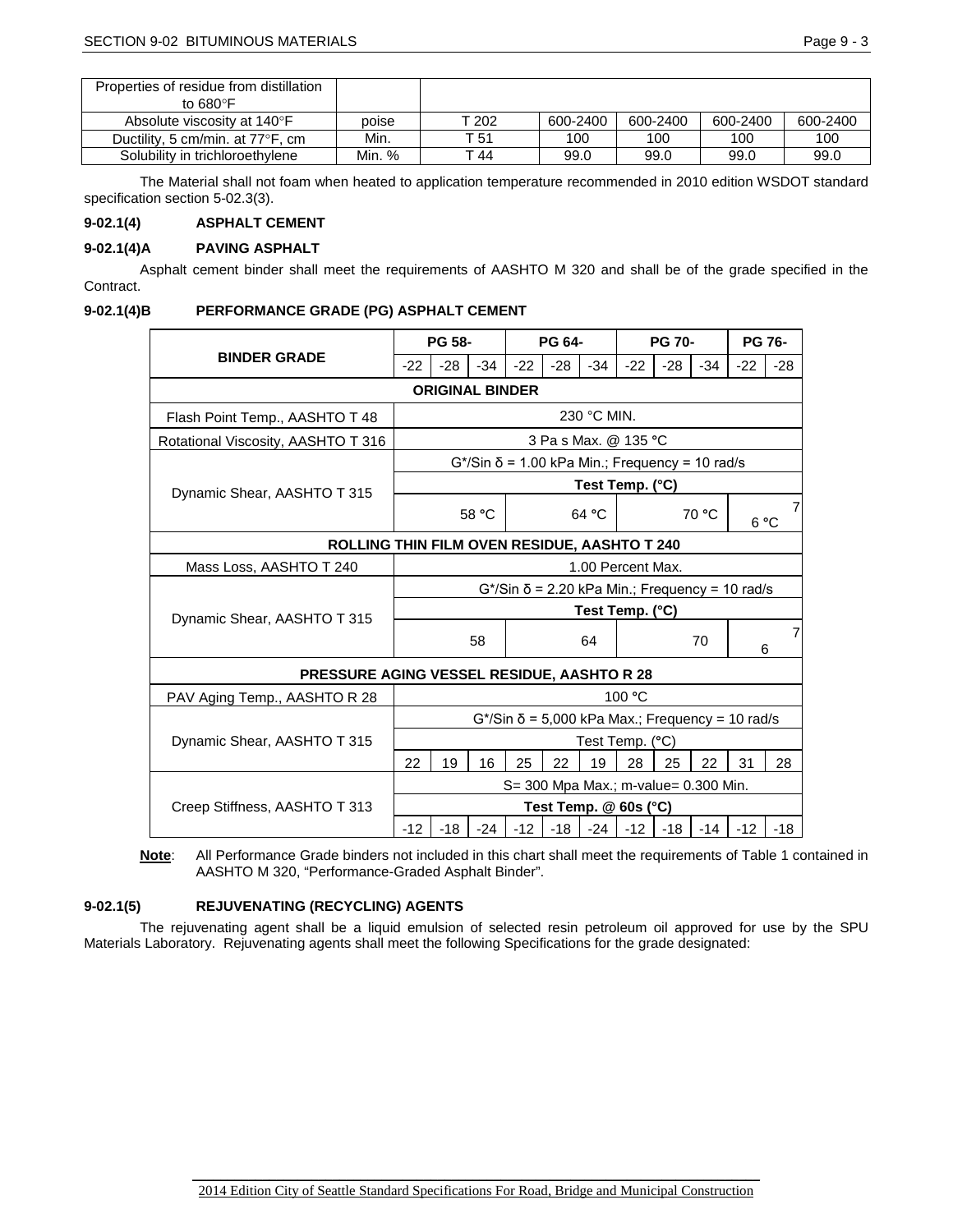| Properties of residue from distillation to 680°F | | | | | | |
|---|---|---|---|---|---|---|
| Absolute viscosity at 140°F | poise | T 202 | 600-2400 | 600-2400 | 600-2400 | 600-2400 |
| Ductility, 5 cm/min. at 77°F, cm | Min. | T 51 | 100 | 100 | 100 | 100 |
| Solubility in trichloroethylene | Min. % | T 44 | 99.0 | 99.0 | 99.0 | 99.0 |

The Material shall not foam when heated to application temperature recommended in 2010 edition WSDOT standard specification section 5-02.3(3).

### 9-02.1(4) ASPHALT CEMENT

#### 9-02.1(4)A PAVING ASPHALT

Asphalt cement binder shall meet the requirements of AASHTO M 320 and shall be of the grade specified in the Contract.

#### 9-02.1(4)B PERFORMANCE GRADE (PG) ASPHALT CEMENT

| BINDER GRADE | PG 58- | | | PG 64- | | | PG 70- | | | PG 76- | |
|---|---|---|---|---|---|---|---|---|---|---|---|
| | -22 | -28 | -34 | -22 | -28 | -34 | -22 | -28 | -34 | -22 | -28 |
| **ORIGINAL BINDER** | | | | | | | | | | | |
| Flash Point Temp., AASHTO T 48 | 230 °C MIN. | | | | | | | | | | |
| Rotational Viscosity, AASHTO T 316 | 3 Pa s Max. @ 135 °C | | | | | | | | | | |
| Dynamic Shear, AASHTO T 315 | G*/Sin δ = 1.00 kPa Min.; Frequency = 10 rad/s | | | | | | | | | | |
| | **Test Temp. (°C)** | | | | | | | | | | |
| | 58 °C | | | 64 °C | | | 70 °C | | | 76 °C | |
| **ROLLING THIN FILM OVEN RESIDUE, AASHTO T 240** | | | | | | | | | | | |
| Mass Loss, AASHTO T 240 | 1.00 Percent Max. | | | | | | | | | | |
| Dynamic Shear, AASHTO T 315 | G*/Sin δ = 2.20 kPa Min.; Frequency = 10 rad/s | | | | | | | | | | |
| | **Test Temp. (°C)** | | | | | | | | | | |
| | 58 | | | 64 | | | 70 | | | 76 | |
| **PRESSURE AGING VESSEL RESIDUE, AASHTO R 28** | | | | | | | | | | | |
| PAV Aging Temp., AASHTO R 28 | 100 °C | | | | | | | | | | |
| Dynamic Shear, AASHTO T 315 | G*/Sin δ = 5,000 kPa Max.; Frequency = 10 rad/s | | | | | | | | | | |
| | Test Temp. (°C) | | | | | | | | | | |
| | 22 | 19 | 16 | 25 | 22 | 19 | 28 | 25 | 22 | 31 | 28 |
| Creep Stiffness, AASHTO T 313 | S= 300 Mpa Max.; m-value= 0.300 Min. | | | | | | | | | | |
| | **Test Temp. @ 60s (°C)** | | | | | | | | | | |
| | -12 | -18 | -24 | -12 | -18 | -24 | -12 | -18 | -14 | -12 | -18 |

**Note**: All Performance Grade binders not included in this chart shall meet the requirements of Table 1 contained in AASHTO M 320, "Performance-Graded Asphalt Binder".

### 9-02.1(5) REJUVENATING (RECYCLING) AGENTS

The rejuvenating agent shall be a liquid emulsion of selected resin petroleum oil approved for use by the SPU Materials Laboratory. Rejuvenating agents shall meet the following Specifications for the grade designated: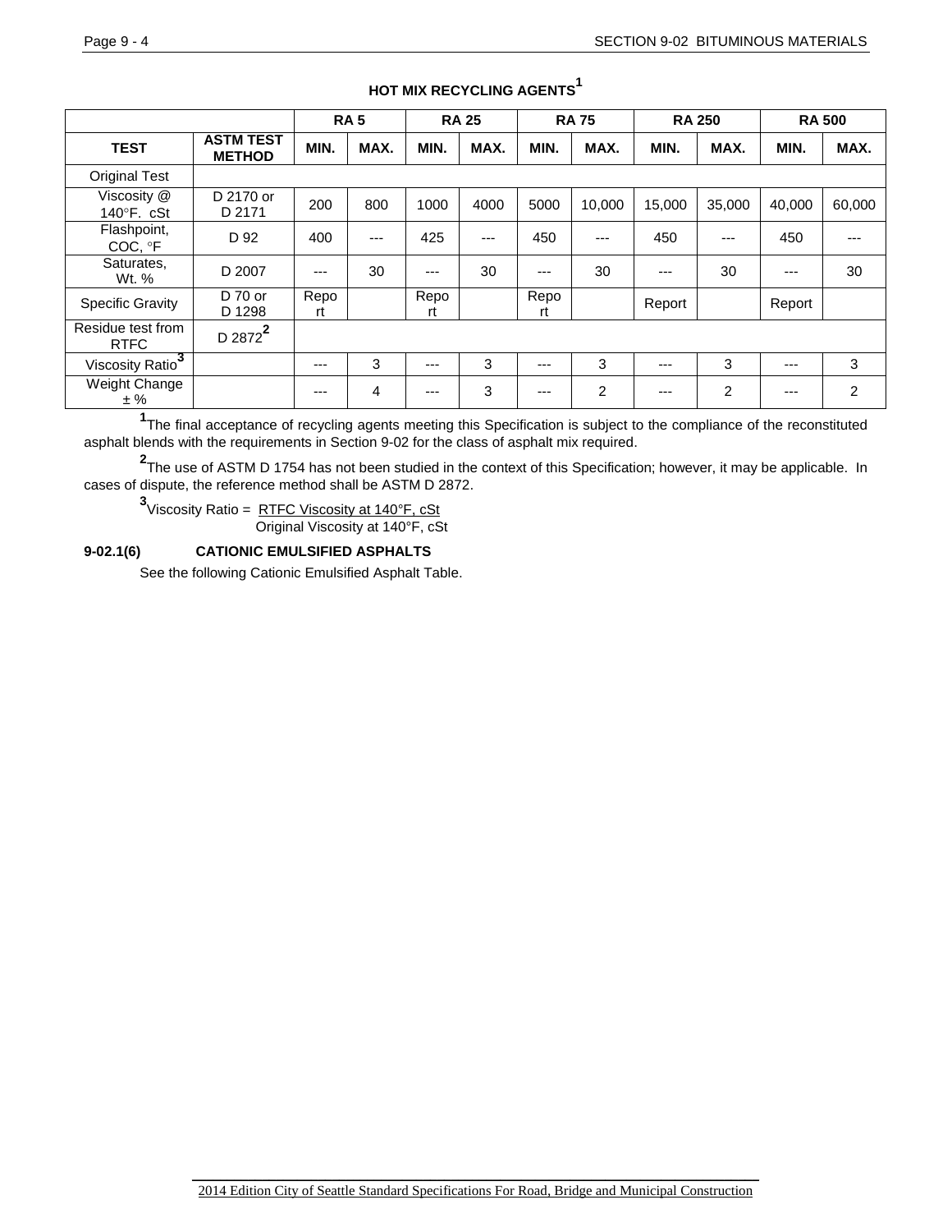### HOT MIX RECYCLING AGENTS[1]

| | | RA 5 | | RA 25 | | RA 75 | | RA 250 | | RA 500 | |
|---|---|---|---|---|---|---|---|---|---|---|---|
| **TEST** | **ASTM TEST METHOD** | **MIN.** | **MAX.** | **MIN.** | **MAX.** | **MIN.** | **MAX.** | **MIN.** | **MAX.** | **MIN.** | **MAX.** |
| Original Test | | | | | | | | | | | |
| Viscosity @ 140°F. cSt | D 2170 or D 2171 | 200 | 800 | 1000 | 4000 | 5000 | 10,000 | 15,000 | 35,000 | 40,000 | 60,000 |
| Flashpoint, COC, °F | D 92 | 400 | --- | 425 | --- | 450 | --- | 450 | --- | 450 | --- |
| Saturates, Wt. % | D 2007 | --- | 30 | --- | 30 | --- | 30 | --- | 30 | --- | 30 |
| Specific Gravity | D 70 or D 1298 | Report | | Report | | Report | | Report | | Report | |
| Residue test from RTFC | D 2872[2] | | | | | | | | | | |
| Viscosity Ratio[3] | | --- | 3 | --- | 3 | --- | 3 | --- | 3 | --- | 3 |
| Weight Change ± % | | --- | 4 | --- | 3 | --- | 2 | --- | 2 | --- | 2 |

[1]The final acceptance of recycling agents meeting this Specification is subject to the compliance of the reconstituted asphalt blends with the requirements in Section 9-02 for the class of asphalt mix required.

[2]The use of ASTM D 1754 has not been studied in the context of this Specification; however, it may be applicable. In cases of dispute, the reference method shall be ASTM D 2872.

[3]Viscosity Ratio = $\frac{\text{RTFC Viscosity at 140°F, cSt}}{\text{Original Viscosity at 140°F, cSt}}$

**9-02.1(6) CATIONIC EMULSIFIED ASPHALTS**

See the following Cationic Emulsified Asphalt Table.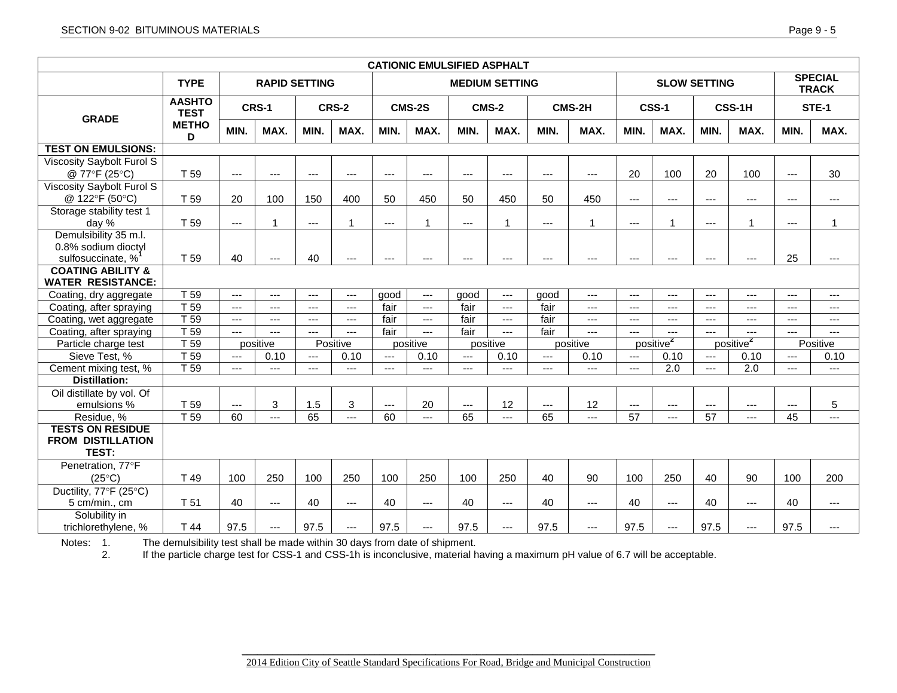| CATIONIC EMULSIFIED ASPHALT | | | | | | | | | | | | | | | | | |
|---|---|---|---|---|---|---|---|---|---|---|---|---|---|---|---|---|---|
| | TYPE | RAPID SETTING | | | | MEDIUM SETTING | | | | | | SLOW SETTING | | | | SPECIAL TRACK | |
| GRADE | AASHTO TEST METHOD | CRS-1 | | CRS-2 | | CMS-2S | | CMS-2 | | CMS-2H | | CSS-1 | | CSS-1H | | STE-1 | |
| | | MIN. | MAX. | MIN. | MAX. | MIN. | MAX. | MIN. | MAX. | MIN. | MAX. | MIN. | MAX. | MIN. | MAX. | MIN. | MAX. |
| **TEST ON EMULSIONS:** | | | | | | | | | | | | | | | | | |
| Viscosity Saybolt Furol S @ 77°F (25°C) | T 59 | --- | --- | --- | --- | --- | --- | --- | --- | --- | --- | 20 | 100 | 20 | 100 | --- | 30 |
| Viscosity Saybolt Furol S @ 122°F (50°C) | T 59 | 20 | 100 | 150 | 400 | 50 | 450 | 50 | 450 | 50 | 450 | --- | --- | --- | --- | --- | --- |
| Storage stability test 1 day % | T 59 | --- | 1 | --- | 1 | --- | 1 | --- | 1 | --- | 1 | --- | 1 | --- | 1 | --- | 1 |
| Demulsibility 35 m.l. 0.8% sodium dioctyl sulfosuccinate, %[1] | T 59 | 40 | --- | 40 | --- | --- | --- | --- | --- | --- | --- | --- | --- | --- | --- | 25 | --- |
| **COATING ABILITY & WATER RESISTANCE:** | | | | | | | | | | | | | | | | | |
| Coating, dry aggregate | T 59 | --- | --- | --- | --- | good | --- | good | --- | good | --- | --- | --- | --- | --- | --- | --- |
| Coating, after spraying | T 59 | --- | --- | --- | --- | fair | --- | fair | --- | fair | --- | --- | --- | --- | --- | --- | --- |
| Coating, wet aggregate | T 59 | --- | --- | --- | --- | fair | --- | fair | --- | fair | --- | --- | --- | --- | --- | --- | --- |
| Coating, after spraying | T 59 | --- | --- | --- | --- | fair | --- | fair | --- | fair | --- | --- | --- | --- | --- | --- | --- |
| Particle charge test | T 59 | positive | | Positive | | positive | | positive | | positive | | positive[2] | | positive[2] | | Positive | |
| Sieve Test, % | T 59 | --- | 0.10 | --- | 0.10 | --- | 0.10 | --- | 0.10 | --- | 0.10 | --- | 0.10 | --- | 0.10 | --- | 0.10 |
| Cement mixing test, % | T 59 | --- | --- | --- | --- | --- | --- | --- | --- | --- | --- | --- | 2.0 | --- | 2.0 | --- | --- |
| **Distillation:** | | | | | | | | | | | | | | | | | |
| Oil distillate by vol. Of emulsions % | T 59 | --- | 3 | 1.5 | 3 | --- | 20 | --- | 12 | --- | 12 | --- | --- | --- | --- | --- | 5 |
| Residue, % | T 59 | 60 | --- | 65 | --- | 60 | --- | 65 | --- | 65 | --- | 57 | --- | 57 | --- | 45 | --- |
| **TESTS ON RESIDUE FROM DISTILLATION TEST:** | | | | | | | | | | | | | | | | | |
| Penetration, 77°F (25°C) | T 49 | 100 | 250 | 100 | 250 | 100 | 250 | 100 | 250 | 40 | 90 | 100 | 250 | 40 | 90 | 100 | 200 |
| Ductility, 77°F (25°C) 5 cm/min., cm | T 51 | 40 | --- | 40 | --- | 40 | --- | 40 | --- | 40 | --- | 40 | --- | 40 | --- | 40 | --- |
| Solubility in trichlorethylene, % | T 44 | 97.5 | --- | 97.5 | --- | 97.5 | --- | 97.5 | --- | 97.5 | --- | 97.5 | --- | 97.5 | --- | 97.5 | --- |

Notes:
1. The demulsibility test shall be made within 30 days from date of shipment.
2. If the particle charge test for CSS-1 and CSS-1h is inconclusive, material having a maximum pH value of 6.7 will be acceptable.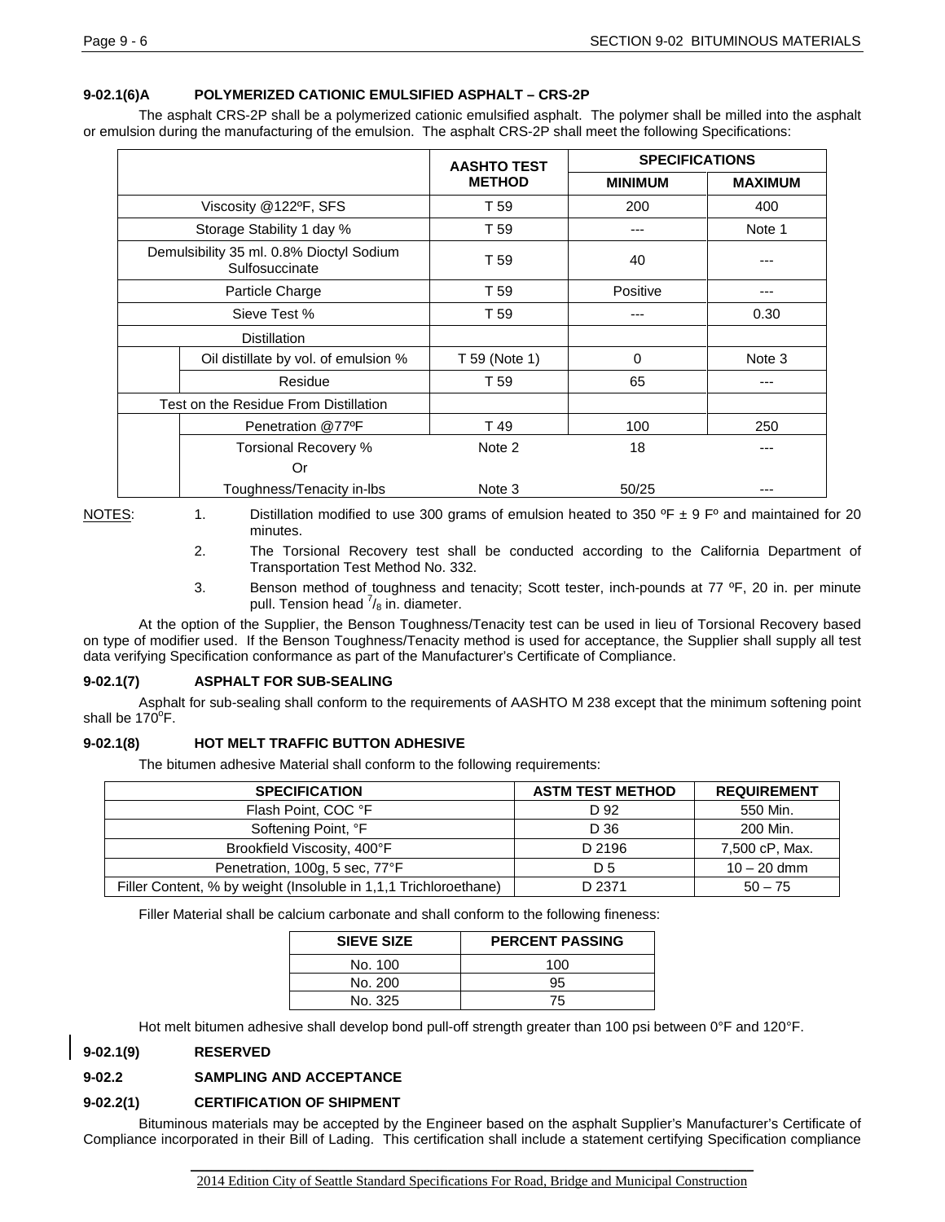### 9-02.1(6)A POLYMERIZED CATIONIC EMULSIFIED ASPHALT – CRS-2P

The asphalt CRS-2P shall be a polymerized cationic emulsified asphalt. The polymer shall be milled into the asphalt or emulsion during the manufacturing of the emulsion. The asphalt CRS-2P shall meet the following Specifications:

| | | AASHTO TEST METHOD | SPECIFICATIONS | |
|---|---|---|---|---|
| | | | MINIMUM | MAXIMUM |
| Viscosity @122ºF, SFS | | T 59 | 200 | 400 |
| Storage Stability 1 day % | | T 59 | --- | Note 1 |
| Demulsibility 35 ml. 0.8% Dioctyl Sodium Sulfosuccinate | | T 59 | 40 | --- |
| Particle Charge | | T 59 | Positive | --- |
| Sieve Test % | | T 59 | --- | 0.30 |
| Distillation | | | | |
| | Oil distillate by vol. of emulsion % | T 59 (Note 1) | 0 | Note 3 |
| | Residue | T 59 | 65 | --- |
| Test on the Residue From Distillation | | | | |
| | Penetration @77ºF | T 49 | 100 | 250 |
| | Torsional Recovery % | Note 2 | 18 | --- |
| | Or | | | |
| | Toughness/Tenacity in-lbs | Note 3 | 50/25 | --- |

NOTES:

1. Distillation modified to use 300 grams of emulsion heated to 350 ºF ± 9 Fº and maintained for 20 minutes.
2. The Torsional Recovery test shall be conducted according to the California Department of Transportation Test Method No. 332.
3. Benson method of toughness and tenacity; Scott tester, inch-pounds at 77 ºF, 20 in. per minute pull. Tension head $^{7}/_{8}$ in. diameter.

At the option of the Supplier, the Benson Toughness/Tenacity test can be used in lieu of Torsional Recovery based on type of modifier used. If the Benson Toughness/Tenacity method is used for acceptance, the Supplier shall supply all test data verifying Specification conformance as part of the Manufacturer's Certificate of Compliance.

### 9-02.1(7) ASPHALT FOR SUB-SEALING

Asphalt for sub-sealing shall conform to the requirements of AASHTO M 238 except that the minimum softening point shall be 170ºF.

### 9-02.1(8) HOT MELT TRAFFIC BUTTON ADHESIVE

The bitumen adhesive Material shall conform to the following requirements:

| SPECIFICATION | ASTM TEST METHOD | REQUIREMENT |
|---|---|---|
| Flash Point, COC °F | D 92 | 550 Min. |
| Softening Point, °F | D 36 | 200 Min. |
| Brookfield Viscosity, 400°F | D 2196 | 7,500 cP, Max. |
| Penetration, 100g, 5 sec, 77°F | D 5 | 10 – 20 dmm |
| Filler Content, % by weight (Insoluble in 1,1,1 Trichloroethane) | D 2371 | 50 – 75 |

Filler Material shall be calcium carbonate and shall conform to the following fineness:

| SIEVE SIZE | PERCENT PASSING |
|---|---|
| No. 100 | 100 |
| No. 200 | 95 |
| No. 325 | 75 |

Hot melt bitumen adhesive shall develop bond pull-off strength greater than 100 psi between 0°F and 120°F.

### 9-02.1(9) RESERVED

## 9-02.2 SAMPLING AND ACCEPTANCE

### 9-02.2(1) CERTIFICATION OF SHIPMENT

Bituminous materials may be accepted by the Engineer based on the asphalt Supplier's Manufacturer's Certificate of Compliance incorporated in their Bill of Lading. This certification shall include a statement certifying Specification compliance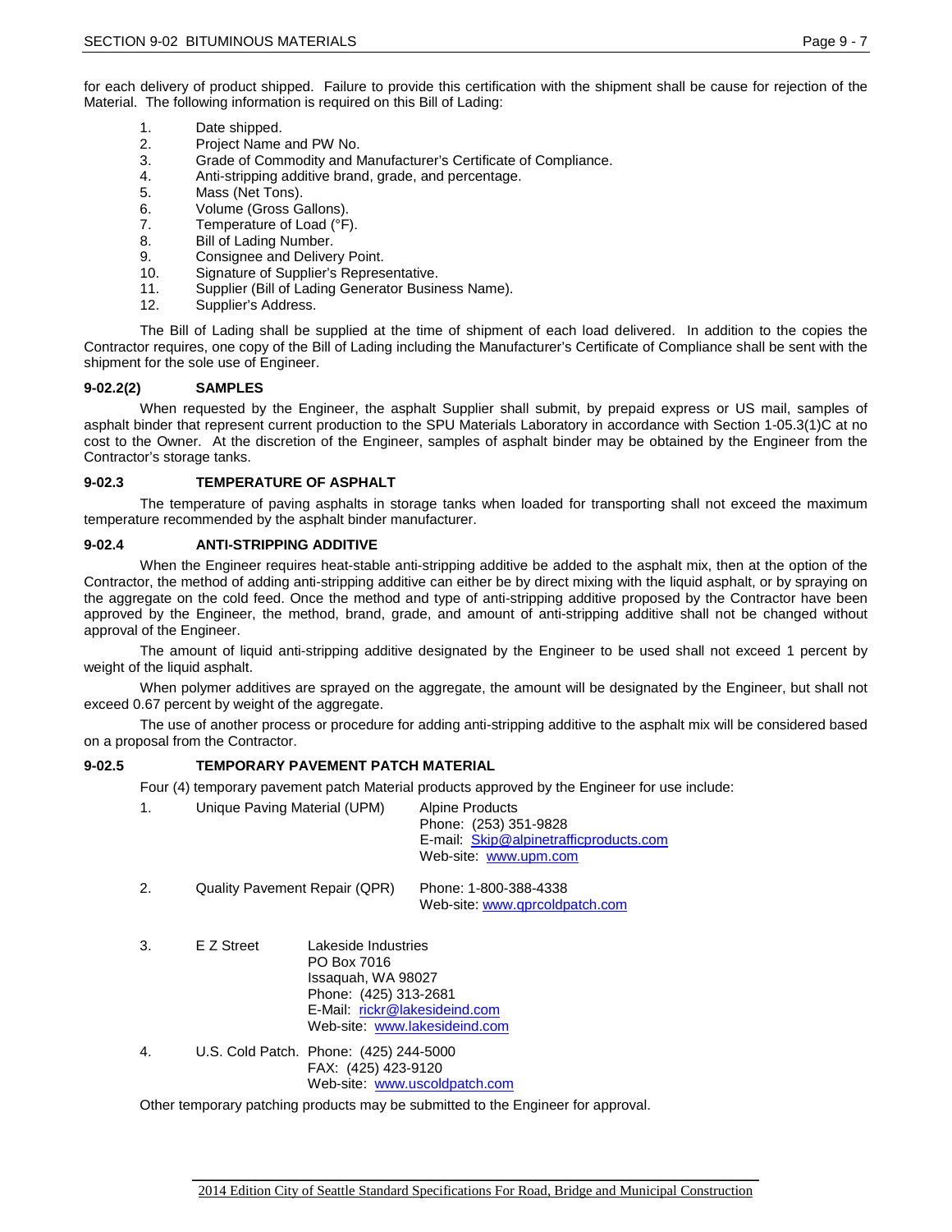for each delivery of product shipped. Failure to provide this certification with the shipment shall be cause for rejection of the Material. The following information is required on this Bill of Lading:

1. Date shipped.
2. Project Name and PW No.
3. Grade of Commodity and Manufacturer's Certificate of Compliance.
4. Anti-stripping additive brand, grade, and percentage.
5. Mass (Net Tons).
6. Volume (Gross Gallons).
7. Temperature of Load (°F).
8. Bill of Lading Number.
9. Consignee and Delivery Point.
10. Signature of Supplier's Representative.
11. Supplier (Bill of Lading Generator Business Name).
12. Supplier's Address.

The Bill of Lading shall be supplied at the time of shipment of each load delivered. In addition to the copies the Contractor requires, one copy of the Bill of Lading including the Manufacturer's Certificate of Compliance shall be sent with the shipment for the sole use of Engineer.

#### 9-02.2(2) SAMPLES

When requested by the Engineer, the asphalt Supplier shall submit, by prepaid express or US mail, samples of asphalt binder that represent current production to the SPU Materials Laboratory in accordance with Section 1-05.3(1)C at no cost to the Owner. At the discretion of the Engineer, samples of asphalt binder may be obtained by the Engineer from the Contractor's storage tanks.

### 9-02.3 TEMPERATURE OF ASPHALT

The temperature of paving asphalts in storage tanks when loaded for transporting shall not exceed the maximum temperature recommended by the asphalt binder manufacturer.

### 9-02.4 ANTI-STRIPPING ADDITIVE

When the Engineer requires heat-stable anti-stripping additive be added to the asphalt mix, then at the option of the Contractor, the method of adding anti-stripping additive can either be by direct mixing with the liquid asphalt, or by spraying on the aggregate on the cold feed. Once the method and type of anti-stripping additive proposed by the Contractor have been approved by the Engineer, the method, brand, grade, and amount of anti-stripping additive shall not be changed without approval of the Engineer.

The amount of liquid anti-stripping additive designated by the Engineer to be used shall not exceed 1 percent by weight of the liquid asphalt.

When polymer additives are sprayed on the aggregate, the amount will be designated by the Engineer, but shall not exceed 0.67 percent by weight of the aggregate.

The use of another process or procedure for adding anti-stripping additive to the asphalt mix will be considered based on a proposal from the Contractor.

### 9-02.5 TEMPORARY PAVEMENT PATCH MATERIAL

Four (4) temporary pavement patch Material products approved by the Engineer for use include:

1. Unique Paving Material (UPM) — Alpine Products
   Phone: (253) 351-9828
   E-mail: Skip@alpinetrafficproducts.com
   Web-site: www.upm.com

2. Quality Pavement Repair (QPR) — Phone: 1-800-388-4338
   Web-site: www.qprcoldpatch.com

3. E Z Street — Lakeside Industries
   PO Box 7016
   Issaquah, WA 98027
   Phone: (425) 313-2681
   E-Mail: rickr@lakesideind.com
   Web-site: www.lakesideind.com

4. U.S. Cold Patch. — Phone: (425) 244-5000
   FAX: (425) 423-9120
   Web-site: www.uscoldpatch.com

Other temporary patching products may be submitted to the Engineer for approval.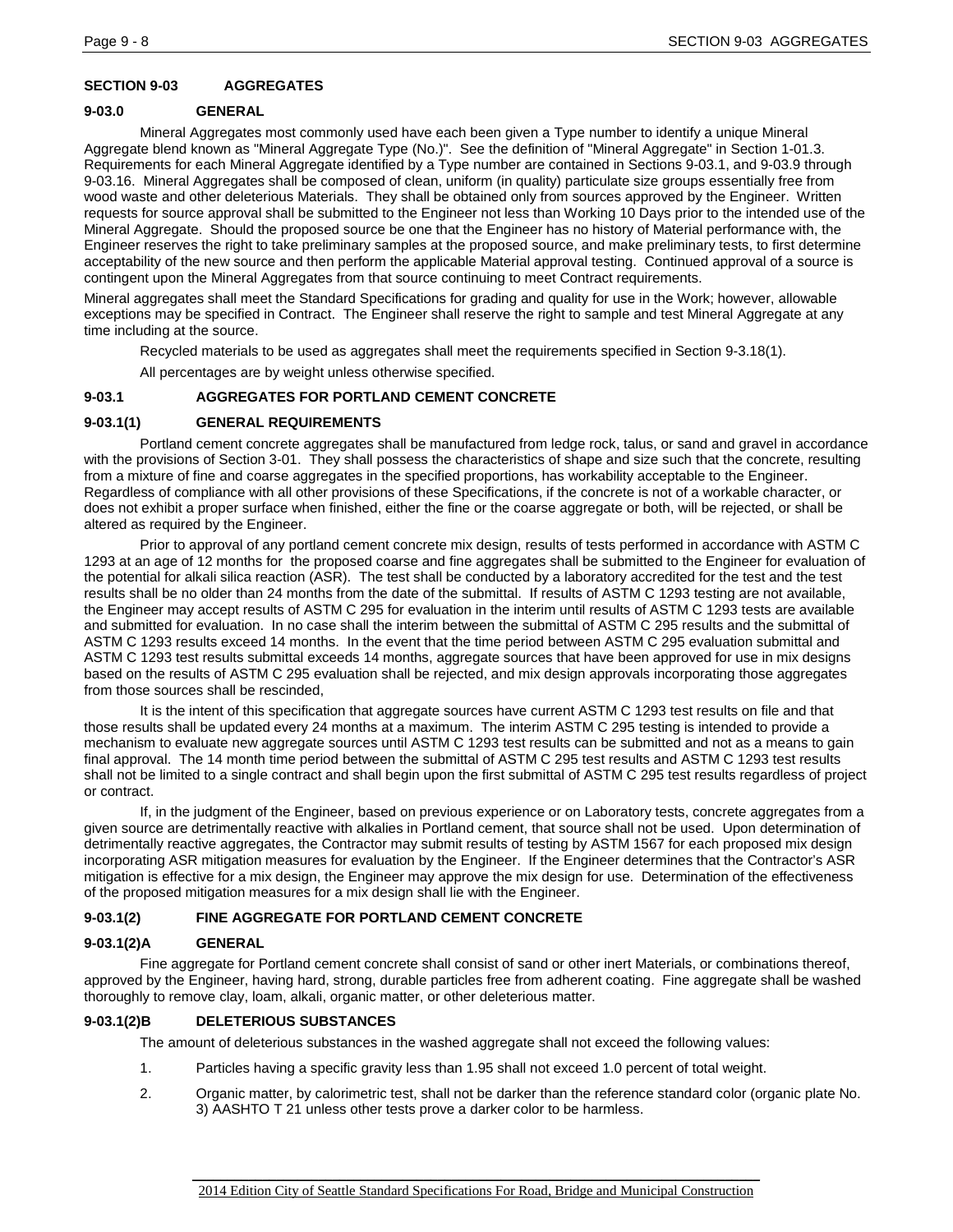## SECTION 9-03 AGGREGATES

### 9-03.0 GENERAL

Mineral Aggregates most commonly used have each been given a Type number to identify a unique Mineral Aggregate blend known as "Mineral Aggregate Type (No.)". See the definition of "Mineral Aggregate" in Section 1-01.3. Requirements for each Mineral Aggregate identified by a Type number are contained in Sections 9-03.1, and 9-03.9 through 9-03.16. Mineral Aggregates shall be composed of clean, uniform (in quality) particulate size groups essentially free from wood waste and other deleterious Materials. They shall be obtained only from sources approved by the Engineer. Written requests for source approval shall be submitted to the Engineer not less than Working 10 Days prior to the intended use of the Mineral Aggregate. Should the proposed source be one that the Engineer has no history of Material performance with, the Engineer reserves the right to take preliminary samples at the proposed source, and make preliminary tests, to first determine acceptability of the new source and then perform the applicable Material approval testing. Continued approval of a source is contingent upon the Mineral Aggregates from that source continuing to meet Contract requirements.

Mineral aggregates shall meet the Standard Specifications for grading and quality for use in the Work; however, allowable exceptions may be specified in Contract. The Engineer shall reserve the right to sample and test Mineral Aggregate at any time including at the source.

Recycled materials to be used as aggregates shall meet the requirements specified in Section 9-3.18(1).

All percentages are by weight unless otherwise specified.

### 9-03.1 AGGREGATES FOR PORTLAND CEMENT CONCRETE

#### 9-03.1(1) GENERAL REQUIREMENTS

Portland cement concrete aggregates shall be manufactured from ledge rock, talus, or sand and gravel in accordance with the provisions of Section 3-01. They shall possess the characteristics of shape and size such that the concrete, resulting from a mixture of fine and coarse aggregates in the specified proportions, has workability acceptable to the Engineer. Regardless of compliance with all other provisions of these Specifications, if the concrete is not of a workable character, or does not exhibit a proper surface when finished, either the fine or the coarse aggregate or both, will be rejected, or shall be altered as required by the Engineer.

Prior to approval of any portland cement concrete mix design, results of tests performed in accordance with ASTM C 1293 at an age of 12 months for the proposed coarse and fine aggregates shall be submitted to the Engineer for evaluation of the potential for alkali silica reaction (ASR). The test shall be conducted by a laboratory accredited for the test and the test results shall be no older than 24 months from the date of the submittal. If results of ASTM C 1293 testing are not available, the Engineer may accept results of ASTM C 295 for evaluation in the interim until results of ASTM C 1293 tests are available and submitted for evaluation. In no case shall the interim between the submittal of ASTM C 295 results and the submittal of ASTM C 1293 results exceed 14 months. In the event that the time period between ASTM C 295 evaluation submittal and ASTM C 1293 test results submittal exceeds 14 months, aggregate sources that have been approved for use in mix designs based on the results of ASTM C 295 evaluation shall be rejected, and mix design approvals incorporating those aggregates from those sources shall be rescinded,

It is the intent of this specification that aggregate sources have current ASTM C 1293 test results on file and that those results shall be updated every 24 months at a maximum. The interim ASTM C 295 testing is intended to provide a mechanism to evaluate new aggregate sources until ASTM C 1293 test results can be submitted and not as a means to gain final approval. The 14 month time period between the submittal of ASTM C 295 test results and ASTM C 1293 test results shall not be limited to a single contract and shall begin upon the first submittal of ASTM C 295 test results regardless of project or contract.

If, in the judgment of the Engineer, based on previous experience or on Laboratory tests, concrete aggregates from a given source are detrimentally reactive with alkalies in Portland cement, that source shall not be used. Upon determination of detrimentally reactive aggregates, the Contractor may submit results of testing by ASTM 1567 for each proposed mix design incorporating ASR mitigation measures for evaluation by the Engineer. If the Engineer determines that the Contractor's ASR mitigation is effective for a mix design, the Engineer may approve the mix design for use. Determination of the effectiveness of the proposed mitigation measures for a mix design shall lie with the Engineer.

#### 9-03.1(2) FINE AGGREGATE FOR PORTLAND CEMENT CONCRETE

##### 9-03.1(2)A GENERAL

Fine aggregate for Portland cement concrete shall consist of sand or other inert Materials, or combinations thereof, approved by the Engineer, having hard, strong, durable particles free from adherent coating. Fine aggregate shall be washed thoroughly to remove clay, loam, alkali, organic matter, or other deleterious matter.

##### 9-03.1(2)B DELETERIOUS SUBSTANCES

The amount of deleterious substances in the washed aggregate shall not exceed the following values:

1. Particles having a specific gravity less than 1.95 shall not exceed 1.0 percent of total weight.
2. Organic matter, by calorimetric test, shall not be darker than the reference standard color (organic plate No. 3) AASHTO T 21 unless other tests prove a darker color to be harmless.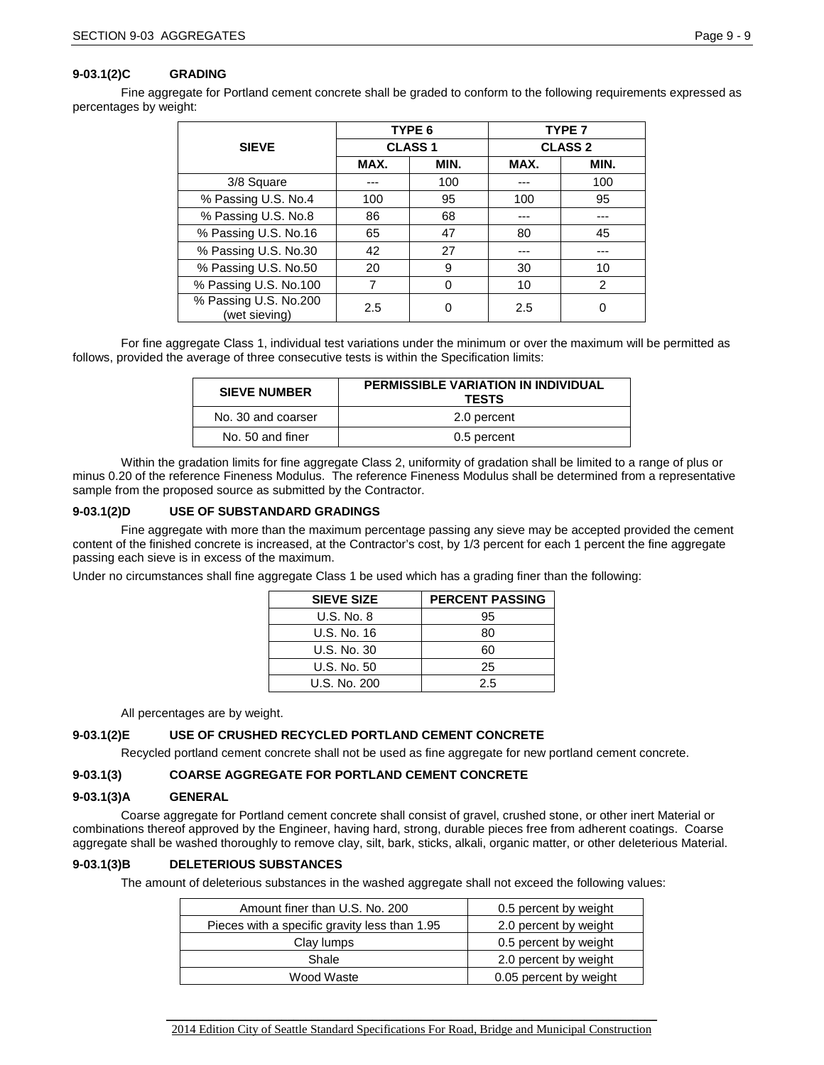#### 9-03.1(2)C GRADING

Fine aggregate for Portland cement concrete shall be graded to conform to the following requirements expressed as percentages by weight:

| SIEVE | TYPE 6 CLASS 1 | | TYPE 7 CLASS 2 | |
|---|---|---|---|---|
| | MAX. | MIN. | MAX. | MIN. |
| 3/8 Square | --- | 100 | --- | 100 |
| % Passing U.S. No.4 | 100 | 95 | 100 | 95 |
| % Passing U.S. No.8 | 86 | 68 | --- | --- |
| % Passing U.S. No.16 | 65 | 47 | 80 | 45 |
| % Passing U.S. No.30 | 42 | 27 | --- | --- |
| % Passing U.S. No.50 | 20 | 9 | 30 | 10 |
| % Passing U.S. No.100 | 7 | 0 | 10 | 2 |
| % Passing U.S. No.200 (wet sieving) | 2.5 | 0 | 2.5 | 0 |

For fine aggregate Class 1, individual test variations under the minimum or over the maximum will be permitted as follows, provided the average of three consecutive tests is within the Specification limits:

| SIEVE NUMBER | PERMISSIBLE VARIATION IN INDIVIDUAL TESTS |
|---|---|
| No. 30 and coarser | 2.0 percent |
| No. 50 and finer | 0.5 percent |

Within the gradation limits for fine aggregate Class 2, uniformity of gradation shall be limited to a range of plus or minus 0.20 of the reference Fineness Modulus. The reference Fineness Modulus shall be determined from a representative sample from the proposed source as submitted by the Contractor.

#### 9-03.1(2)D USE OF SUBSTANDARD GRADINGS

Fine aggregate with more than the maximum percentage passing any sieve may be accepted provided the cement content of the finished concrete is increased, at the Contractor's cost, by 1/3 percent for each 1 percent the fine aggregate passing each sieve is in excess of the maximum.

Under no circumstances shall fine aggregate Class 1 be used which has a grading finer than the following:

| SIEVE SIZE | PERCENT PASSING |
|---|---|
| U.S. No. 8 | 95 |
| U.S. No. 16 | 80 |
| U.S. No. 30 | 60 |
| U.S. No. 50 | 25 |
| U.S. No. 200 | 2.5 |

All percentages are by weight.

#### 9-03.1(2)E USE OF CRUSHED RECYCLED PORTLAND CEMENT CONCRETE

Recycled portland cement concrete shall not be used as fine aggregate for new portland cement concrete.

### 9-03.1(3) COARSE AGGREGATE FOR PORTLAND CEMENT CONCRETE

#### 9-03.1(3)A GENERAL

Coarse aggregate for Portland cement concrete shall consist of gravel, crushed stone, or other inert Material or combinations thereof approved by the Engineer, having hard, strong, durable pieces free from adherent coatings. Coarse aggregate shall be washed thoroughly to remove clay, silt, bark, sticks, alkali, organic matter, or other deleterious Material.

#### 9-03.1(3)B DELETERIOUS SUBSTANCES

The amount of deleterious substances in the washed aggregate shall not exceed the following values:

| | |
|---|---|
| Amount finer than U.S. No. 200 | 0.5 percent by weight |
| Pieces with a specific gravity less than 1.95 | 2.0 percent by weight |
| Clay lumps | 0.5 percent by weight |
| Shale | 2.0 percent by weight |
| Wood Waste | 0.05 percent by weight |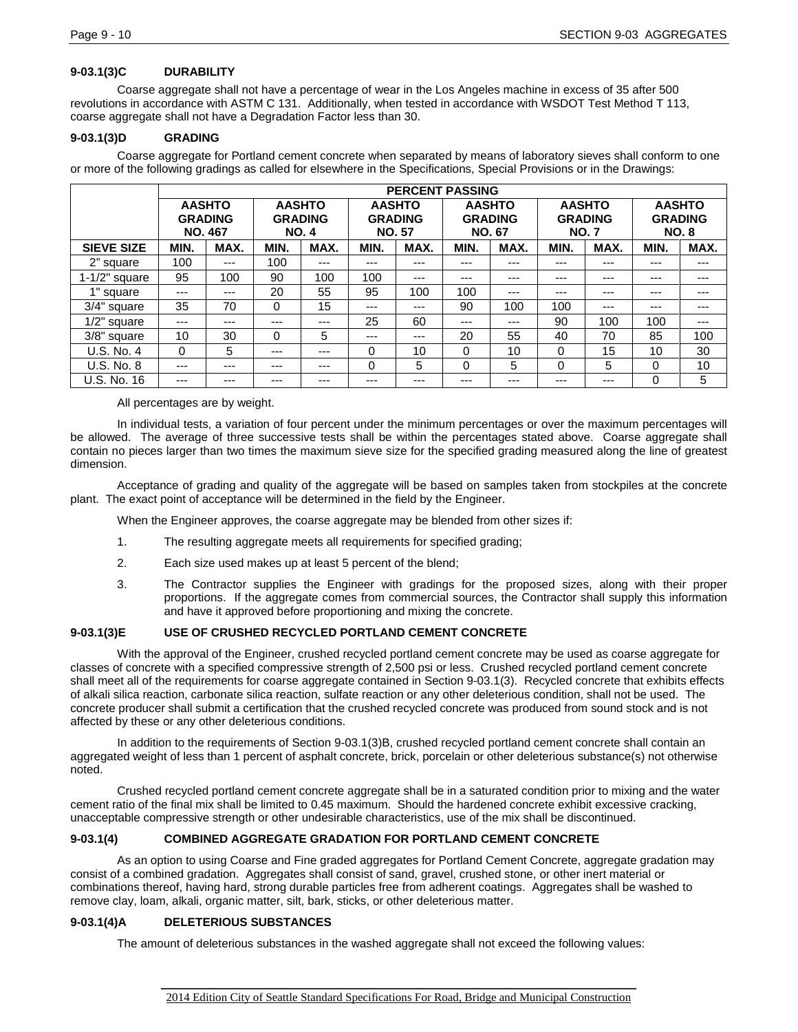#### 9-03.1(3)C DURABILITY

Coarse aggregate shall not have a percentage of wear in the Los Angeles machine in excess of 35 after 500 revolutions in accordance with ASTM C 131. Additionally, when tested in accordance with WSDOT Test Method T 113, coarse aggregate shall not have a Degradation Factor less than 30.

#### 9-03.1(3)D GRADING

Coarse aggregate for Portland cement concrete when separated by means of laboratory sieves shall conform to one or more of the following gradings as called for elsewhere in the Specifications, Special Provisions or in the Drawings:

| | PERCENT PASSING | | | | | | | | | | | |
|---|---|---|---|---|---|---|---|---|---|---|---|---|
| | AASHTO GRADING NO. 467 | | AASHTO GRADING NO. 4 | | AASHTO GRADING NO. 57 | | AASHTO GRADING NO. 67 | | AASHTO GRADING NO. 7 | | AASHTO GRADING NO. 8 | |
| SIEVE SIZE | MIN. | MAX. | MIN. | MAX. | MIN. | MAX. | MIN. | MAX. | MIN. | MAX. | MIN. | MAX. |
| 2" square | 100 | --- | 100 | --- | --- | --- | --- | --- | --- | --- | --- | --- |
| 1-1/2" square | 95 | 100 | 90 | 100 | 100 | --- | --- | --- | --- | --- | --- | --- |
| 1" square | --- | --- | 20 | 55 | 95 | 100 | 100 | --- | --- | --- | --- | --- |
| 3/4" square | 35 | 70 | 0 | 15 | --- | --- | 90 | 100 | 100 | --- | --- | --- |
| 1/2" square | --- | --- | --- | --- | 25 | 60 | --- | --- | 90 | 100 | 100 | --- |
| 3/8" square | 10 | 30 | 0 | 5 | --- | --- | 20 | 55 | 40 | 70 | 85 | 100 |
| U.S. No. 4 | 0 | 5 | --- | --- | 0 | 10 | 0 | 10 | 0 | 15 | 10 | 30 |
| U.S. No. 8 | --- | --- | --- | --- | 0 | 5 | 0 | 5 | 0 | 5 | 0 | 10 |
| U.S. No. 16 | --- | --- | --- | --- | --- | --- | --- | --- | --- | --- | 0 | 5 |

All percentages are by weight.

In individual tests, a variation of four percent under the minimum percentages or over the maximum percentages will be allowed. The average of three successive tests shall be within the percentages stated above. Coarse aggregate shall contain no pieces larger than two times the maximum sieve size for the specified grading measured along the line of greatest dimension.

Acceptance of grading and quality of the aggregate will be based on samples taken from stockpiles at the concrete plant. The exact point of acceptance will be determined in the field by the Engineer.

When the Engineer approves, the coarse aggregate may be blended from other sizes if:

1. The resulting aggregate meets all requirements for specified grading;
2. Each size used makes up at least 5 percent of the blend;
3. The Contractor supplies the Engineer with gradings for the proposed sizes, along with their proper proportions. If the aggregate comes from commercial sources, the Contractor shall supply this information and have it approved before proportioning and mixing the concrete.

#### 9-03.1(3)E USE OF CRUSHED RECYCLED PORTLAND CEMENT CONCRETE

With the approval of the Engineer, crushed recycled portland cement concrete may be used as coarse aggregate for classes of concrete with a specified compressive strength of 2,500 psi or less. Crushed recycled portland cement concrete shall meet all of the requirements for coarse aggregate contained in Section 9-03.1(3). Recycled concrete that exhibits effects of alkali silica reaction, carbonate silica reaction, sulfate reaction or any other deleterious condition, shall not be used. The concrete producer shall submit a certification that the crushed recycled concrete was produced from sound stock and is not affected by these or any other deleterious conditions.

In addition to the requirements of Section 9-03.1(3)B, crushed recycled portland cement concrete shall contain an aggregated weight of less than 1 percent of asphalt concrete, brick, porcelain or other deleterious substance(s) not otherwise noted.

Crushed recycled portland cement concrete aggregate shall be in a saturated condition prior to mixing and the water cement ratio of the final mix shall be limited to 0.45 maximum. Should the hardened concrete exhibit excessive cracking, unacceptable compressive strength or other undesirable characteristics, use of the mix shall be discontinued.

### 9-03.1(4) COMBINED AGGREGATE GRADATION FOR PORTLAND CEMENT CONCRETE

As an option to using Coarse and Fine graded aggregates for Portland Cement Concrete, aggregate gradation may consist of a combined gradation. Aggregates shall consist of sand, gravel, crushed stone, or other inert material or combinations thereof, having hard, strong durable particles free from adherent coatings. Aggregates shall be washed to remove clay, loam, alkali, organic matter, silt, bark, sticks, or other deleterious matter.

#### 9-03.1(4)A DELETERIOUS SUBSTANCES

The amount of deleterious substances in the washed aggregate shall not exceed the following values: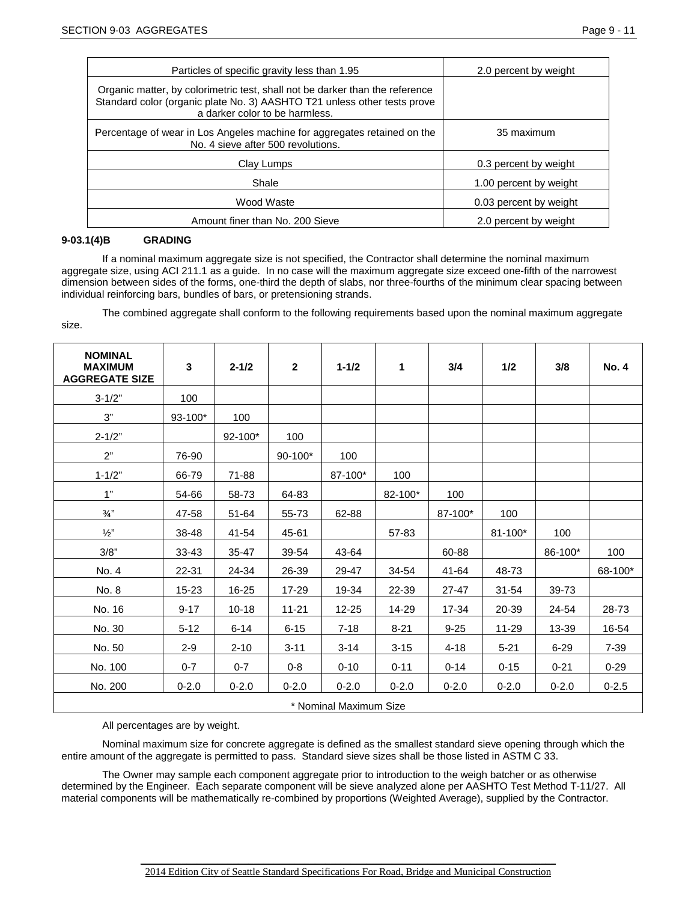| Particles of specific gravity less than 1.95 | 2.0 percent by weight |
|---|---|
| Organic matter, by colorimetric test, shall not be darker than the reference Standard color (organic plate No. 3) AASHTO T21 unless other tests prove a darker color to be harmless. | |
| Percentage of wear in Los Angeles machine for aggregates retained on the No. 4 sieve after 500 revolutions. | 35 maximum |
| Clay Lumps | 0.3 percent by weight |
| Shale | 1.00 percent by weight |
| Wood Waste | 0.03 percent by weight |
| Amount finer than No. 200 Sieve | 2.0 percent by weight |

#### 9-03.1(4)B GRADING

If a nominal maximum aggregate size is not specified, the Contractor shall determine the nominal maximum aggregate size, using ACI 211.1 as a guide. In no case will the maximum aggregate size exceed one-fifth of the narrowest dimension between sides of the forms, one-third the depth of slabs, nor three-fourths of the minimum clear spacing between individual reinforcing bars, bundles of bars, or pretensioning strands.

The combined aggregate shall conform to the following requirements based upon the nominal maximum aggregate size.

| NOMINAL MAXIMUM AGGREGATE SIZE | 3 | 2-1/2 | 2 | 1-1/2 | 1 | 3/4 | 1/2 | 3/8 | No. 4 |
|---|---|---|---|---|---|---|---|---|---|
| 3-1/2" | 100 | | | | | | | | |
| 3" | 93-100* | 100 | | | | | | | |
| 2-1/2" | | 92-100* | 100 | | | | | | |
| 2" | 76-90 | | 90-100* | 100 | | | | | |
| 1-1/2" | 66-79 | 71-88 | | 87-100* | 100 | | | | |
| 1" | 54-66 | 58-73 | 64-83 | | 82-100* | 100 | | | |
| ¾" | 47-58 | 51-64 | 55-73 | 62-88 | | 87-100* | 100 | | |
| ½" | 38-48 | 41-54 | 45-61 | | 57-83 | | 81-100* | 100 | |
| 3/8" | 33-43 | 35-47 | 39-54 | 43-64 | | 60-88 | | 86-100* | 100 |
| No. 4 | 22-31 | 24-34 | 26-39 | 29-47 | 34-54 | 41-64 | 48-73 | | 68-100* |
| No. 8 | 15-23 | 16-25 | 17-29 | 19-34 | 22-39 | 27-47 | 31-54 | 39-73 | |
| No. 16 | 9-17 | 10-18 | 11-21 | 12-25 | 14-29 | 17-34 | 20-39 | 24-54 | 28-73 |
| No. 30 | 5-12 | 6-14 | 6-15 | 7-18 | 8-21 | 9-25 | 11-29 | 13-39 | 16-54 |
| No. 50 | 2-9 | 2-10 | 3-11 | 3-14 | 3-15 | 4-18 | 5-21 | 6-29 | 7-39 |
| No. 100 | 0-7 | 0-7 | 0-8 | 0-10 | 0-11 | 0-14 | 0-15 | 0-21 | 0-29 |
| No. 200 | 0-2.0 | 0-2.0 | 0-2.0 | 0-2.0 | 0-2.0 | 0-2.0 | 0-2.0 | 0-2.0 | 0-2.5 |
| * Nominal Maximum Size | | | | | | | | | |

All percentages are by weight.

Nominal maximum size for concrete aggregate is defined as the smallest standard sieve opening through which the entire amount of the aggregate is permitted to pass. Standard sieve sizes shall be those listed in ASTM C 33.

The Owner may sample each component aggregate prior to introduction to the weigh batcher or as otherwise determined by the Engineer. Each separate component will be sieve analyzed alone per AASHTO Test Method T-11/27. All material components will be mathematically re-combined by proportions (Weighted Average), supplied by the Contractor.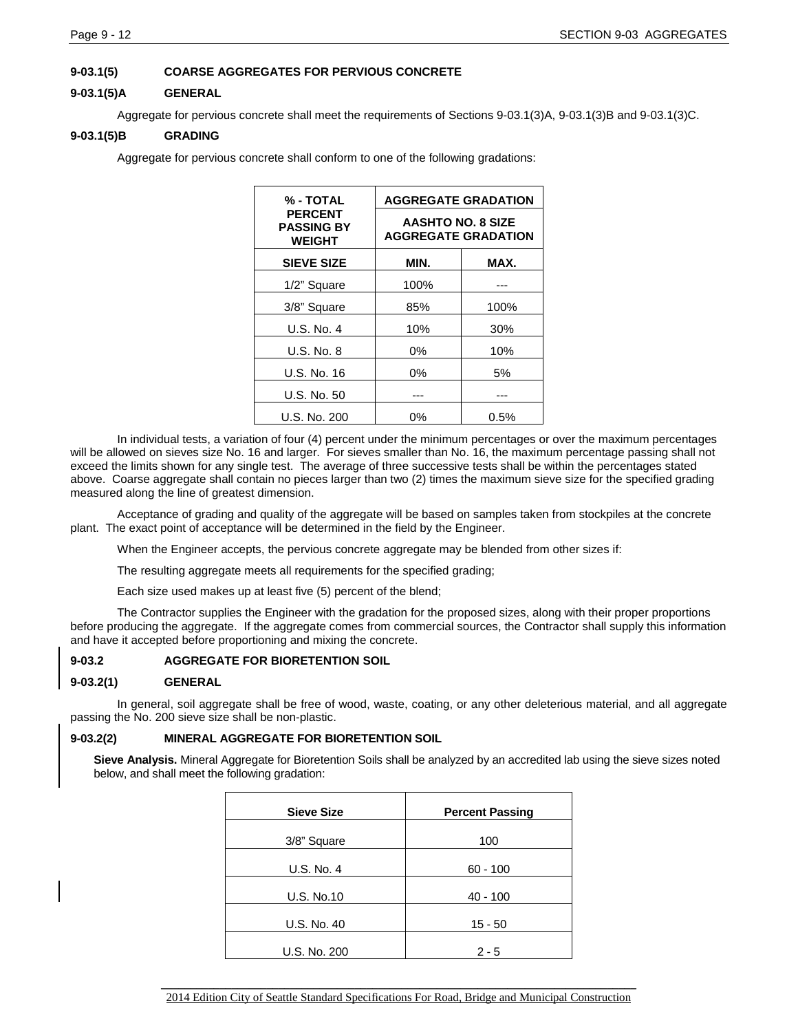### 9-03.1(5) COARSE AGGREGATES FOR PERVIOUS CONCRETE

#### 9-03.1(5)A GENERAL

Aggregate for pervious concrete shall meet the requirements of Sections 9-03.1(3)A, 9-03.1(3)B and 9-03.1(3)C.

#### 9-03.1(5)B GRADING

Aggregate for pervious concrete shall conform to one of the following gradations:

| % - TOTAL PERCENT PASSING BY WEIGHT | AGGREGATE GRADATION | |
|---|---|---|
| | AASHTO NO. 8 SIZE AGGREGATE GRADATION | |
| SIEVE SIZE | MIN. | MAX. |
| 1/2" Square | 100% | --- |
| 3/8" Square | 85% | 100% |
| U.S. No. 4 | 10% | 30% |
| U.S. No. 8 | 0% | 10% |
| U.S. No. 16 | 0% | 5% |
| U.S. No. 50 | --- | --- |
| U.S. No. 200 | 0% | 0.5% |

In individual tests, a variation of four (4) percent under the minimum percentages or over the maximum percentages will be allowed on sieves size No. 16 and larger. For sieves smaller than No. 16, the maximum percentage passing shall not exceed the limits shown for any single test. The average of three successive tests shall be within the percentages stated above. Coarse aggregate shall contain no pieces larger than two (2) times the maximum sieve size for the specified grading measured along the line of greatest dimension.

Acceptance of grading and quality of the aggregate will be based on samples taken from stockpiles at the concrete plant. The exact point of acceptance will be determined in the field by the Engineer.

When the Engineer accepts, the pervious concrete aggregate may be blended from other sizes if:

The resulting aggregate meets all requirements for the specified grading;

Each size used makes up at least five (5) percent of the blend;

The Contractor supplies the Engineer with the gradation for the proposed sizes, along with their proper proportions before producing the aggregate. If the aggregate comes from commercial sources, the Contractor shall supply this information and have it accepted before proportioning and mixing the concrete.

### 9-03.2 AGGREGATE FOR BIORETENTION SOIL

#### 9-03.2(1) GENERAL

In general, soil aggregate shall be free of wood, waste, coating, or any other deleterious material, and all aggregate passing the No. 200 sieve size shall be non-plastic.

#### 9-03.2(2) MINERAL AGGREGATE FOR BIORETENTION SOIL

**Sieve Analysis.** Mineral Aggregate for Bioretention Soils shall be analyzed by an accredited lab using the sieve sizes noted below, and shall meet the following gradation:

| Sieve Size | Percent Passing |
|---|---|
| 3/8" Square | 100 |
| U.S. No. 4 | 60 - 100 |
| U.S. No.10 | 40 - 100 |
| U.S. No. 40 | 15 - 50 |
| U.S. No. 200 | 2 - 5 |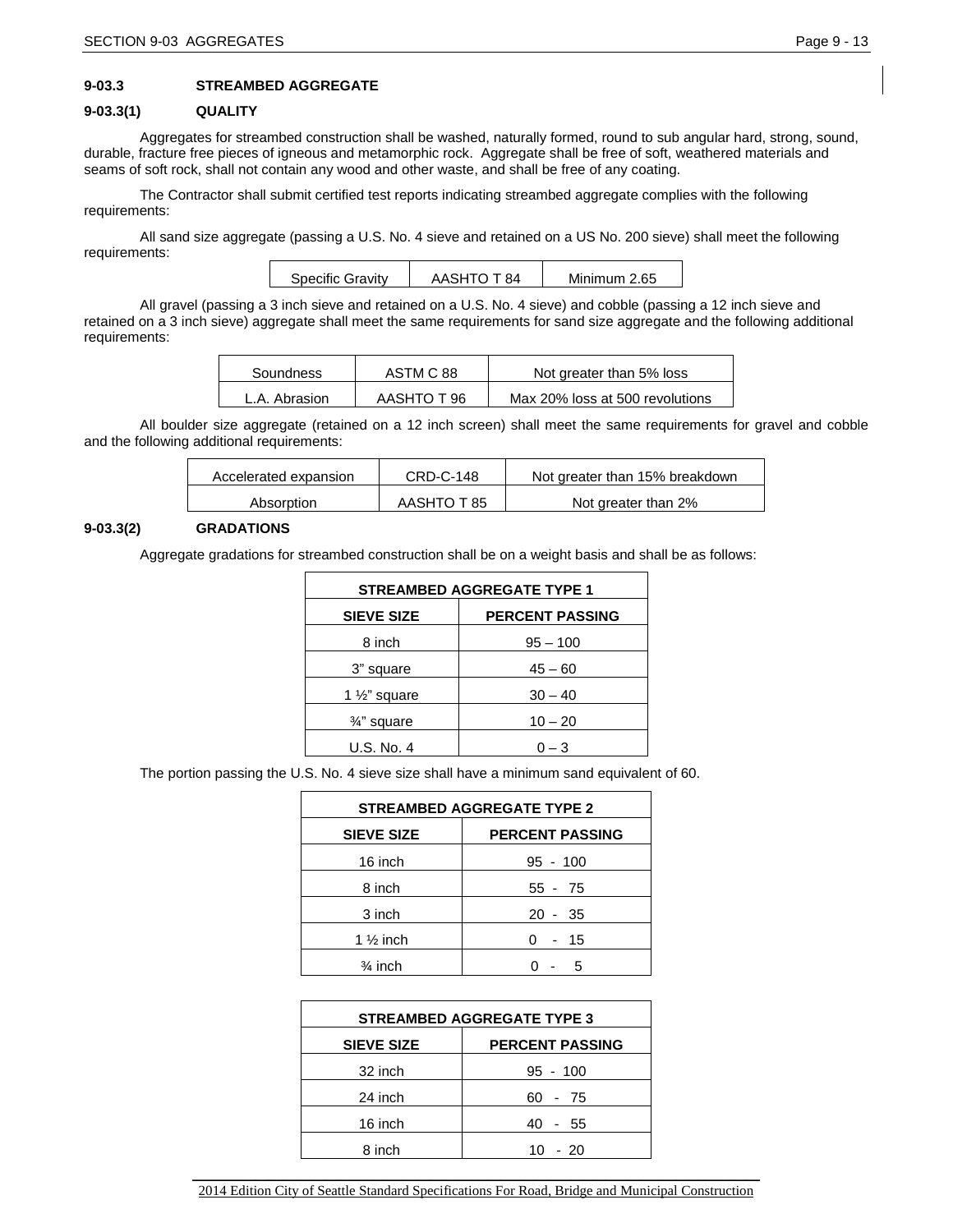### 9-03.3 STREAMBED AGGREGATE

#### 9-03.3(1) QUALITY

Aggregates for streambed construction shall be washed, naturally formed, round to sub angular hard, strong, sound, durable, fracture free pieces of igneous and metamorphic rock. Aggregate shall be free of soft, weathered materials and seams of soft rock, shall not contain any wood and other waste, and shall be free of any coating.

The Contractor shall submit certified test reports indicating streambed aggregate complies with the following requirements:

All sand size aggregate (passing a U.S. No. 4 sieve and retained on a US No. 200 sieve) shall meet the following requirements:

| Specific Gravity | AASHTO T 84 | Minimum 2.65 |
|---|---|---|

All gravel (passing a 3 inch sieve and retained on a U.S. No. 4 sieve) and cobble (passing a 12 inch sieve and retained on a 3 inch sieve) aggregate shall meet the same requirements for sand size aggregate and the following additional requirements:

| Soundness | ASTM C 88 | Not greater than 5% loss |
|---|---|---|
| L.A. Abrasion | AASHTO T 96 | Max 20% loss at 500 revolutions |

All boulder size aggregate (retained on a 12 inch screen) shall meet the same requirements for gravel and cobble and the following additional requirements:

| Accelerated expansion | CRD-C-148 | Not greater than 15% breakdown |
|---|---|---|
| Absorption | AASHTO T 85 | Not greater than 2% |

#### 9-03.3(2) GRADATIONS

Aggregate gradations for streambed construction shall be on a weight basis and shall be as follows:

| STREAMBED AGGREGATE TYPE 1 | |
|---|---|
| **SIEVE SIZE** | **PERCENT PASSING** |
| 8 inch | 95 – 100 |
| 3" square | 45 – 60 |
| 1 ½" square | 30 – 40 |
| ¾" square | 10 – 20 |
| U.S. No. 4 | 0 – 3 |

The portion passing the U.S. No. 4 sieve size shall have a minimum sand equivalent of 60.

| STREAMBED AGGREGATE TYPE 2 | |
|---|---|
| **SIEVE SIZE** | **PERCENT PASSING** |
| 16 inch | 95 - 100 |
| 8 inch | 55 - 75 |
| 3 inch | 20 - 35 |
| 1 ½ inch | 0 - 15 |
| ¾ inch | 0 - 5 |

| STREAMBED AGGREGATE TYPE 3 | |
|---|---|
| **SIEVE SIZE** | **PERCENT PASSING** |
| 32 inch | 95 - 100 |
| 24 inch | 60 - 75 |
| 16 inch | 40 - 55 |
| 8 inch | 10 - 20 |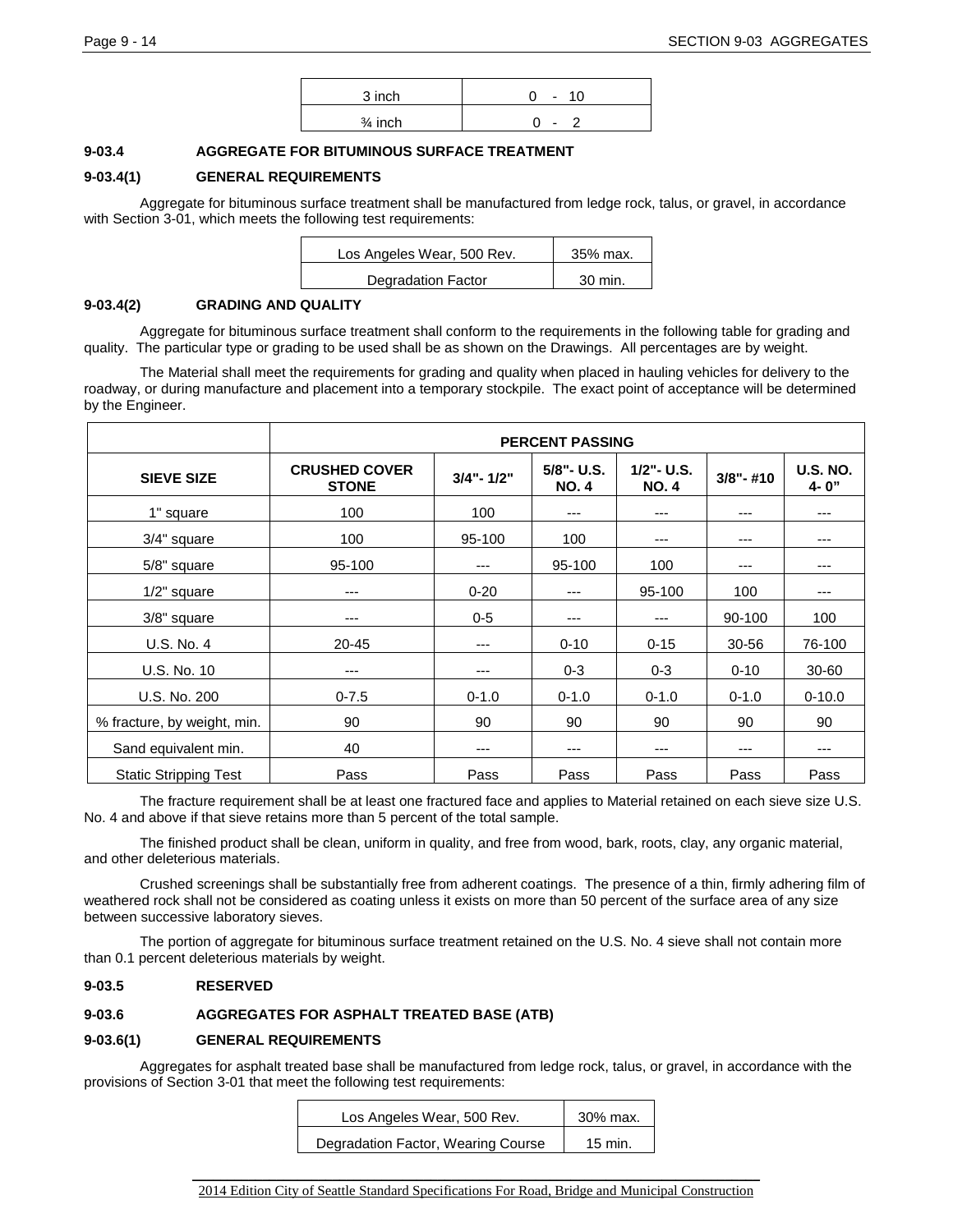| 3 inch | 0 - 10 |
|---|---|
| ¾ inch | 0 - 2 |

### 9-03.4 AGGREGATE FOR BITUMINOUS SURFACE TREATMENT

### 9-03.4(1) GENERAL REQUIREMENTS

Aggregate for bituminous surface treatment shall be manufactured from ledge rock, talus, or gravel, in accordance with Section 3-01, which meets the following test requirements:

| Los Angeles Wear, 500 Rev. | 35% max. |
|---|---|
| Degradation Factor | 30 min. |

### 9-03.4(2) GRADING AND QUALITY

Aggregate for bituminous surface treatment shall conform to the requirements in the following table for grading and quality. The particular type or grading to be used shall be as shown on the Drawings. All percentages are by weight.

The Material shall meet the requirements for grading and quality when placed in hauling vehicles for delivery to the roadway, or during manufacture and placement into a temporary stockpile. The exact point of acceptance will be determined by the Engineer.

| | **PERCENT PASSING** | | | | | |
|---|---|---|---|---|---|---|
| **SIEVE SIZE** | **CRUSHED COVER STONE** | **3/4"- 1/2"** | **5/8"- U.S. NO. 4** | **1/2"- U.S. NO. 4** | **3/8"- #10** | **U.S. NO. 4- 0"** |
| 1" square | 100 | 100 | --- | --- | --- | --- |
| 3/4" square | 100 | 95-100 | 100 | --- | --- | --- |
| 5/8" square | 95-100 | --- | 95-100 | 100 | --- | --- |
| 1/2" square | --- | 0-20 | --- | 95-100 | 100 | --- |
| 3/8" square | --- | 0-5 | --- | --- | 90-100 | 100 |
| U.S. No. 4 | 20-45 | --- | 0-10 | 0-15 | 30-56 | 76-100 |
| U.S. No. 10 | --- | --- | 0-3 | 0-3 | 0-10 | 30-60 |
| U.S. No. 200 | 0-7.5 | 0-1.0 | 0-1.0 | 0-1.0 | 0-1.0 | 0-10.0 |
| % fracture, by weight, min. | 90 | 90 | 90 | 90 | 90 | 90 |
| Sand equivalent min. | 40 | --- | --- | --- | --- | --- |
| Static Stripping Test | Pass | Pass | Pass | Pass | Pass | Pass |

The fracture requirement shall be at least one fractured face and applies to Material retained on each sieve size U.S. No. 4 and above if that sieve retains more than 5 percent of the total sample.

The finished product shall be clean, uniform in quality, and free from wood, bark, roots, clay, any organic material, and other deleterious materials.

Crushed screenings shall be substantially free from adherent coatings. The presence of a thin, firmly adhering film of weathered rock shall not be considered as coating unless it exists on more than 50 percent of the surface area of any size between successive laboratory sieves.

The portion of aggregate for bituminous surface treatment retained on the U.S. No. 4 sieve shall not contain more than 0.1 percent deleterious materials by weight.

### 9-03.5 RESERVED

### 9-03.6 AGGREGATES FOR ASPHALT TREATED BASE (ATB)

### 9-03.6(1) GENERAL REQUIREMENTS

Aggregates for asphalt treated base shall be manufactured from ledge rock, talus, or gravel, in accordance with the provisions of Section 3-01 that meet the following test requirements:

| Los Angeles Wear, 500 Rev. | 30% max. |
|---|---|
| Degradation Factor, Wearing Course | 15 min. |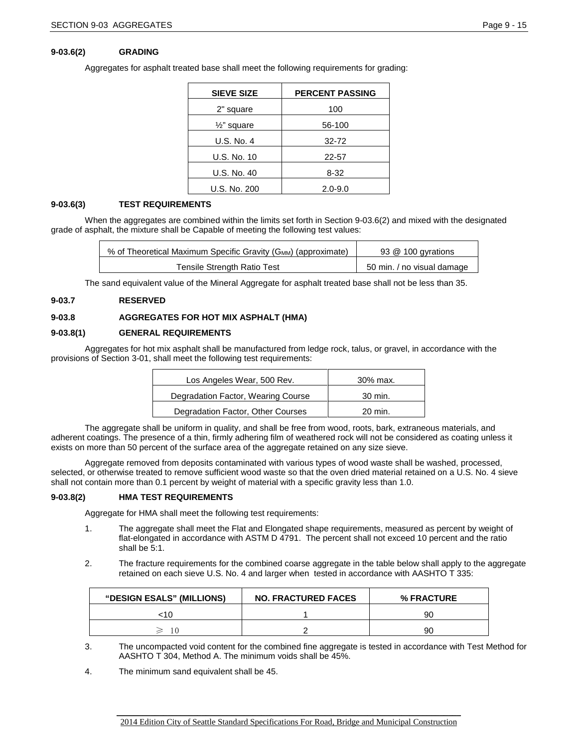### 9-03.6(2) GRADING

Aggregates for asphalt treated base shall meet the following requirements for grading:

| SIEVE SIZE | PERCENT PASSING |
|---|---|
| 2" square | 100 |
| ½" square | 56-100 |
| U.S. No. 4 | 32-72 |
| U.S. No. 10 | 22-57 |
| U.S. No. 40 | 8-32 |
| U.S. No. 200 | 2.0-9.0 |

### 9-03.6(3) TEST REQUIREMENTS

When the aggregates are combined within the limits set forth in Section 9-03.6(2) and mixed with the designated grade of asphalt, the mixture shall be Capable of meeting the following test values:

| | |
|---|---|
| % of Theoretical Maximum Specific Gravity ($G_{MM}$) (approximate) | 93 @ 100 gyrations |
| Tensile Strength Ratio Test | 50 min. / no visual damage |

The sand equivalent value of the Mineral Aggregate for asphalt treated base shall not be less than 35.

### 9-03.7 RESERVED

### 9-03.8 AGGREGATES FOR HOT MIX ASPHALT (HMA)

### 9-03.8(1) GENERAL REQUIREMENTS

Aggregates for hot mix asphalt shall be manufactured from ledge rock, talus, or gravel, in accordance with the provisions of Section 3-01, shall meet the following test requirements:

| | |
|---|---|
| Los Angeles Wear, 500 Rev. | 30% max. |
| Degradation Factor, Wearing Course | 30 min. |
| Degradation Factor, Other Courses | 20 min. |

The aggregate shall be uniform in quality, and shall be free from wood, roots, bark, extraneous materials, and adherent coatings. The presence of a thin, firmly adhering film of weathered rock will not be considered as coating unless it exists on more than 50 percent of the surface area of the aggregate retained on any size sieve.

Aggregate removed from deposits contaminated with various types of wood waste shall be washed, processed, selected, or otherwise treated to remove sufficient wood waste so that the oven dried material retained on a U.S. No. 4 sieve shall not contain more than 0.1 percent by weight of material with a specific gravity less than 1.0.

### 9-03.8(2) HMA TEST REQUIREMENTS

Aggregate for HMA shall meet the following test requirements:

1. The aggregate shall meet the Flat and Elongated shape requirements, measured as percent by weight of flat-elongated in accordance with ASTM D 4791. The percent shall not exceed 10 percent and the ratio shall be 5:1.

2. The fracture requirements for the combined coarse aggregate in the table below shall apply to the aggregate retained on each sieve U.S. No. 4 and larger when tested in accordance with AASHTO T 335:

| "DESIGN ESALS" (MILLIONS) | NO. FRACTURED FACES | % FRACTURE |
|---|---|---|
| <10 | 1 | 90 |
| ≥ 10 | 2 | 90 |

3. The uncompacted void content for the combined fine aggregate is tested in accordance with Test Method for AASHTO T 304, Method A. The minimum voids shall be 45%.

4. The minimum sand equivalent shall be 45.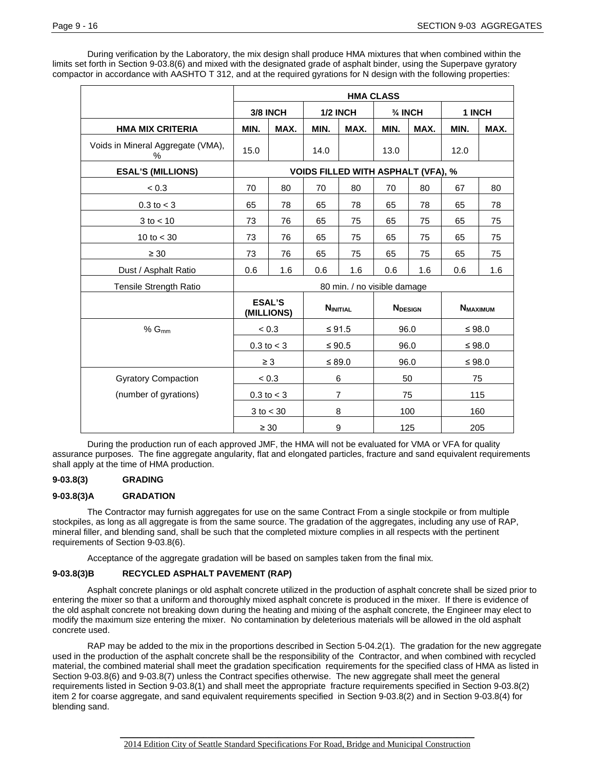During verification by the Laboratory, the mix design shall produce HMA mixtures that when combined within the limits set forth in Section 9-03.8(6) and mixed with the designated grade of asphalt binder, using the Superpave gyratory compactor in accordance with AASHTO T 312, and at the required gyrations for N design with the following properties:

| | HMA CLASS | | | | | | | |
|---|---|---|---|---|---|---|---|---|
| | 3/8 INCH | | 1/2 INCH | | ¾ INCH | | 1 INCH | |
| **HMA MIX CRITERIA** | **MIN.** | **MAX.** | **MIN.** | **MAX.** | **MIN.** | **MAX.** | **MIN.** | **MAX.** |
| Voids in Mineral Aggregate (VMA), % | 15.0 | | 14.0 | | 13.0 | | 12.0 | |
| **ESAL'S (MILLIONS)** | **VOIDS FILLED WITH ASPHALT (VFA), %** | | | | | | | |
| < 0.3 | 70 | 80 | 70 | 80 | 70 | 80 | 67 | 80 |
| 0.3 to < 3 | 65 | 78 | 65 | 78 | 65 | 78 | 65 | 78 |
| 3 to < 10 | 73 | 76 | 65 | 75 | 65 | 75 | 65 | 75 |
| 10 to < 30 | 73 | 76 | 65 | 75 | 65 | 75 | 65 | 75 |
| ≥ 30 | 73 | 76 | 65 | 75 | 65 | 75 | 65 | 75 |
| Dust / Asphalt Ratio | 0.6 | 1.6 | 0.6 | 1.6 | 0.6 | 1.6 | 0.6 | 1.6 |
| Tensile Strength Ratio | 80 min. / no visible damage | | | | | | | |
| | **ESAL'S (MILLIONS)** | | **$N_{INITIAL}$** | | **$N_{DESIGN}$** | | **$N_{MAXIMUM}$** | |
| % $G_{mm}$ | < 0.3 | | ≤ 91.5 | | 96.0 | | ≤ 98.0 | |
| | 0.3 to < 3 | | ≤ 90.5 | | 96.0 | | ≤ 98.0 | |
| | ≥ 3 | | ≤ 89.0 | | 96.0 | | ≤ 98.0 | |
| Gyratory Compaction (number of gyrations) | < 0.3 | | 6 | | 50 | | 75 | |
| | 0.3 to < 3 | | 7 | | 75 | | 115 | |
| | 3 to < 30 | | 8 | | 100 | | 160 | |
| | ≥ 30 | | 9 | | 125 | | 205 | |

During the production run of each approved JMF, the HMA will not be evaluated for VMA or VFA for quality assurance purposes. The fine aggregate angularity, flat and elongated particles, fracture and sand equivalent requirements shall apply at the time of HMA production.

### 9-03.8(3) GRADING

### 9-03.8(3)A GRADATION

The Contractor may furnish aggregates for use on the same Contract From a single stockpile or from multiple stockpiles, as long as all aggregate is from the same source. The gradation of the aggregates, including any use of RAP, mineral filler, and blending sand, shall be such that the completed mixture complies in all respects with the pertinent requirements of Section 9-03.8(6).

Acceptance of the aggregate gradation will be based on samples taken from the final mix.

### 9-03.8(3)B RECYCLED ASPHALT PAVEMENT (RAP)

Asphalt concrete planings or old asphalt concrete utilized in the production of asphalt concrete shall be sized prior to entering the mixer so that a uniform and thoroughly mixed asphalt concrete is produced in the mixer. If there is evidence of the old asphalt concrete not breaking down during the heating and mixing of the asphalt concrete, the Engineer may elect to modify the maximum size entering the mixer. No contamination by deleterious materials will be allowed in the old asphalt concrete used.

RAP may be added to the mix in the proportions described in Section 5-04.2(1). The gradation for the new aggregate used in the production of the asphalt concrete shall be the responsibility of the Contractor, and when combined with recycled material, the combined material shall meet the gradation specification requirements for the specified class of HMA as listed in Section 9-03.8(6) and 9-03.8(7) unless the Contract specifies otherwise. The new aggregate shall meet the general requirements listed in Section 9-03.8(1) and shall meet the appropriate fracture requirements specified in Section 9-03.8(2) item 2 for coarse aggregate, and sand equivalent requirements specified in Section 9-03.8(2) and in Section 9-03.8(4) for blending sand.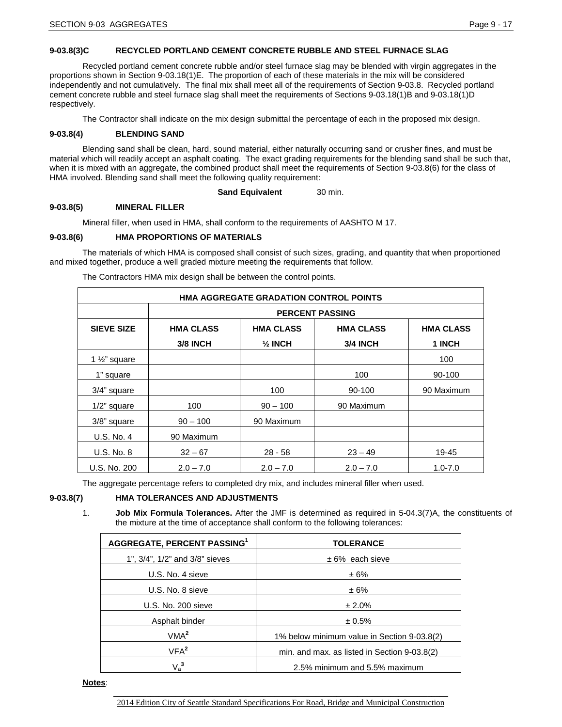#### 9-03.8(3)C RECYCLED PORTLAND CEMENT CONCRETE RUBBLE AND STEEL FURNACE SLAG

Recycled portland cement concrete rubble and/or steel furnace slag may be blended with virgin aggregates in the proportions shown in Section 9-03.18(1)E. The proportion of each of these materials in the mix will be considered independently and not cumulatively. The final mix shall meet all of the requirements of Section 9-03.8. Recycled portland cement concrete rubble and steel furnace slag shall meet the requirements of Sections 9-03.18(1)B and 9-03.18(1)D respectively.

The Contractor shall indicate on the mix design submittal the percentage of each in the proposed mix design.

### 9-03.8(4) BLENDING SAND

Blending sand shall be clean, hard, sound material, either naturally occurring sand or crusher fines, and must be material which will readily accept an asphalt coating. The exact grading requirements for the blending sand shall be such that, when it is mixed with an aggregate, the combined product shall meet the requirements of Section 9-03.8(6) for the class of HMA involved. Blending sand shall meet the following quality requirement:

**Sand Equivalent** 30 min.

### 9-03.8(5) MINERAL FILLER

Mineral filler, when used in HMA, shall conform to the requirements of AASHTO M 17.

### 9-03.8(6) HMA PROPORTIONS OF MATERIALS

The materials of which HMA is composed shall consist of such sizes, grading, and quantity that when proportioned and mixed together, produce a well graded mixture meeting the requirements that follow.

The Contractors HMA mix design shall be between the control points.

| HMA AGGREGATE GRADATION CONTROL POINTS | | | | |
|---|---|---|---|---|
| | PERCENT PASSING | | | |
| SIEVE SIZE | HMA CLASS 3/8 INCH | HMA CLASS ½ INCH | HMA CLASS 3/4 INCH | HMA CLASS 1 INCH |
| 1 ½" square | | | | 100 |
| 1" square | | | 100 | 90-100 |
| 3/4" square | | 100 | 90-100 | 90 Maximum |
| 1/2" square | 100 | 90 – 100 | 90 Maximum | |
| 3/8" square | 90 – 100 | 90 Maximum | | |
| U.S. No. 4 | 90 Maximum | | | |
| U.S. No. 8 | 32 – 67 | 28 - 58 | 23 – 49 | 19-45 |
| U.S. No. 200 | 2.0 – 7.0 | 2.0 – 7.0 | 2.0 – 7.0 | 1.0-7.0 |

The aggregate percentage refers to completed dry mix, and includes mineral filler when used.

### 9-03.8(7) HMA TOLERANCES AND ADJUSTMENTS

1. **Job Mix Formula Tolerances.** After the JMF is determined as required in 5-04.3(7)A, the constituents of the mixture at the time of acceptance shall conform to the following tolerances:

| AGGREGATE, PERCENT PASSING[1] | TOLERANCE |
|---|---|
| 1", 3/4", 1/2" and 3/8" sieves | ± 6% each sieve |
| U.S. No. 4 sieve | ± 6% |
| U.S. No. 8 sieve | ± 6% |
| U.S. No. 200 sieve | ± 2.0% |
| Asphalt binder | ± 0.5% |
| VMA[2] | 1% below minimum value in Section 9-03.8(2) |
| VFA[2] | min. and max. as listed in Section 9-03.8(2) |
| $V_a$[3] | 2.5% minimum and 5.5% maximum |

**Notes**: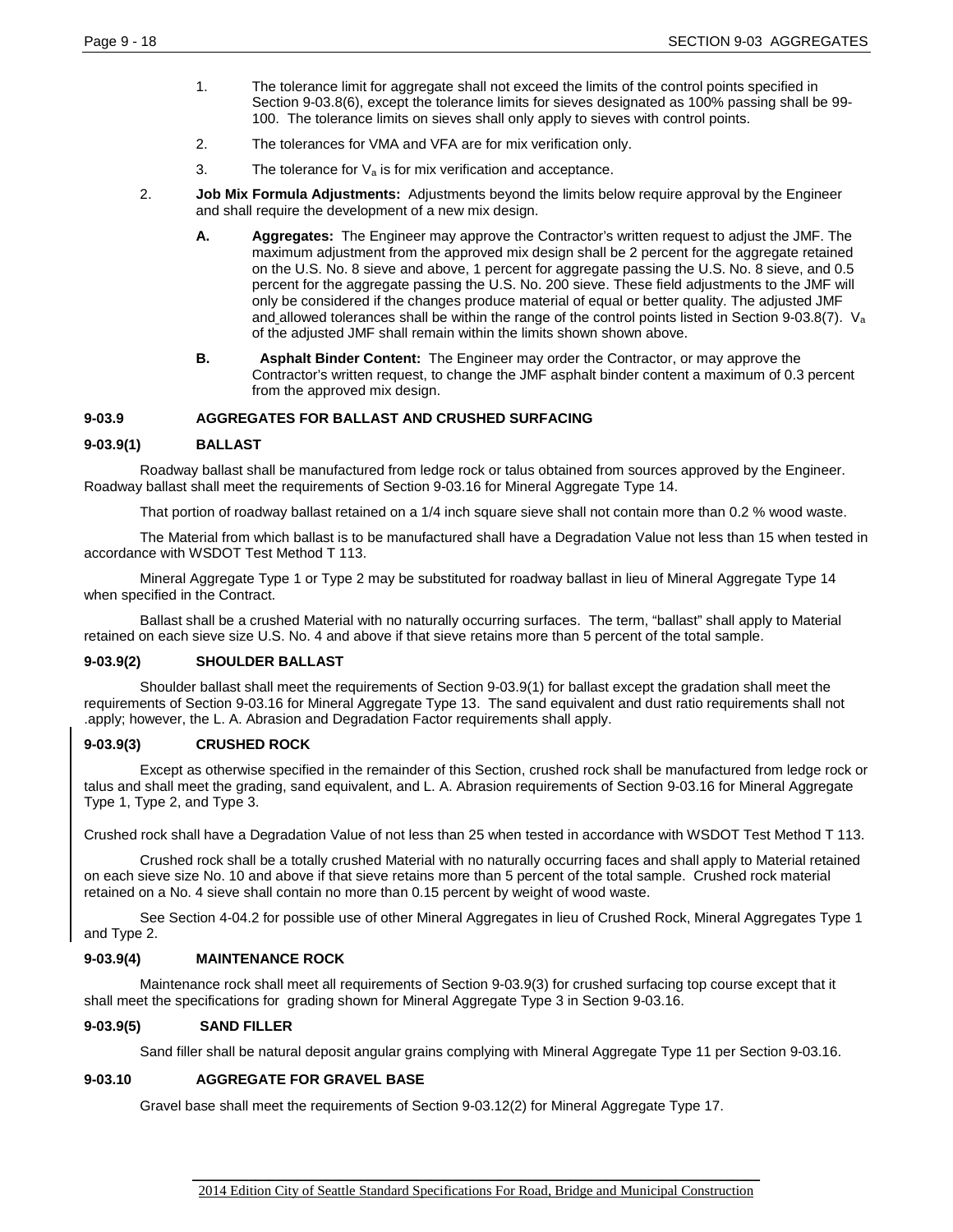1. The tolerance limit for aggregate shall not exceed the limits of the control points specified in Section 9-03.8(6), except the tolerance limits for sieves designated as 100% passing shall be 99-100. The tolerance limits on sieves shall only apply to sieves with control points.
2. The tolerances for VMA and VFA are for mix verification only.
3. The tolerance for $V_a$ is for mix verification and acceptance.

2. **Job Mix Formula Adjustments:** Adjustments beyond the limits below require approval by the Engineer and shall require the development of a new mix design.

   **A. Aggregates:** The Engineer may approve the Contractor's written request to adjust the JMF. The maximum adjustment from the approved mix design shall be 2 percent for the aggregate retained on the U.S. No. 8 sieve and above, 1 percent for aggregate passing the U.S. No. 8 sieve, and 0.5 percent for the aggregate passing the U.S. No. 200 sieve. These field adjustments to the JMF will only be considered if the changes produce material of equal or better quality. The adjusted JMF and allowed tolerances shall be within the range of the control points listed in Section 9-03.8(7). $V_a$ of the adjusted JMF shall remain within the limits shown shown above.

   **B. Asphalt Binder Content:** The Engineer may order the Contractor, or may approve the Contractor's written request, to change the JMF asphalt binder content a maximum of 0.3 percent from the approved mix design.

### 9-03.9 AGGREGATES FOR BALLAST AND CRUSHED SURFACING

#### 9-03.9(1) BALLAST

Roadway ballast shall be manufactured from ledge rock or talus obtained from sources approved by the Engineer. Roadway ballast shall meet the requirements of Section 9-03.16 for Mineral Aggregate Type 14.

That portion of roadway ballast retained on a 1/4 inch square sieve shall not contain more than 0.2 % wood waste.

The Material from which ballast is to be manufactured shall have a Degradation Value not less than 15 when tested in accordance with WSDOT Test Method T 113.

Mineral Aggregate Type 1 or Type 2 may be substituted for roadway ballast in lieu of Mineral Aggregate Type 14 when specified in the Contract.

Ballast shall be a crushed Material with no naturally occurring surfaces. The term, "ballast" shall apply to Material retained on each sieve size U.S. No. 4 and above if that sieve retains more than 5 percent of the total sample.

#### 9-03.9(2) SHOULDER BALLAST

Shoulder ballast shall meet the requirements of Section 9-03.9(1) for ballast except the gradation shall meet the requirements of Section 9-03.16 for Mineral Aggregate Type 13. The sand equivalent and dust ratio requirements shall not .apply; however, the L. A. Abrasion and Degradation Factor requirements shall apply.

#### 9-03.9(3) CRUSHED ROCK

Except as otherwise specified in the remainder of this Section, crushed rock shall be manufactured from ledge rock or talus and shall meet the grading, sand equivalent, and L. A. Abrasion requirements of Section 9-03.16 for Mineral Aggregate Type 1, Type 2, and Type 3.

Crushed rock shall have a Degradation Value of not less than 25 when tested in accordance with WSDOT Test Method T 113.

Crushed rock shall be a totally crushed Material with no naturally occurring faces and shall apply to Material retained on each sieve size No. 10 and above if that sieve retains more than 5 percent of the total sample. Crushed rock material retained on a No. 4 sieve shall contain no more than 0.15 percent by weight of wood waste.

See Section 4-04.2 for possible use of other Mineral Aggregates in lieu of Crushed Rock, Mineral Aggregates Type 1 and Type 2.

#### 9-03.9(4) MAINTENANCE ROCK

Maintenance rock shall meet all requirements of Section 9-03.9(3) for crushed surfacing top course except that it shall meet the specifications for grading shown for Mineral Aggregate Type 3 in Section 9-03.16.

#### 9-03.9(5) SAND FILLER

Sand filler shall be natural deposit angular grains complying with Mineral Aggregate Type 11 per Section 9-03.16.

### 9-03.10 AGGREGATE FOR GRAVEL BASE

Gravel base shall meet the requirements of Section 9-03.12(2) for Mineral Aggregate Type 17.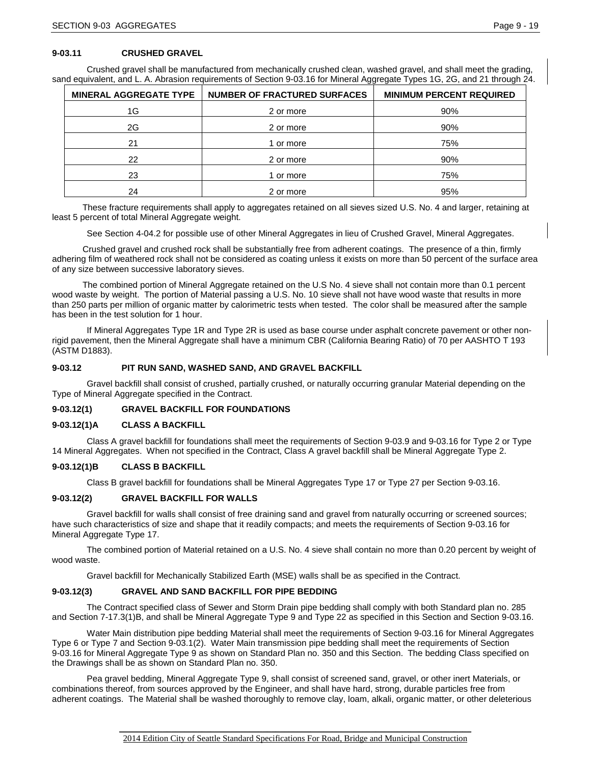### 9-03.11 CRUSHED GRAVEL

Crushed gravel shall be manufactured from mechanically crushed clean, washed gravel, and shall meet the grading, sand equivalent, and L. A. Abrasion requirements of Section 9-03.16 for Mineral Aggregate Types 1G, 2G, and 21 through 24.

| MINERAL AGGREGATE TYPE | NUMBER OF FRACTURED SURFACES | MINIMUM PERCENT REQUIRED |
|---|---|---|
| 1G | 2 or more | 90% |
| 2G | 2 or more | 90% |
| 21 | 1 or more | 75% |
| 22 | 2 or more | 90% |
| 23 | 1 or more | 75% |
| 24 | 2 or more | 95% |

These fracture requirements shall apply to aggregates retained on all sieves sized U.S. No. 4 and larger, retaining at least 5 percent of total Mineral Aggregate weight.

See Section 4-04.2 for possible use of other Mineral Aggregates in lieu of Crushed Gravel, Mineral Aggregates.

Crushed gravel and crushed rock shall be substantially free from adherent coatings. The presence of a thin, firmly adhering film of weathered rock shall not be considered as coating unless it exists on more than 50 percent of the surface area of any size between successive laboratory sieves.

The combined portion of Mineral Aggregate retained on the U.S No. 4 sieve shall not contain more than 0.1 percent wood waste by weight. The portion of Material passing a U.S. No. 10 sieve shall not have wood waste that results in more than 250 parts per million of organic matter by calorimetric tests when tested. The color shall be measured after the sample has been in the test solution for 1 hour.

If Mineral Aggregates Type 1R and Type 2R is used as base course under asphalt concrete pavement or other non-rigid pavement, then the Mineral Aggregate shall have a minimum CBR (California Bearing Ratio) of 70 per AASHTO T 193 (ASTM D1883).

### 9-03.12 PIT RUN SAND, WASHED SAND, AND GRAVEL BACKFILL

Gravel backfill shall consist of crushed, partially crushed, or naturally occurring granular Material depending on the Type of Mineral Aggregate specified in the Contract.

### 9-03.12(1) GRAVEL BACKFILL FOR FOUNDATIONS

### 9-03.12(1)A CLASS A BACKFILL

Class A gravel backfill for foundations shall meet the requirements of Section 9-03.9 and 9-03.16 for Type 2 or Type 14 Mineral Aggregates. When not specified in the Contract, Class A gravel backfill shall be Mineral Aggregate Type 2.

### 9-03.12(1)B CLASS B BACKFILL

Class B gravel backfill for foundations shall be Mineral Aggregates Type 17 or Type 27 per Section 9-03.16.

### 9-03.12(2) GRAVEL BACKFILL FOR WALLS

Gravel backfill for walls shall consist of free draining sand and gravel from naturally occurring or screened sources; have such characteristics of size and shape that it readily compacts; and meets the requirements of Section 9-03.16 for Mineral Aggregate Type 17.

The combined portion of Material retained on a U.S. No. 4 sieve shall contain no more than 0.20 percent by weight of wood waste.

Gravel backfill for Mechanically Stabilized Earth (MSE) walls shall be as specified in the Contract.

### 9-03.12(3) GRAVEL AND SAND BACKFILL FOR PIPE BEDDING

The Contract specified class of Sewer and Storm Drain pipe bedding shall comply with both Standard plan no. 285 and Section 7-17.3(1)B, and shall be Mineral Aggregate Type 9 and Type 22 as specified in this Section and Section 9-03.16.

Water Main distribution pipe bedding Material shall meet the requirements of Section 9-03.16 for Mineral Aggregates Type 6 or Type 7 and Section 9-03.1(2). Water Main transmission pipe bedding shall meet the requirements of Section 9-03.16 for Mineral Aggregate Type 9 as shown on Standard Plan no. 350 and this Section. The bedding Class specified on the Drawings shall be as shown on Standard Plan no. 350.

Pea gravel bedding, Mineral Aggregate Type 9, shall consist of screened sand, gravel, or other inert Materials, or combinations thereof, from sources approved by the Engineer, and shall have hard, strong, durable particles free from adherent coatings. The Material shall be washed thoroughly to remove clay, loam, alkali, organic matter, or other deleterious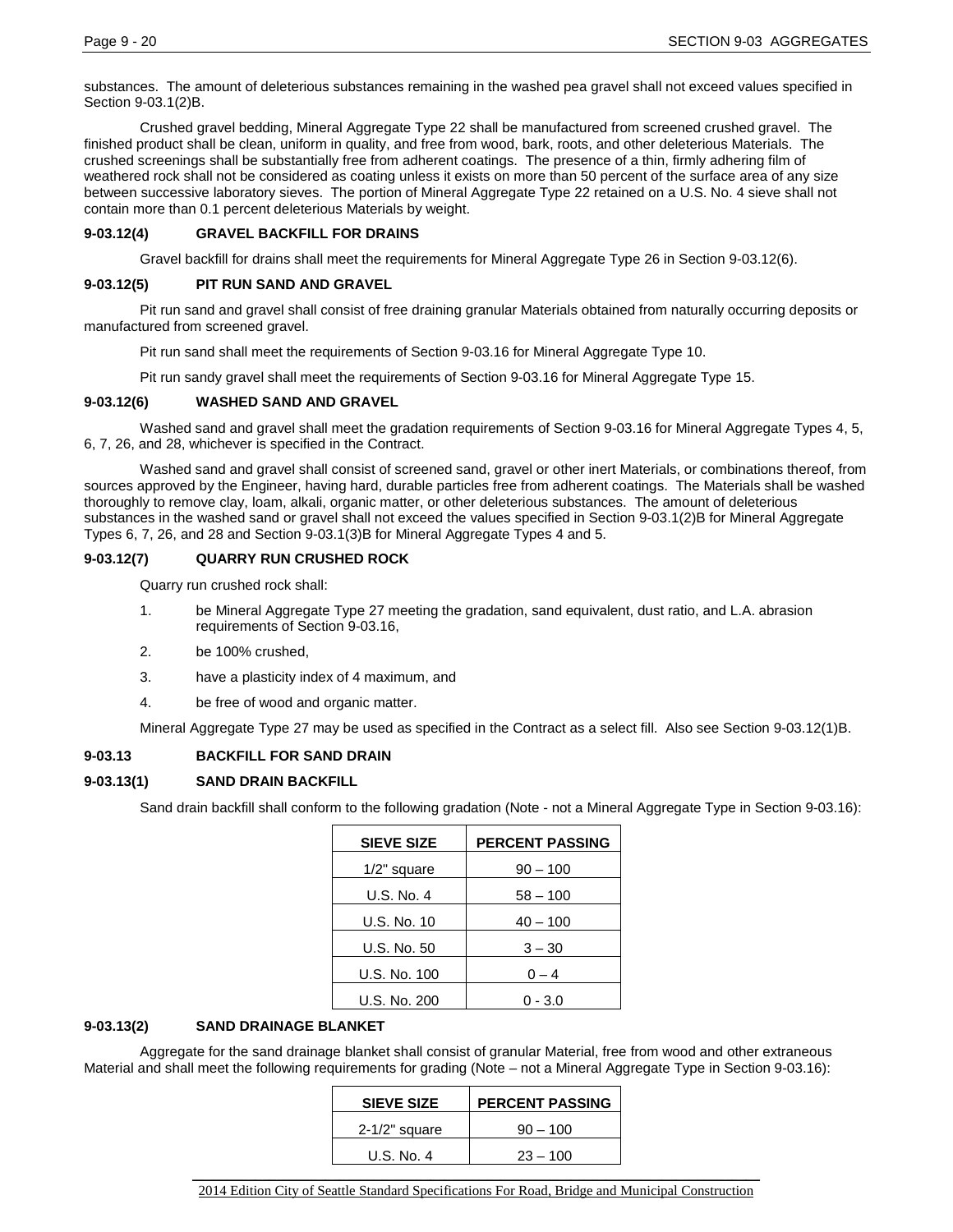substances. The amount of deleterious substances remaining in the washed pea gravel shall not exceed values specified in Section 9-03.1(2)B.

Crushed gravel bedding, Mineral Aggregate Type 22 shall be manufactured from screened crushed gravel. The finished product shall be clean, uniform in quality, and free from wood, bark, roots, and other deleterious Materials. The crushed screenings shall be substantially free from adherent coatings. The presence of a thin, firmly adhering film of weathered rock shall not be considered as coating unless it exists on more than 50 percent of the surface area of any size between successive laboratory sieves. The portion of Mineral Aggregate Type 22 retained on a U.S. No. 4 sieve shall not contain more than 0.1 percent deleterious Materials by weight.

### 9-03.12(4) GRAVEL BACKFILL FOR DRAINS

Gravel backfill for drains shall meet the requirements for Mineral Aggregate Type 26 in Section 9-03.12(6).

### 9-03.12(5) PIT RUN SAND AND GRAVEL

Pit run sand and gravel shall consist of free draining granular Materials obtained from naturally occurring deposits or manufactured from screened gravel.

Pit run sand shall meet the requirements of Section 9-03.16 for Mineral Aggregate Type 10.

Pit run sandy gravel shall meet the requirements of Section 9-03.16 for Mineral Aggregate Type 15.

### 9-03.12(6) WASHED SAND AND GRAVEL

Washed sand and gravel shall meet the gradation requirements of Section 9-03.16 for Mineral Aggregate Types 4, 5, 6, 7, 26, and 28, whichever is specified in the Contract.

Washed sand and gravel shall consist of screened sand, gravel or other inert Materials, or combinations thereof, from sources approved by the Engineer, having hard, durable particles free from adherent coatings. The Materials shall be washed thoroughly to remove clay, loam, alkali, organic matter, or other deleterious substances. The amount of deleterious substances in the washed sand or gravel shall not exceed the values specified in Section 9-03.1(2)B for Mineral Aggregate Types 6, 7, 26, and 28 and Section 9-03.1(3)B for Mineral Aggregate Types 4 and 5.

### 9-03.12(7) QUARRY RUN CRUSHED ROCK

Quarry run crushed rock shall:

1. be Mineral Aggregate Type 27 meeting the gradation, sand equivalent, dust ratio, and L.A. abrasion requirements of Section 9-03.16,
2. be 100% crushed,
3. have a plasticity index of 4 maximum, and
4. be free of wood and organic matter.

Mineral Aggregate Type 27 may be used as specified in the Contract as a select fill. Also see Section 9-03.12(1)B.

## 9-03.13 BACKFILL FOR SAND DRAIN

### 9-03.13(1) SAND DRAIN BACKFILL

Sand drain backfill shall conform to the following gradation (Note - not a Mineral Aggregate Type in Section 9-03.16):

| SIEVE SIZE | PERCENT PASSING |
|---|---|
| 1/2" square | 90 – 100 |
| U.S. No. 4 | 58 – 100 |
| U.S. No. 10 | 40 – 100 |
| U.S. No. 50 | 3 – 30 |
| U.S. No. 100 | 0 – 4 |
| U.S. No. 200 | 0 - 3.0 |

### 9-03.13(2) SAND DRAINAGE BLANKET

Aggregate for the sand drainage blanket shall consist of granular Material, free from wood and other extraneous Material and shall meet the following requirements for grading (Note – not a Mineral Aggregate Type in Section 9-03.16):

| SIEVE SIZE | PERCENT PASSING |
|---|---|
| 2-1/2" square | 90 – 100 |
| U.S. No. 4 | 23 – 100 |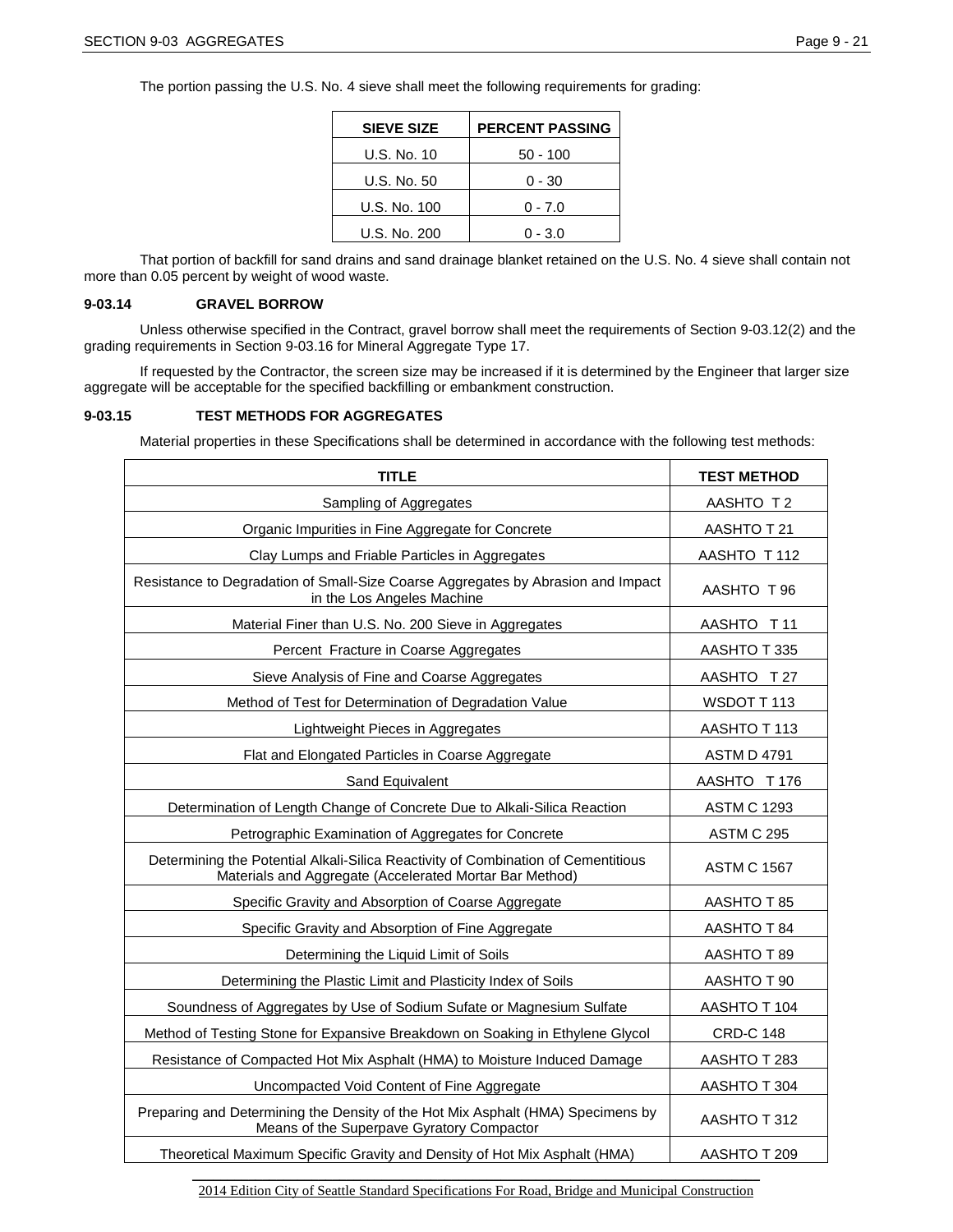The portion passing the U.S. No. 4 sieve shall meet the following requirements for grading:

| SIEVE SIZE | PERCENT PASSING |
|---|---|
| U.S. No. 10 | 50 - 100 |
| U.S. No. 50 | 0 - 30 |
| U.S. No. 100 | 0 - 7.0 |
| U.S. No. 200 | 0 - 3.0 |

That portion of backfill for sand drains and sand drainage blanket retained on the U.S. No. 4 sieve shall contain not more than 0.05 percent by weight of wood waste.

### 9-03.14 GRAVEL BORROW

Unless otherwise specified in the Contract, gravel borrow shall meet the requirements of Section 9-03.12(2) and the grading requirements in Section 9-03.16 for Mineral Aggregate Type 17.

If requested by the Contractor, the screen size may be increased if it is determined by the Engineer that larger size aggregate will be acceptable for the specified backfilling or embankment construction.

### 9-03.15 TEST METHODS FOR AGGREGATES

Material properties in these Specifications shall be determined in accordance with the following test methods:

| TITLE | TEST METHOD |
|---|---|
| Sampling of Aggregates | AASHTO T 2 |
| Organic Impurities in Fine Aggregate for Concrete | AASHTO T 21 |
| Clay Lumps and Friable Particles in Aggregates | AASHTO T 112 |
| Resistance to Degradation of Small-Size Coarse Aggregates by Abrasion and Impact in the Los Angeles Machine | AASHTO T 96 |
| Material Finer than U.S. No. 200 Sieve in Aggregates | AASHTO T 11 |
| Percent Fracture in Coarse Aggregates | AASHTO T 335 |
| Sieve Analysis of Fine and Coarse Aggregates | AASHTO T 27 |
| Method of Test for Determination of Degradation Value | WSDOT T 113 |
| Lightweight Pieces in Aggregates | AASHTO T 113 |
| Flat and Elongated Particles in Coarse Aggregate | ASTM D 4791 |
| Sand Equivalent | AASHTO T 176 |
| Determination of Length Change of Concrete Due to Alkali-Silica Reaction | ASTM C 1293 |
| Petrographic Examination of Aggregates for Concrete | ASTM C 295 |
| Determining the Potential Alkali-Silica Reactivity of Combination of Cementitious Materials and Aggregate (Accelerated Mortar Bar Method) | ASTM C 1567 |
| Specific Gravity and Absorption of Coarse Aggregate | AASHTO T 85 |
| Specific Gravity and Absorption of Fine Aggregate | AASHTO T 84 |
| Determining the Liquid Limit of Soils | AASHTO T 89 |
| Determining the Plastic Limit and Plasticity Index of Soils | AASHTO T 90 |
| Soundness of Aggregates by Use of Sodium Sufate or Magnesium Sulfate | AASHTO T 104 |
| Method of Testing Stone for Expansive Breakdown on Soaking in Ethylene Glycol | CRD-C 148 |
| Resistance of Compacted Hot Mix Asphalt (HMA) to Moisture Induced Damage | AASHTO T 283 |
| Uncompacted Void Content of Fine Aggregate | AASHTO T 304 |
| Preparing and Determining the Density of the Hot Mix Asphalt (HMA) Specimens by Means of the Superpave Gyratory Compactor | AASHTO T 312 |
| Theoretical Maximum Specific Gravity and Density of Hot Mix Asphalt (HMA) | AASHTO T 209 |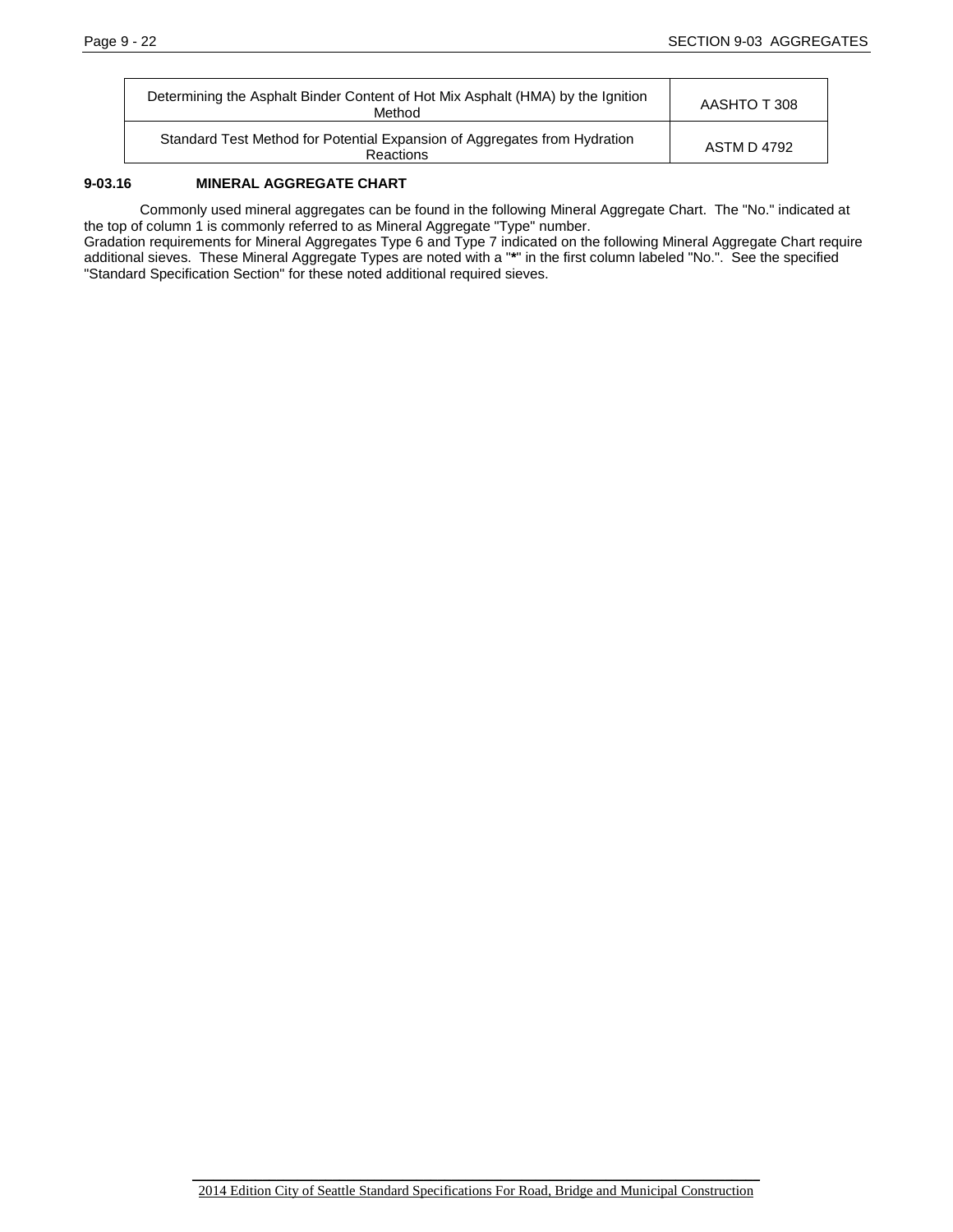| | |
|---|---|
| Determining the Asphalt Binder Content of Hot Mix Asphalt (HMA) by the Ignition Method | AASHTO T 308 |
| Standard Test Method for Potential Expansion of Aggregates from Hydration Reactions | ASTM D 4792 |

### 9-03.16 MINERAL AGGREGATE CHART

Commonly used mineral aggregates can be found in the following Mineral Aggregate Chart. The "No." indicated at the top of column 1 is commonly referred to as Mineral Aggregate "Type" number.
Gradation requirements for Mineral Aggregates Type 6 and Type 7 indicated on the following Mineral Aggregate Chart require additional sieves. These Mineral Aggregate Types are noted with a "**\***" in the first column labeled "No.". See the specified "Standard Specification Section" for these noted additional required sieves.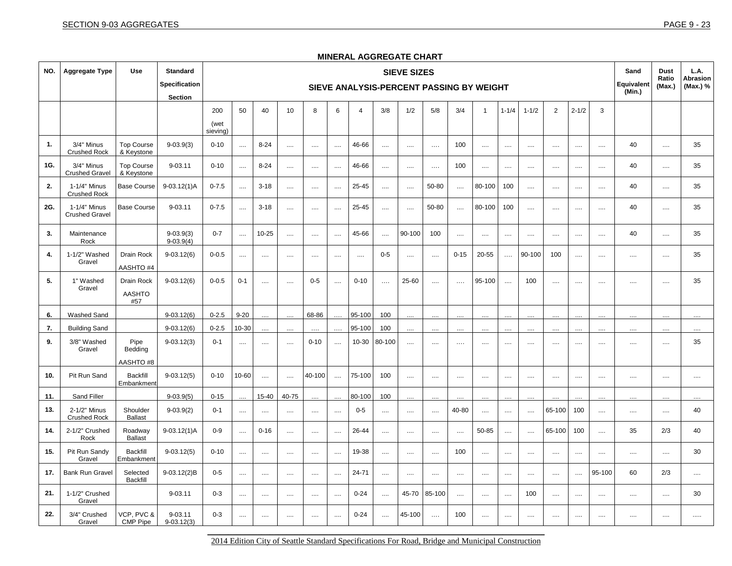## MINERAL AGGREGATE CHART

| NO. | Aggregate Type | Use | Standard Specification Section | SIEVE SIZES SIEVE ANALYSIS-PERCENT PASSING BY WEIGHT | | | | | | | | | | | | | | | | | Sand Equivalent (Min.) | Dust Ratio (Max.) | L.A. Abrasion (Max.) % |
|---|---|---|---|---|---|---|---|---|---|---|---|---|---|---|---|---|---|---|---|---|---|---|---|
| | | | | 200 (wet sieving) | 50 | 40 | 10 | 8 | 6 | 4 | 3/8 | 1/2 | 5/8 | 3/4 | 1 | 1-1/4 | 1-1/2 | 2 | 2-1/2 | 3 | | | |
| 1. | 3/4" Minus Crushed Rock | Top Course & Keystone | 9-03.9(3) | 0-10 | .... | 8-24 | .... | .... | .... | 46-66 | .... | .... | .... | 100 | .... | .... | .... | .... | .... | .... | 40 | .... | 35 |
| 1G. | 3/4" Minus Crushed Gravel | Top Course & Keystone | 9-03.11 | 0-10 | .... | 8-24 | .... | .... | .... | 46-66 | .... | .... | .... | 100 | .... | .... | .... | .... | .... | .... | 40 | .... | 35 |
| 2. | 1-1/4" Minus Crushed Rock | Base Course | 9-03.12(1)A | 0-7.5 | .... | 3-18 | .... | .... | .... | 25-45 | .... | .... | 50-80 | .... | 80-100 | 100 | .... | .... | .... | .... | 40 | .... | 35 |
| 2G. | 1-1/4" Minus Crushed Gravel | Base Course | 9-03.11 | 0-7.5 | .... | 3-18 | .... | .... | .... | 25-45 | .... | .... | 50-80 | .... | 80-100 | 100 | .... | .... | .... | .... | 40 | .... | 35 |
| 3. | Maintenance Rock | | 9-03.9(3) 9-03.9(4) | 0-7 | .... | 10-25 | .... | .... | .... | 45-66 | .... | 90-100 | 100 | .... | .... | .... | .... | .... | .... | .... | 40 | .... | 35 |
| 4. | 1-1/2" Washed Gravel | Drain Rock AASHTO #4 | 9-03.12(6) | 0-0.5 | .... | .... | .... | .... | .... | .... | 0-5 | .... | .... | 0-15 | 20-55 | .... | 90-100 | 100 | .... | .... | .... | .... | 35 |
| 5. | 1" Washed Gravel | Drain Rock AASHTO #57 | 9-03.12(6) | 0-0.5 | 0-1 | .... | .... | 0-5 | .... | 0-10 | .... | 25-60 | .... | .... | 95-100 | .... | 100 | .... | .... | .... | .... | .... | 35 |
| 6. | Washed Sand | | 9-03.12(6) | 0-2.5 | 9-20 | .... | .... | 68-86 | .... | 95-100 | 100 | .... | .... | .... | .... | .... | .... | .... | .... | .... | .... | .... | .... |
| 7. | Building Sand | | 9-03.12(6) | 0-2.5 | 10-30 | .... | .... | .... | .... | 95-100 | 100 | .... | .... | .... | .... | .... | .... | .... | .... | .... | .... | .... | .... |
| 9. | 3/8" Washed Gravel | Pipe Bedding AASHTO #8 | 9-03.12(3) | 0-1 | .... | .... | .... | 0-10 | .... | 10-30 | 80-100 | .... | .... | .... | .... | .... | .... | .... | .... | .... | .... | .... | 35 |
| 10. | Pit Run Sand | Backfill Embankment | 9-03.12(5) | 0-10 | 10-60 | .... | .... | 40-100 | .... | 75-100 | 100 | .... | .... | .... | .... | .... | .... | .... | .... | .... | .... | .... | .... |
| 11. | Sand Filler | | 9-03.9(5) | 0-15 | .... | 15-40 | 40-75 | .... | .... | 80-100 | 100 | .... | .... | .... | .... | .... | .... | .... | .... | .... | .... | .... | .... |
| 13. | 2-1/2" Minus Crushed Rock | Shoulder Ballast | 9-03.9(2) | 0-1 | .... | .... | .... | .... | .... | 0-5 | .... | .... | .... | 40-80 | .... | .... | .... | 65-100 | 100 | .... | .... | .... | 40 |
| 14. | 2-1/2" Crushed Rock | Roadway Ballast | 9-03.12(1)A | 0-9 | .... | 0-16 | .... | .... | .... | 26-44 | .... | .... | .... | .... | 50-85 | .... | .... | 65-100 | 100 | .... | 35 | 2/3 | 40 |
| 15. | Pit Run Sandy Gravel | Backfill Embankment | 9-03.12(5) | 0-10 | .... | .... | .... | .... | .... | 19-38 | .... | .... | .... | 100 | .... | .... | .... | .... | .... | .... | .... | .... | 30 |
| 17. | Bank Run Gravel | Selected Backfill | 9-03.12(2)B | 0-5 | .... | .... | .... | .... | .... | 24-71 | .... | .... | .... | .... | .... | .... | .... | .... | .... | 95-100 | 60 | 2/3 | .... |
| 21. | 1-1/2" Crushed Gravel | | 9-03.11 | 0-3 | .... | .... | .... | .... | .... | 0-24 | .... | 45-70 | 85-100 | .... | .... | .... | 100 | .... | .... | .... | .... | .... | 30 |
| 22. | 3/4" Crushed Gravel | VCP, PVC & CMP Pipe | 9-03.11 9-03.12(3) | 0-3 | .... | .... | .... | .... | .... | 0-24 | .... | 45-100 | .... | 100 | .... | .... | .... | .... | .... | .... | .... | .... | ..... |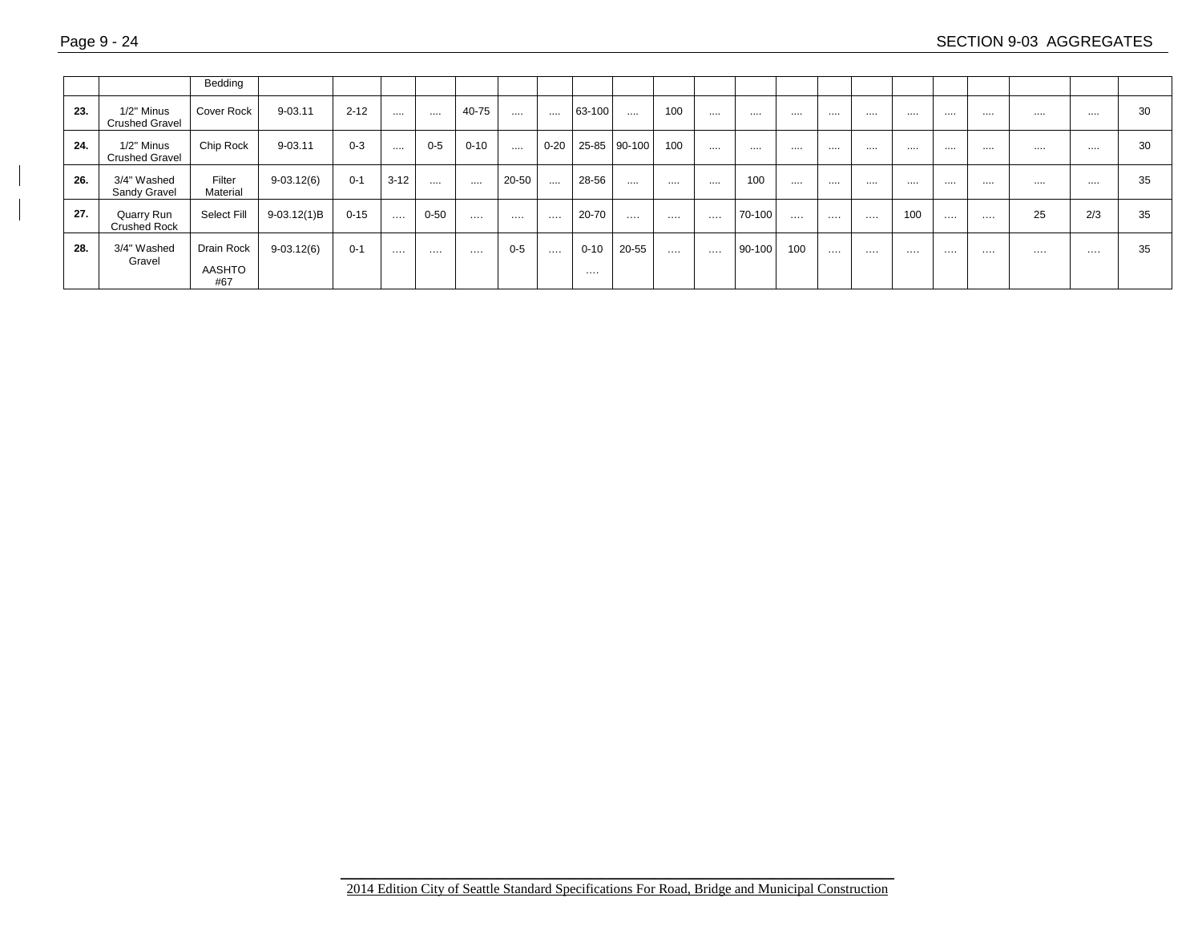| | | Bedding | | | | | | | | | | | | | | | | | | | | | |
|---|---|---|---|---|---|---|---|---|---|---|---|---|---|---|---|---|---|---|---|---|---|---|---|
| **23.** | 1/2" Minus Crushed Gravel | Cover Rock | 9-03.11 | 2-12 | .... | .... | 40-75 | .... | .... | 63-100 | .... | 100 | .... | .... | .... | .... | .... | .... | .... | .... | .... | .... | 30 |
| **24.** | 1/2" Minus Crushed Gravel | Chip Rock | 9-03.11 | 0-3 | .... | 0-5 | 0-10 | .... | 0-20 | 25-85 | 90-100 | 100 | .... | .... | .... | .... | .... | .... | .... | .... | .... | .... | 30 |
| **26.** | 3/4" Washed Sandy Gravel | Filter Material | 9-03.12(6) | 0-1 | 3-12 | .... | .... | 20-50 | .... | 28-56 | .... | .... | .... | 100 | .... | .... | .... | .... | .... | .... | .... | .... | 35 |
| **27.** | Quarry Run Crushed Rock | Select Fill | 9-03.12(1)B | 0-15 | .... | 0-50 | .... | .... | .... | 20-70 | .... | .... | .... | 70-100 | .... | .... | .... | 100 | .... | .... | 25 | 2/3 | 35 |
| **28.** | 3/4" Washed Gravel | Drain Rock AASHTO #67 | 9-03.12(6) | 0-1 | .... | .... | .... | 0-5 | .... | 0-10 .... | 20-55 | .... | .... | 90-100 | 100 | .... | .... | .... | .... | .... | .... | .... | 35 |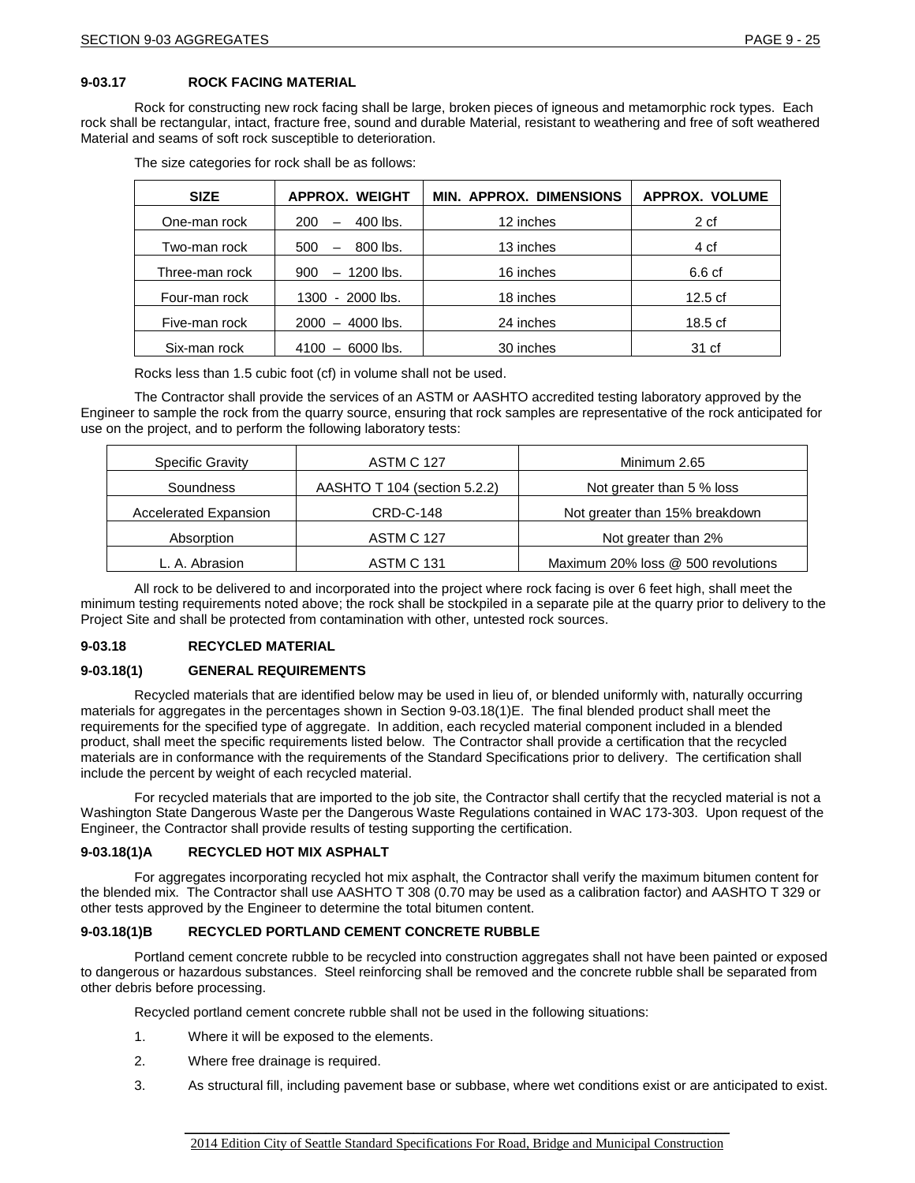### 9-03.17 ROCK FACING MATERIAL

Rock for constructing new rock facing shall be large, broken pieces of igneous and metamorphic rock types. Each rock shall be rectangular, intact, fracture free, sound and durable Material, resistant to weathering and free of soft weathered Material and seams of soft rock susceptible to deterioration.

The size categories for rock shall be as follows:

| SIZE | APPROX. WEIGHT | MIN. APPROX. DIMENSIONS | APPROX. VOLUME |
|---|---|---|---|
| One-man rock | 200 – 400 lbs. | 12 inches | 2 cf |
| Two-man rock | 500 – 800 lbs. | 13 inches | 4 cf |
| Three-man rock | 900 – 1200 lbs. | 16 inches | 6.6 cf |
| Four-man rock | 1300 - 2000 lbs. | 18 inches | 12.5 cf |
| Five-man rock | 2000 – 4000 lbs. | 24 inches | 18.5 cf |
| Six-man rock | 4100 – 6000 lbs. | 30 inches | 31 cf |

Rocks less than 1.5 cubic foot (cf) in volume shall not be used.

The Contractor shall provide the services of an ASTM or AASHTO accredited testing laboratory approved by the Engineer to sample the rock from the quarry source, ensuring that rock samples are representative of the rock anticipated for use on the project, and to perform the following laboratory tests:

| | | |
|---|---|---|
| Specific Gravity | ASTM C 127 | Minimum 2.65 |
| Soundness | AASHTO T 104 (section 5.2.2) | Not greater than 5 % loss |
| Accelerated Expansion | CRD-C-148 | Not greater than 15% breakdown |
| Absorption | ASTM C 127 | Not greater than 2% |
| L. A. Abrasion | ASTM C 131 | Maximum 20% loss @ 500 revolutions |

All rock to be delivered to and incorporated into the project where rock facing is over 6 feet high, shall meet the minimum testing requirements noted above; the rock shall be stockpiled in a separate pile at the quarry prior to delivery to the Project Site and shall be protected from contamination with other, untested rock sources.

### 9-03.18 RECYCLED MATERIAL

#### 9-03.18(1) GENERAL REQUIREMENTS

Recycled materials that are identified below may be used in lieu of, or blended uniformly with, naturally occurring materials for aggregates in the percentages shown in Section 9-03.18(1)E. The final blended product shall meet the requirements for the specified type of aggregate. In addition, each recycled material component included in a blended product, shall meet the specific requirements listed below. The Contractor shall provide a certification that the recycled materials are in conformance with the requirements of the Standard Specifications prior to delivery. The certification shall include the percent by weight of each recycled material.

For recycled materials that are imported to the job site, the Contractor shall certify that the recycled material is not a Washington State Dangerous Waste per the Dangerous Waste Regulations contained in WAC 173-303. Upon request of the Engineer, the Contractor shall provide results of testing supporting the certification.

#### 9-03.18(1)A RECYCLED HOT MIX ASPHALT

For aggregates incorporating recycled hot mix asphalt, the Contractor shall verify the maximum bitumen content for the blended mix. The Contractor shall use AASHTO T 308 (0.70 may be used as a calibration factor) and AASHTO T 329 or other tests approved by the Engineer to determine the total bitumen content.

#### 9-03.18(1)B RECYCLED PORTLAND CEMENT CONCRETE RUBBLE

Portland cement concrete rubble to be recycled into construction aggregates shall not have been painted or exposed to dangerous or hazardous substances. Steel reinforcing shall be removed and the concrete rubble shall be separated from other debris before processing.

Recycled portland cement concrete rubble shall not be used in the following situations:

1. Where it will be exposed to the elements.
2. Where free drainage is required.
3. As structural fill, including pavement base or subbase, where wet conditions exist or are anticipated to exist.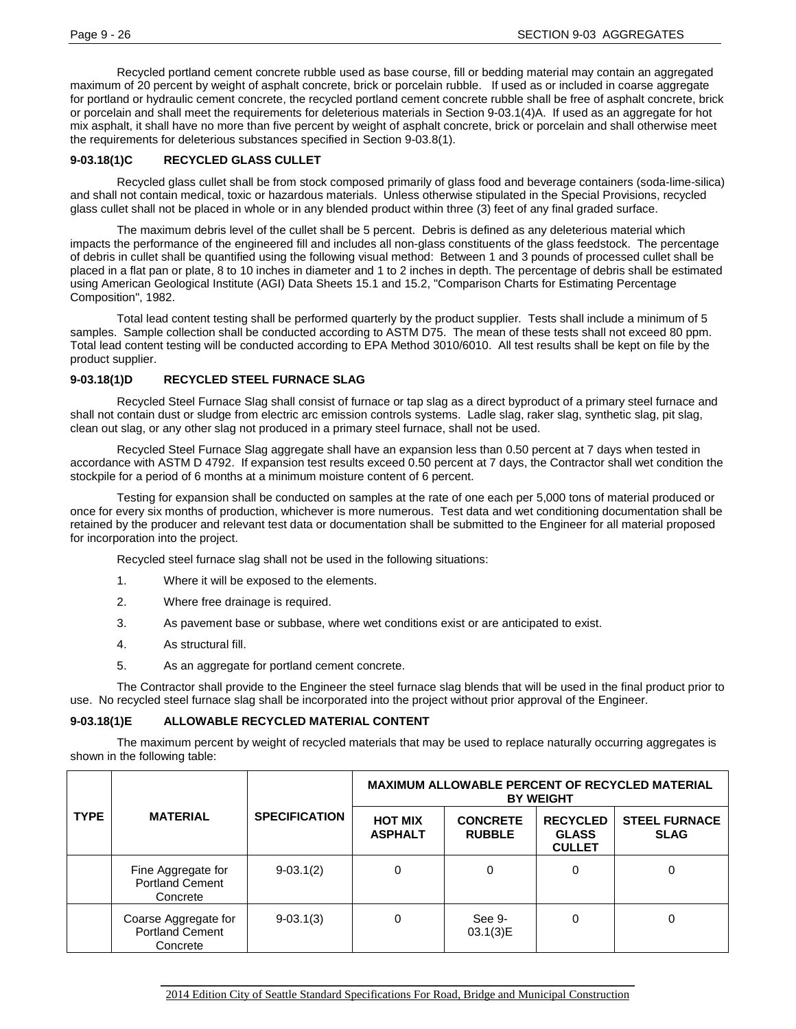Recycled portland cement concrete rubble used as base course, fill or bedding material may contain an aggregated maximum of 20 percent by weight of asphalt concrete, brick or porcelain rubble. If used as or included in coarse aggregate for portland or hydraulic cement concrete, the recycled portland cement concrete rubble shall be free of asphalt concrete, brick or porcelain and shall meet the requirements for deleterious materials in Section 9-03.1(4)A. If used as an aggregate for hot mix asphalt, it shall have no more than five percent by weight of asphalt concrete, brick or porcelain and shall otherwise meet the requirements for deleterious substances specified in Section 9-03.8(1).

### 9-03.18(1)C RECYCLED GLASS CULLET

Recycled glass cullet shall be from stock composed primarily of glass food and beverage containers (soda-lime-silica) and shall not contain medical, toxic or hazardous materials. Unless otherwise stipulated in the Special Provisions, recycled glass cullet shall not be placed in whole or in any blended product within three (3) feet of any final graded surface.

The maximum debris level of the cullet shall be 5 percent. Debris is defined as any deleterious material which impacts the performance of the engineered fill and includes all non-glass constituents of the glass feedstock. The percentage of debris in cullet shall be quantified using the following visual method: Between 1 and 3 pounds of processed cullet shall be placed in a flat pan or plate, 8 to 10 inches in diameter and 1 to 2 inches in depth. The percentage of debris shall be estimated using American Geological Institute (AGI) Data Sheets 15.1 and 15.2, "Comparison Charts for Estimating Percentage Composition", 1982.

Total lead content testing shall be performed quarterly by the product supplier. Tests shall include a minimum of 5 samples. Sample collection shall be conducted according to ASTM D75. The mean of these tests shall not exceed 80 ppm. Total lead content testing will be conducted according to EPA Method 3010/6010. All test results shall be kept on file by the product supplier.

### 9-03.18(1)D RECYCLED STEEL FURNACE SLAG

Recycled Steel Furnace Slag shall consist of furnace or tap slag as a direct byproduct of a primary steel furnace and shall not contain dust or sludge from electric arc emission controls systems. Ladle slag, raker slag, synthetic slag, pit slag, clean out slag, or any other slag not produced in a primary steel furnace, shall not be used.

Recycled Steel Furnace Slag aggregate shall have an expansion less than 0.50 percent at 7 days when tested in accordance with ASTM D 4792. If expansion test results exceed 0.50 percent at 7 days, the Contractor shall wet condition the stockpile for a period of 6 months at a minimum moisture content of 6 percent.

Testing for expansion shall be conducted on samples at the rate of one each per 5,000 tons of material produced or once for every six months of production, whichever is more numerous. Test data and wet conditioning documentation shall be retained by the producer and relevant test data or documentation shall be submitted to the Engineer for all material proposed for incorporation into the project.

Recycled steel furnace slag shall not be used in the following situations:

1. Where it will be exposed to the elements.
2. Where free drainage is required.
3. As pavement base or subbase, where wet conditions exist or are anticipated to exist.
4. As structural fill.
5. As an aggregate for portland cement concrete.

The Contractor shall provide to the Engineer the steel furnace slag blends that will be used in the final product prior to use. No recycled steel furnace slag shall be incorporated into the project without prior approval of the Engineer.

### 9-03.18(1)E ALLOWABLE RECYCLED MATERIAL CONTENT

The maximum percent by weight of recycled materials that may be used to replace naturally occurring aggregates is shown in the following table:

| TYPE | MATERIAL | SPECIFICATION | MAXIMUM ALLOWABLE PERCENT OF RECYCLED MATERIAL BY WEIGHT | | | |
|---|---|---|---|---|---|---|
| | | | HOT MIX ASPHALT | CONCRETE RUBBLE | RECYCLED GLASS CULLET | STEEL FURNACE SLAG |
| | Fine Aggregate for Portland Cement Concrete | 9-03.1(2) | 0 | 0 | 0 | 0 |
| | Coarse Aggregate for Portland Cement Concrete | 9-03.1(3) | 0 | See 9-03.1(3)E | 0 | 0 |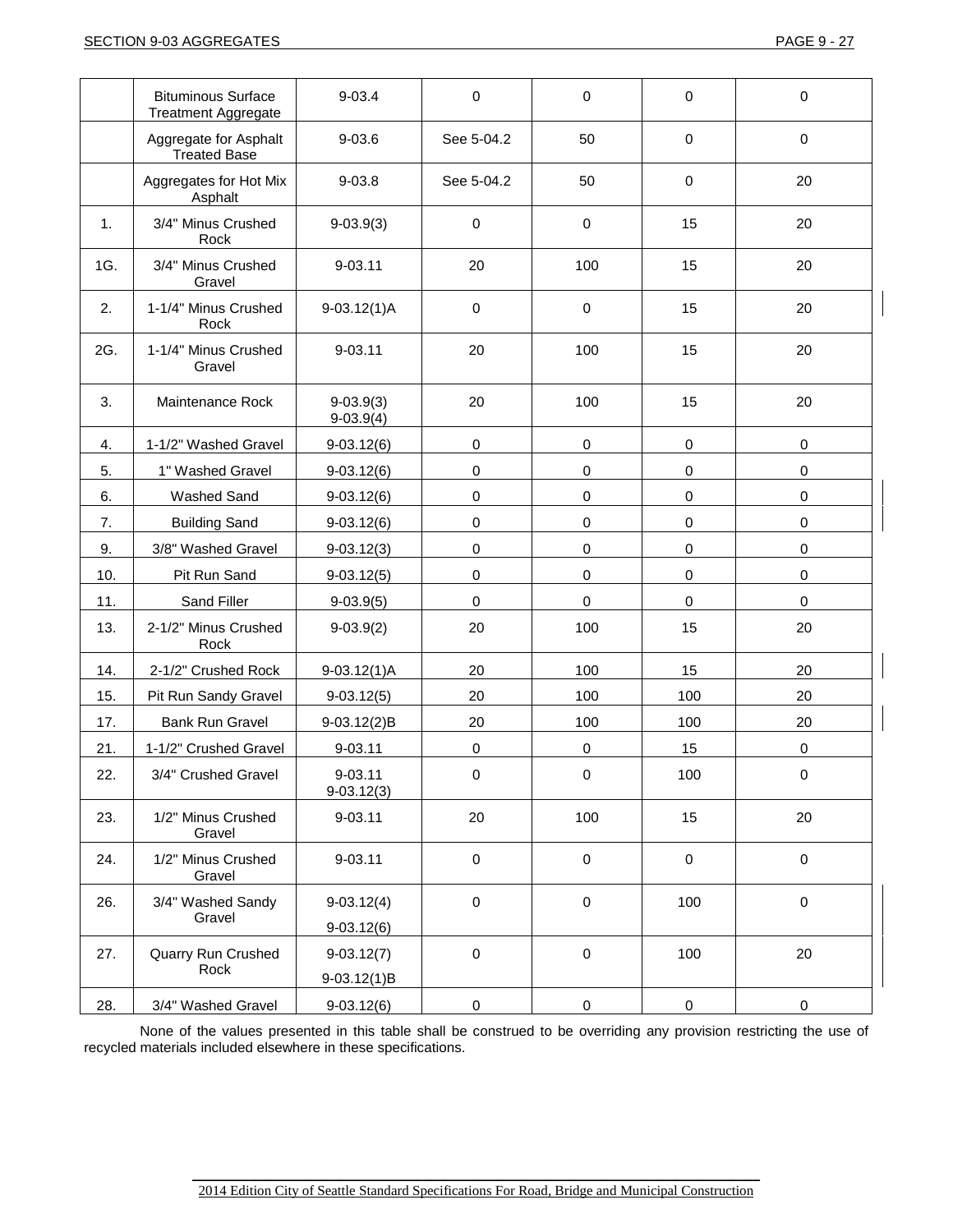| | | | | | | |
|---|---|---|---|---|---|---|
| | Bituminous Surface Treatment Aggregate | 9-03.4 | 0 | 0 | 0 | 0 |
| | Aggregate for Asphalt Treated Base | 9-03.6 | See 5-04.2 | 50 | 0 | 0 |
| | Aggregates for Hot Mix Asphalt | 9-03.8 | See 5-04.2 | 50 | 0 | 20 |
| 1. | 3/4" Minus Crushed Rock | 9-03.9(3) | 0 | 0 | 15 | 20 |
| 1G. | 3/4" Minus Crushed Gravel | 9-03.11 | 20 | 100 | 15 | 20 |
| 2. | 1-1/4" Minus Crushed Rock | 9-03.12(1)A | 0 | 0 | 15 | 20 |
| 2G. | 1-1/4" Minus Crushed Gravel | 9-03.11 | 20 | 100 | 15 | 20 |
| 3. | Maintenance Rock | 9-03.9(3) 9-03.9(4) | 20 | 100 | 15 | 20 |
| 4. | 1-1/2" Washed Gravel | 9-03.12(6) | 0 | 0 | 0 | 0 |
| 5. | 1" Washed Gravel | 9-03.12(6) | 0 | 0 | 0 | 0 |
| 6. | Washed Sand | 9-03.12(6) | 0 | 0 | 0 | 0 |
| 7. | Building Sand | 9-03.12(6) | 0 | 0 | 0 | 0 |
| 9. | 3/8" Washed Gravel | 9-03.12(3) | 0 | 0 | 0 | 0 |
| 10. | Pit Run Sand | 9-03.12(5) | 0 | 0 | 0 | 0 |
| 11. | Sand Filler | 9-03.9(5) | 0 | 0 | 0 | 0 |
| 13. | 2-1/2" Minus Crushed Rock | 9-03.9(2) | 20 | 100 | 15 | 20 |
| 14. | 2-1/2" Crushed Rock | 9-03.12(1)A | 20 | 100 | 15 | 20 |
| 15. | Pit Run Sandy Gravel | 9-03.12(5) | 20 | 100 | 100 | 20 |
| 17. | Bank Run Gravel | 9-03.12(2)B | 20 | 100 | 100 | 20 |
| 21. | 1-1/2" Crushed Gravel | 9-03.11 | 0 | 0 | 15 | 0 |
| 22. | 3/4" Crushed Gravel | 9-03.11 9-03.12(3) | 0 | 0 | 100 | 0 |
| 23. | 1/2" Minus Crushed Gravel | 9-03.11 | 20 | 100 | 15 | 20 |
| 24. | 1/2" Minus Crushed Gravel | 9-03.11 | 0 | 0 | 0 | 0 |
| 26. | 3/4" Washed Sandy Gravel | 9-03.12(4) 9-03.12(6) | 0 | 0 | 100 | 0 |
| 27. | Quarry Run Crushed Rock | 9-03.12(7) 9-03.12(1)B | 0 | 0 | 100 | 20 |
| 28. | 3/4" Washed Gravel | 9-03.12(6) | 0 | 0 | 0 | 0 |

None of the values presented in this table shall be construed to be overriding any provision restricting the use of recycled materials included elsewhere in these specifications.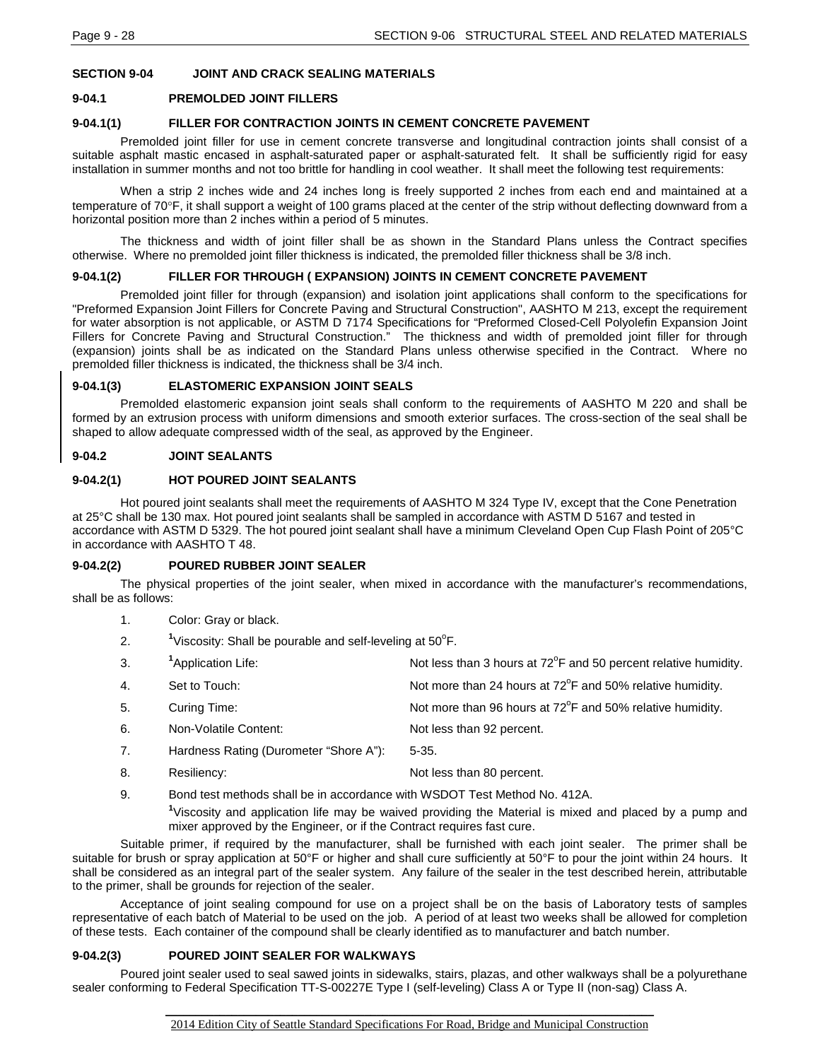## SECTION 9-04 JOINT AND CRACK SEALING MATERIALS

### 9-04.1 PREMOLDED JOINT FILLERS

#### 9-04.1(1) FILLER FOR CONTRACTION JOINTS IN CEMENT CONCRETE PAVEMENT

Premolded joint filler for use in cement concrete transverse and longitudinal contraction joints shall consist of a suitable asphalt mastic encased in asphalt-saturated paper or asphalt-saturated felt. It shall be sufficiently rigid for easy installation in summer months and not too brittle for handling in cool weather. It shall meet the following test requirements:

When a strip 2 inches wide and 24 inches long is freely supported 2 inches from each end and maintained at a temperature of 70°F, it shall support a weight of 100 grams placed at the center of the strip without deflecting downward from a horizontal position more than 2 inches within a period of 5 minutes.

The thickness and width of joint filler shall be as shown in the Standard Plans unless the Contract specifies otherwise. Where no premolded joint filler thickness is indicated, the premolded filler thickness shall be 3/8 inch.

#### 9-04.1(2) FILLER FOR THROUGH ( EXPANSION) JOINTS IN CEMENT CONCRETE PAVEMENT

Premolded joint filler for through (expansion) and isolation joint applications shall conform to the specifications for "Preformed Expansion Joint Fillers for Concrete Paving and Structural Construction", AASHTO M 213, except the requirement for water absorption is not applicable, or ASTM D 7174 Specifications for "Preformed Closed-Cell Polyolefin Expansion Joint Fillers for Concrete Paving and Structural Construction." The thickness and width of premolded joint filler for through (expansion) joints shall be as indicated on the Standard Plans unless otherwise specified in the Contract. Where no premolded filler thickness is indicated, the thickness shall be 3/4 inch.

#### 9-04.1(3) ELASTOMERIC EXPANSION JOINT SEALS

Premolded elastomeric expansion joint seals shall conform to the requirements of AASHTO M 220 and shall be formed by an extrusion process with uniform dimensions and smooth exterior surfaces. The cross-section of the seal shall be shaped to allow adequate compressed width of the seal, as approved by the Engineer.

### 9-04.2 JOINT SEALANTS

#### 9-04.2(1) HOT POURED JOINT SEALANTS

Hot poured joint sealants shall meet the requirements of AASHTO M 324 Type IV, except that the Cone Penetration at 25°C shall be 130 max. Hot poured joint sealants shall be sampled in accordance with ASTM D 5167 and tested in accordance with ASTM D 5329. The hot poured joint sealant shall have a minimum Cleveland Open Cup Flash Point of 205°C in accordance with AASHTO T 48.

#### 9-04.2(2) POURED RUBBER JOINT SEALER

The physical properties of the joint sealer, when mixed in accordance with the manufacturer's recommendations, shall be as follows:

1. Color: Gray or black.
2. [1]Viscosity: Shall be pourable and self-leveling at 50°F.
3. [1]Application Life: Not less than 3 hours at 72°F and 50 percent relative humidity.
4. Set to Touch: Not more than 24 hours at 72°F and 50% relative humidity.
5. Curing Time: Not more than 96 hours at 72°F and 50% relative humidity.
6. Non-Volatile Content: Not less than 92 percent.
7. Hardness Rating (Durometer "Shore A"): 5-35.
8. Resiliency: Not less than 80 percent.
9. Bond test methods shall be in accordance with WSDOT Test Method No. 412A.

[1]Viscosity and application life may be waived providing the Material is mixed and placed by a pump and mixer approved by the Engineer, or if the Contract requires fast cure.

Suitable primer, if required by the manufacturer, shall be furnished with each joint sealer. The primer shall be suitable for brush or spray application at 50°F or higher and shall cure sufficiently at 50°F to pour the joint within 24 hours. It shall be considered as an integral part of the sealer system. Any failure of the sealer in the test described herein, attributable to the primer, shall be grounds for rejection of the sealer.

Acceptance of joint sealing compound for use on a project shall be on the basis of Laboratory tests of samples representative of each batch of Material to be used on the job. A period of at least two weeks shall be allowed for completion of these tests. Each container of the compound shall be clearly identified as to manufacturer and batch number.

#### 9-04.2(3) POURED JOINT SEALER FOR WALKWAYS

Poured joint sealer used to seal sawed joints in sidewalks, stairs, plazas, and other walkways shall be a polyurethane sealer conforming to Federal Specification TT-S-00227E Type I (self-leveling) Class A or Type II (non-sag) Class A.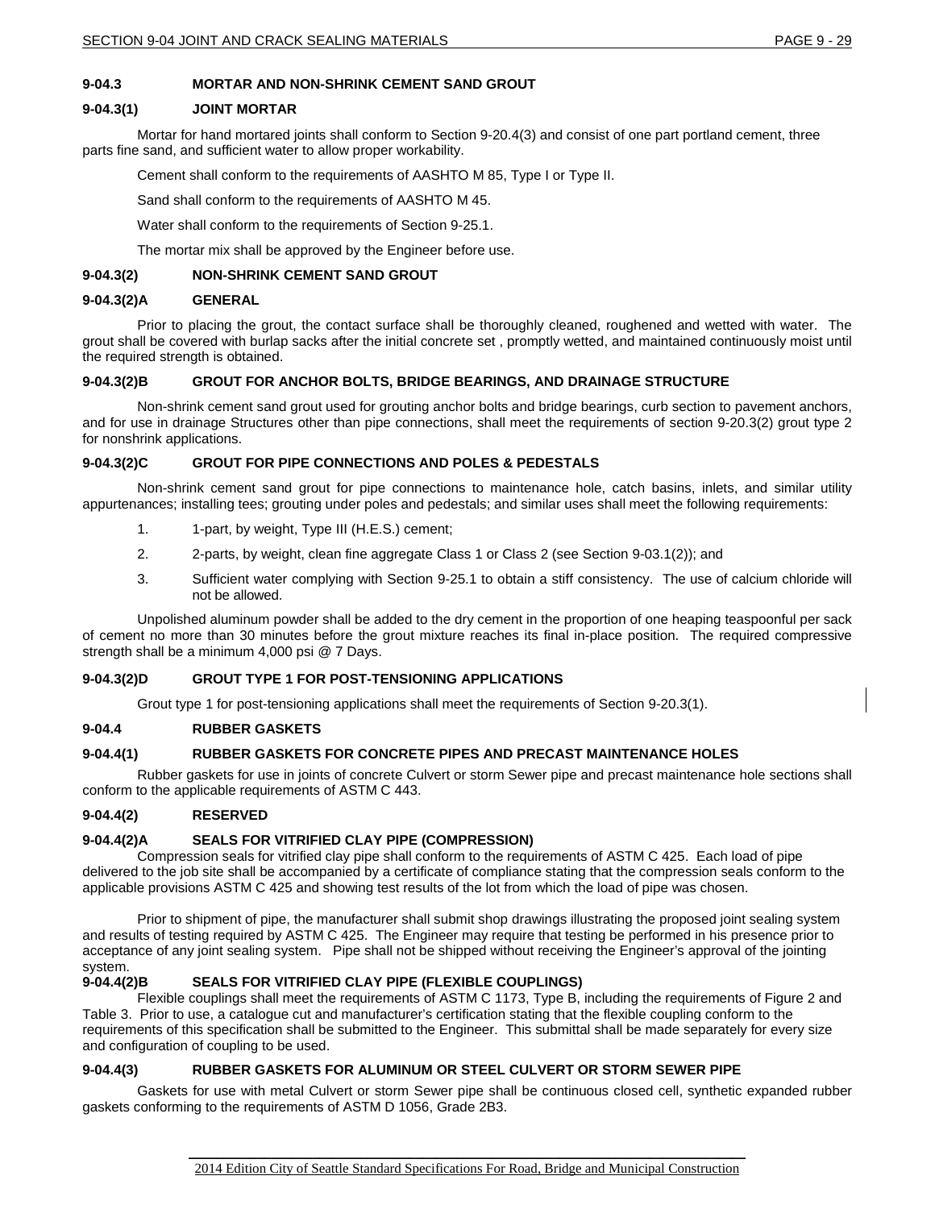### 9-04.3 MORTAR AND NON-SHRINK CEMENT SAND GROUT

#### 9-04.3(1) JOINT MORTAR

Mortar for hand mortared joints shall conform to Section 9-20.4(3) and consist of one part portland cement, three parts fine sand, and sufficient water to allow proper workability.

Cement shall conform to the requirements of AASHTO M 85, Type I or Type II.

Sand shall conform to the requirements of AASHTO M 45.

Water shall conform to the requirements of Section 9-25.1.

The mortar mix shall be approved by the Engineer before use.

#### 9-04.3(2) NON-SHRINK CEMENT SAND GROUT

##### 9-04.3(2)A GENERAL

Prior to placing the grout, the contact surface shall be thoroughly cleaned, roughened and wetted with water. The grout shall be covered with burlap sacks after the initial concrete set , promptly wetted, and maintained continuously moist until the required strength is obtained.

##### 9-04.3(2)B GROUT FOR ANCHOR BOLTS, BRIDGE BEARINGS, AND DRAINAGE STRUCTURE

Non-shrink cement sand grout used for grouting anchor bolts and bridge bearings, curb section to pavement anchors, and for use in drainage Structures other than pipe connections, shall meet the requirements of section 9-20.3(2) grout type 2 for nonshrink applications.

##### 9-04.3(2)C GROUT FOR PIPE CONNECTIONS AND POLES & PEDESTALS

Non-shrink cement sand grout for pipe connections to maintenance hole, catch basins, inlets, and similar utility appurtenances; installing tees; grouting under poles and pedestals; and similar uses shall meet the following requirements:

1. 1-part, by weight, Type III (H.E.S.) cement;
2. 2-parts, by weight, clean fine aggregate Class 1 or Class 2 (see Section 9-03.1(2)); and
3. Sufficient water complying with Section 9-25.1 to obtain a stiff consistency. The use of calcium chloride will not be allowed.

Unpolished aluminum powder shall be added to the dry cement in the proportion of one heaping teaspoonful per sack of cement no more than 30 minutes before the grout mixture reaches its final in-place position. The required compressive strength shall be a minimum 4,000 psi @ 7 Days.

##### 9-04.3(2)D GROUT TYPE 1 FOR POST-TENSIONING APPLICATIONS

Grout type 1 for post-tensioning applications shall meet the requirements of Section 9-20.3(1).

### 9-04.4 RUBBER GASKETS

#### 9-04.4(1) RUBBER GASKETS FOR CONCRETE PIPES AND PRECAST MAINTENANCE HOLES

Rubber gaskets for use in joints of concrete Culvert or storm Sewer pipe and precast maintenance hole sections shall conform to the applicable requirements of ASTM C 443.

#### 9-04.4(2) RESERVED

##### 9-04.4(2)A SEALS FOR VITRIFIED CLAY PIPE (COMPRESSION)

Compression seals for vitrified clay pipe shall conform to the requirements of ASTM C 425. Each load of pipe delivered to the job site shall be accompanied by a certificate of compliance stating that the compression seals conform to the applicable provisions ASTM C 425 and showing test results of the lot from which the load of pipe was chosen.

Prior to shipment of pipe, the manufacturer shall submit shop drawings illustrating the proposed joint sealing system and results of testing required by ASTM C 425. The Engineer may require that testing be performed in his presence prior to acceptance of any joint sealing system. Pipe shall not be shipped without receiving the Engineer's approval of the jointing system.

##### 9-04.4(2)B SEALS FOR VITRIFIED CLAY PIPE (FLEXIBLE COUPLINGS)

Flexible couplings shall meet the requirements of ASTM C 1173, Type B, including the requirements of Figure 2 and Table 3. Prior to use, a catalogue cut and manufacturer's certification stating that the flexible coupling conform to the requirements of this specification shall be submitted to the Engineer. This submittal shall be made separately for every size and configuration of coupling to be used.

#### 9-04.4(3) RUBBER GASKETS FOR ALUMINUM OR STEEL CULVERT OR STORM SEWER PIPE

Gaskets for use with metal Culvert or storm Sewer pipe shall be continuous closed cell, synthetic expanded rubber gaskets conforming to the requirements of ASTM D 1056, Grade 2B3.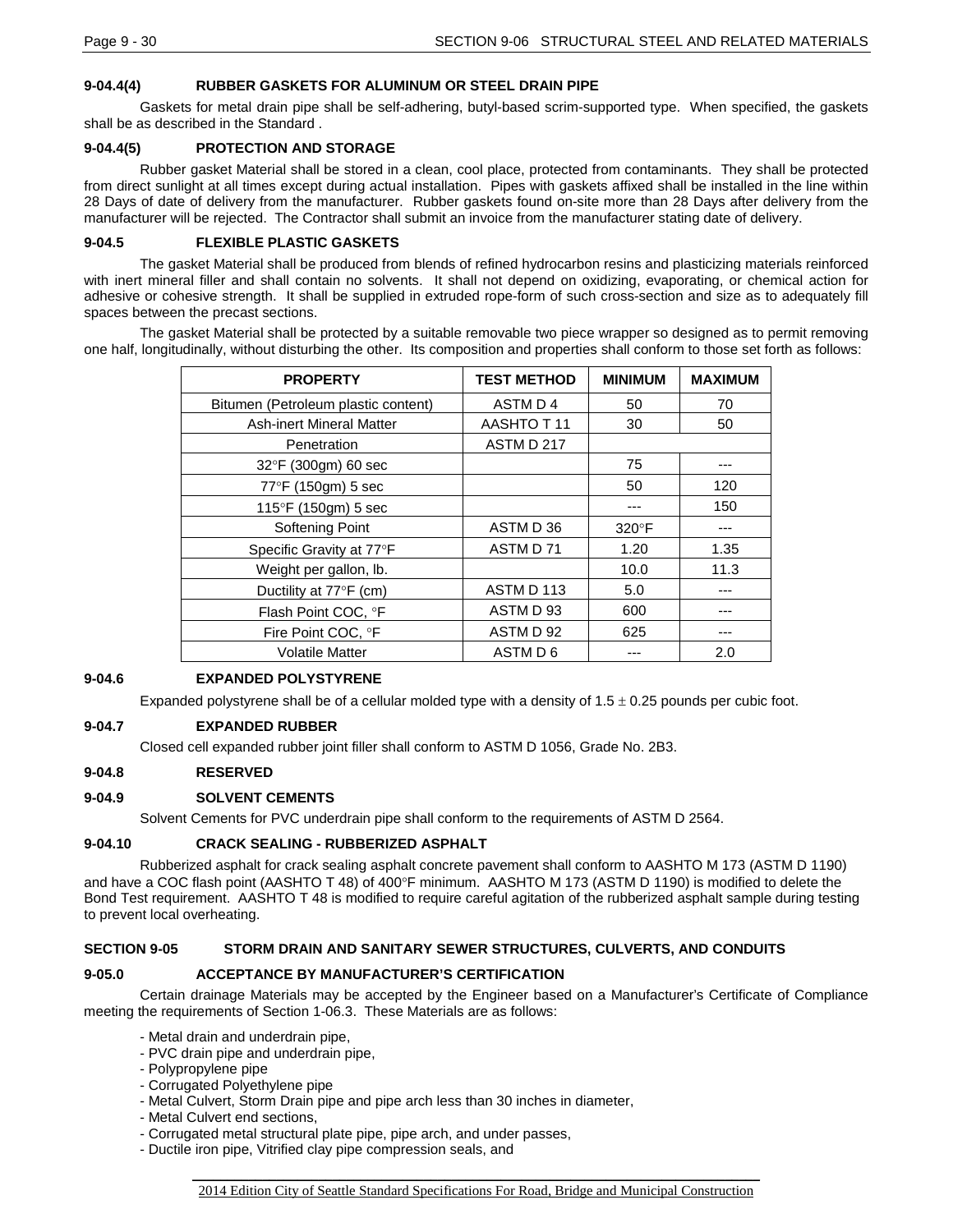### 9-04.4(4) RUBBER GASKETS FOR ALUMINUM OR STEEL DRAIN PIPE

Gaskets for metal drain pipe shall be self-adhering, butyl-based scrim-supported type. When specified, the gaskets shall be as described in the Standard .

### 9-04.4(5) PROTECTION AND STORAGE

Rubber gasket Material shall be stored in a clean, cool place, protected from contaminants. They shall be protected from direct sunlight at all times except during actual installation. Pipes with gaskets affixed shall be installed in the line within 28 Days of date of delivery from the manufacturer. Rubber gaskets found on-site more than 28 Days after delivery from the manufacturer will be rejected. The Contractor shall submit an invoice from the manufacturer stating date of delivery.

### 9-04.5 FLEXIBLE PLASTIC GASKETS

The gasket Material shall be produced from blends of refined hydrocarbon resins and plasticizing materials reinforced with inert mineral filler and shall contain no solvents. It shall not depend on oxidizing, evaporating, or chemical action for adhesive or cohesive strength. It shall be supplied in extruded rope-form of such cross-section and size as to adequately fill spaces between the precast sections.

The gasket Material shall be protected by a suitable removable two piece wrapper so designed as to permit removing one half, longitudinally, without disturbing the other. Its composition and properties shall conform to those set forth as follows:

| PROPERTY | TEST METHOD | MINIMUM | MAXIMUM |
|---|---|---|---|
| Bitumen (Petroleum plastic content) | ASTM D 4 | 50 | 70 |
| Ash-inert Mineral Matter | AASHTO T 11 | 30 | 50 |
| Penetration | ASTM D 217 | | |
| 32°F (300gm) 60 sec | | 75 | --- |
| 77°F (150gm) 5 sec | | 50 | 120 |
| 115°F (150gm) 5 sec | | --- | 150 |
| Softening Point | ASTM D 36 | 320°F | --- |
| Specific Gravity at 77°F | ASTM D 71 | 1.20 | 1.35 |
| Weight per gallon, lb. | | 10.0 | 11.3 |
| Ductility at 77°F (cm) | ASTM D 113 | 5.0 | --- |
| Flash Point COC, °F | ASTM D 93 | 600 | --- |
| Fire Point COC, °F | ASTM D 92 | 625 | --- |
| Volatile Matter | ASTM D 6 | --- | 2.0 |

### 9-04.6 EXPANDED POLYSTYRENE

Expanded polystyrene shall be of a cellular molded type with a density of 1.5 ± 0.25 pounds per cubic foot.

### 9-04.7 EXPANDED RUBBER

Closed cell expanded rubber joint filler shall conform to ASTM D 1056, Grade No. 2B3.

### 9-04.8 RESERVED

### 9-04.9 SOLVENT CEMENTS

Solvent Cements for PVC underdrain pipe shall conform to the requirements of ASTM D 2564.

### 9-04.10 CRACK SEALING - RUBBERIZED ASPHALT

Rubberized asphalt for crack sealing asphalt concrete pavement shall conform to AASHTO M 173 (ASTM D 1190) and have a COC flash point (AASHTO T 48) of 400°F minimum. AASHTO M 173 (ASTM D 1190) is modified to delete the Bond Test requirement. AASHTO T 48 is modified to require careful agitation of the rubberized asphalt sample during testing to prevent local overheating.

## SECTION 9-05 STORM DRAIN AND SANITARY SEWER STRUCTURES, CULVERTS, AND CONDUITS

### 9-05.0 ACCEPTANCE BY MANUFACTURER'S CERTIFICATION

Certain drainage Materials may be accepted by the Engineer based on a Manufacturer's Certificate of Compliance meeting the requirements of Section 1-06.3. These Materials are as follows:

- Metal drain and underdrain pipe,
- PVC drain pipe and underdrain pipe,
- Polypropylene pipe
- Corrugated Polyethylene pipe
- Metal Culvert, Storm Drain pipe and pipe arch less than 30 inches in diameter,
- Metal Culvert end sections,
- Corrugated metal structural plate pipe, pipe arch, and under passes,
- Ductile iron pipe, Vitrified clay pipe compression seals, and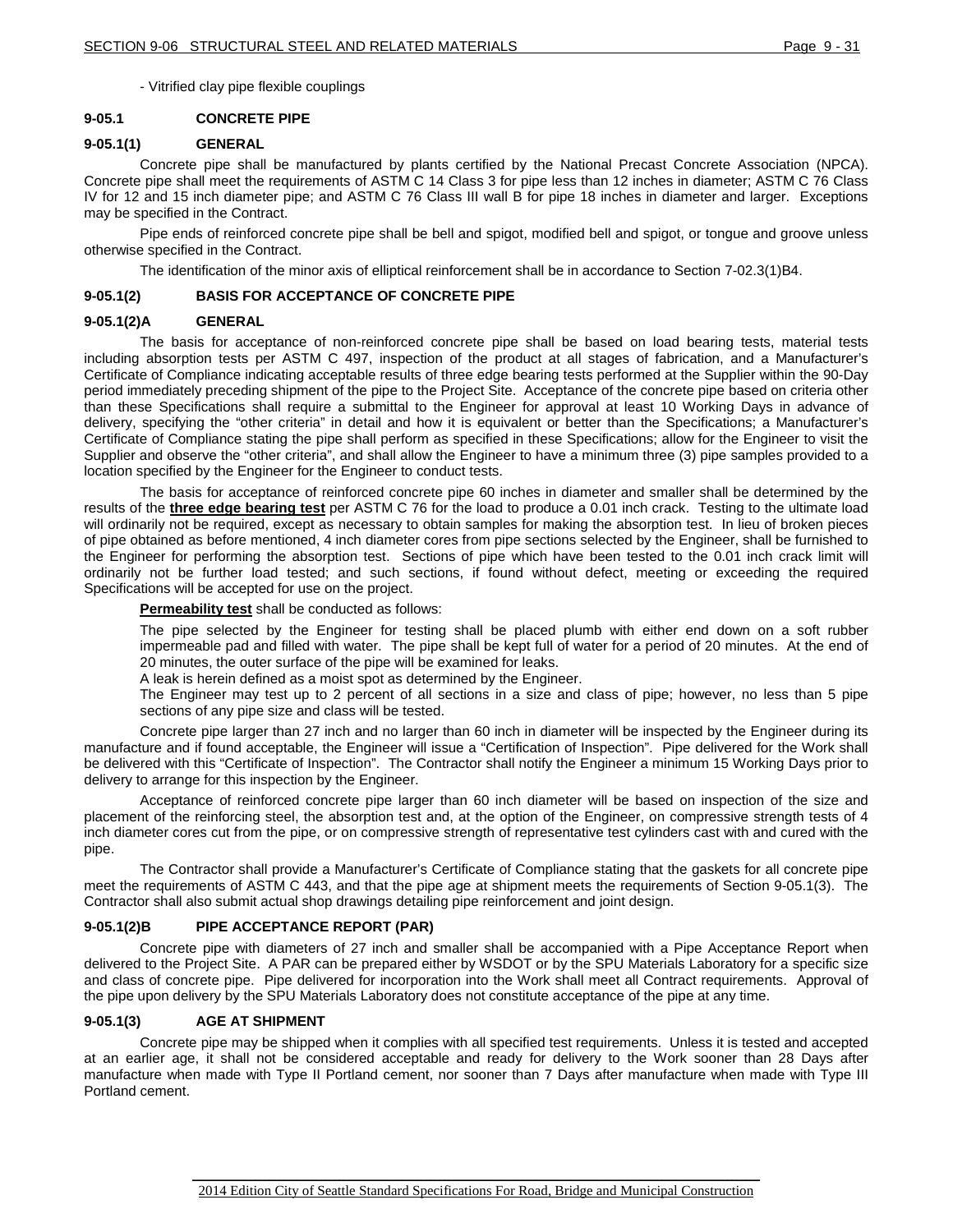- Vitrified clay pipe flexible couplings

## 9-05.1 CONCRETE PIPE

### 9-05.1(1) GENERAL

Concrete pipe shall be manufactured by plants certified by the National Precast Concrete Association (NPCA). Concrete pipe shall meet the requirements of ASTM C 14 Class 3 for pipe less than 12 inches in diameter; ASTM C 76 Class IV for 12 and 15 inch diameter pipe; and ASTM C 76 Class III wall B for pipe 18 inches in diameter and larger. Exceptions may be specified in the Contract.

Pipe ends of reinforced concrete pipe shall be bell and spigot, modified bell and spigot, or tongue and groove unless otherwise specified in the Contract.

The identification of the minor axis of elliptical reinforcement shall be in accordance to Section 7-02.3(1)B4.

### 9-05.1(2) BASIS FOR ACCEPTANCE OF CONCRETE PIPE

#### 9-05.1(2)A GENERAL

The basis for acceptance of non-reinforced concrete pipe shall be based on load bearing tests, material tests including absorption tests per ASTM C 497, inspection of the product at all stages of fabrication, and a Manufacturer's Certificate of Compliance indicating acceptable results of three edge bearing tests performed at the Supplier within the 90-Day period immediately preceding shipment of the pipe to the Project Site. Acceptance of the concrete pipe based on criteria other than these Specifications shall require a submittal to the Engineer for approval at least 10 Working Days in advance of delivery, specifying the "other criteria" in detail and how it is equivalent or better than the Specifications; a Manufacturer's Certificate of Compliance stating the pipe shall perform as specified in these Specifications; allow for the Engineer to visit the Supplier and observe the "other criteria", and shall allow the Engineer to have a minimum three (3) pipe samples provided to a location specified by the Engineer for the Engineer to conduct tests.

The basis for acceptance of reinforced concrete pipe 60 inches in diameter and smaller shall be determined by the results of the **three edge bearing test** per ASTM C 76 for the load to produce a 0.01 inch crack. Testing to the ultimate load will ordinarily not be required, except as necessary to obtain samples for making the absorption test. In lieu of broken pieces of pipe obtained as before mentioned, 4 inch diameter cores from pipe sections selected by the Engineer, shall be furnished to the Engineer for performing the absorption test. Sections of pipe which have been tested to the 0.01 inch crack limit will ordinarily not be further load tested; and such sections, if found without defect, meeting or exceeding the required Specifications will be accepted for use on the project.

**Permeability test** shall be conducted as follows:

The pipe selected by the Engineer for testing shall be placed plumb with either end down on a soft rubber impermeable pad and filled with water. The pipe shall be kept full of water for a period of 20 minutes. At the end of 20 minutes, the outer surface of the pipe will be examined for leaks.

A leak is herein defined as a moist spot as determined by the Engineer.

The Engineer may test up to 2 percent of all sections in a size and class of pipe; however, no less than 5 pipe sections of any pipe size and class will be tested.

Concrete pipe larger than 27 inch and no larger than 60 inch in diameter will be inspected by the Engineer during its manufacture and if found acceptable, the Engineer will issue a "Certification of Inspection". Pipe delivered for the Work shall be delivered with this "Certificate of Inspection". The Contractor shall notify the Engineer a minimum 15 Working Days prior to delivery to arrange for this inspection by the Engineer.

Acceptance of reinforced concrete pipe larger than 60 inch diameter will be based on inspection of the size and placement of the reinforcing steel, the absorption test and, at the option of the Engineer, on compressive strength tests of 4 inch diameter cores cut from the pipe, or on compressive strength of representative test cylinders cast with and cured with the pipe.

The Contractor shall provide a Manufacturer's Certificate of Compliance stating that the gaskets for all concrete pipe meet the requirements of ASTM C 443, and that the pipe age at shipment meets the requirements of Section 9-05.1(3). The Contractor shall also submit actual shop drawings detailing pipe reinforcement and joint design.

#### 9-05.1(2)B PIPE ACCEPTANCE REPORT (PAR)

Concrete pipe with diameters of 27 inch and smaller shall be accompanied with a Pipe Acceptance Report when delivered to the Project Site. A PAR can be prepared either by WSDOT or by the SPU Materials Laboratory for a specific size and class of concrete pipe. Pipe delivered for incorporation into the Work shall meet all Contract requirements. Approval of the pipe upon delivery by the SPU Materials Laboratory does not constitute acceptance of the pipe at any time.

### 9-05.1(3) AGE AT SHIPMENT

Concrete pipe may be shipped when it complies with all specified test requirements. Unless it is tested and accepted at an earlier age, it shall not be considered acceptable and ready for delivery to the Work sooner than 28 Days after manufacture when made with Type II Portland cement, nor sooner than 7 Days after manufacture when made with Type III Portland cement.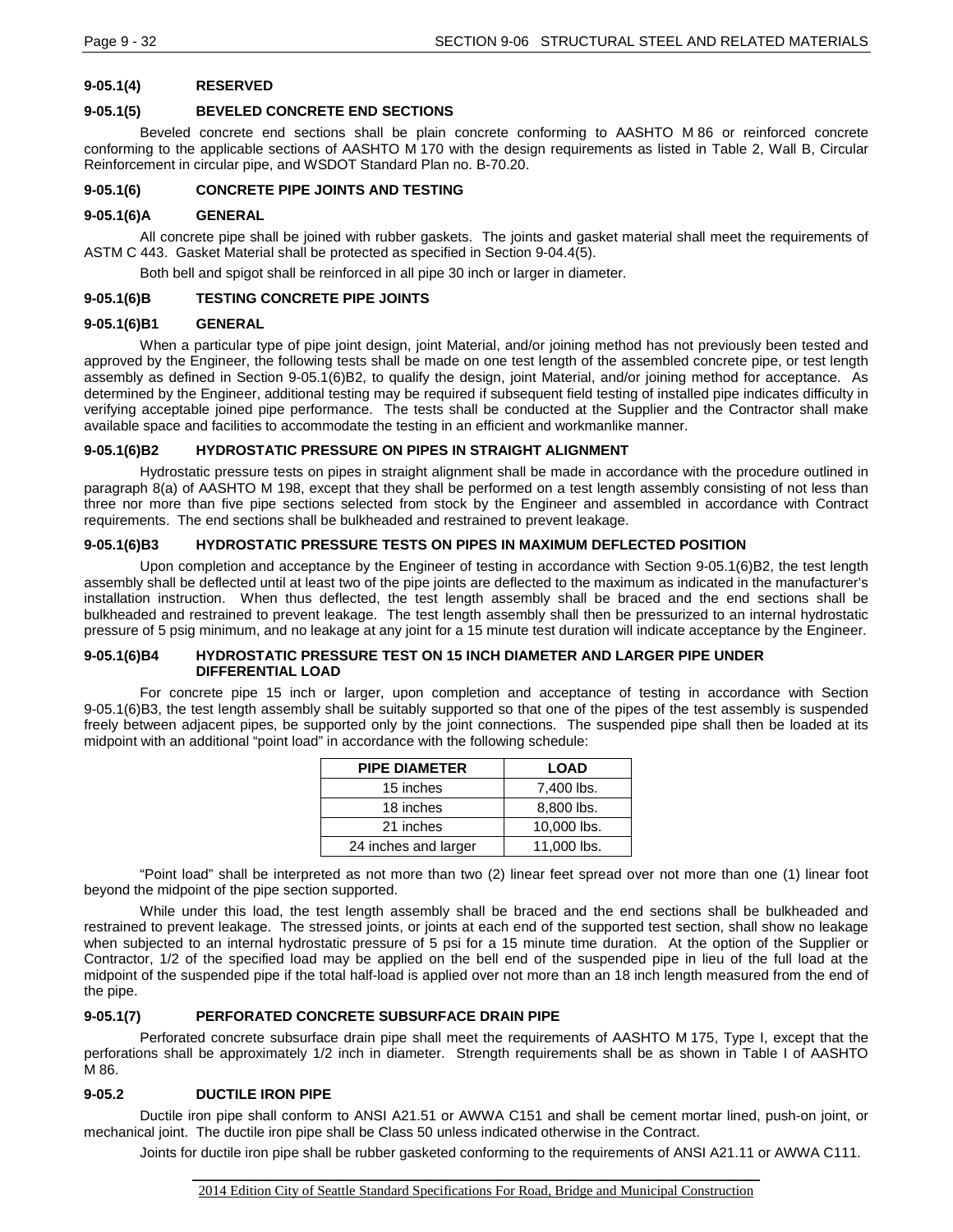### 9-05.1(4) RESERVED

### 9-05.1(5) BEVELED CONCRETE END SECTIONS

Beveled concrete end sections shall be plain concrete conforming to AASHTO M 86 or reinforced concrete conforming to the applicable sections of AASHTO M 170 with the design requirements as listed in Table 2, Wall B, Circular Reinforcement in circular pipe, and WSDOT Standard Plan no. B-70.20.

### 9-05.1(6) CONCRETE PIPE JOINTS AND TESTING

#### 9-05.1(6)A GENERAL

All concrete pipe shall be joined with rubber gaskets. The joints and gasket material shall meet the requirements of ASTM C 443. Gasket Material shall be protected as specified in Section 9-04.4(5).

Both bell and spigot shall be reinforced in all pipe 30 inch or larger in diameter.

#### 9-05.1(6)B TESTING CONCRETE PIPE JOINTS

##### 9-05.1(6)B1 GENERAL

When a particular type of pipe joint design, joint Material, and/or joining method has not previously been tested and approved by the Engineer, the following tests shall be made on one test length of the assembled concrete pipe, or test length assembly as defined in Section 9-05.1(6)B2, to qualify the design, joint Material, and/or joining method for acceptance. As determined by the Engineer, additional testing may be required if subsequent field testing of installed pipe indicates difficulty in verifying acceptable joined pipe performance. The tests shall be conducted at the Supplier and the Contractor shall make available space and facilities to accommodate the testing in an efficient and workmanlike manner.

##### 9-05.1(6)B2 HYDROSTATIC PRESSURE ON PIPES IN STRAIGHT ALIGNMENT

Hydrostatic pressure tests on pipes in straight alignment shall be made in accordance with the procedure outlined in paragraph 8(a) of AASHTO M 198, except that they shall be performed on a test length assembly consisting of not less than three nor more than five pipe sections selected from stock by the Engineer and assembled in accordance with Contract requirements. The end sections shall be bulkheaded and restrained to prevent leakage.

##### 9-05.1(6)B3 HYDROSTATIC PRESSURE TESTS ON PIPES IN MAXIMUM DEFLECTED POSITION

Upon completion and acceptance by the Engineer of testing in accordance with Section 9-05.1(6)B2, the test length assembly shall be deflected until at least two of the pipe joints are deflected to the maximum as indicated in the manufacturer's installation instruction. When thus deflected, the test length assembly shall be braced and the end sections shall be bulkheaded and restrained to prevent leakage. The test length assembly shall then be pressurized to an internal hydrostatic pressure of 5 psig minimum, and no leakage at any joint for a 15 minute test duration will indicate acceptance by the Engineer.

##### 9-05.1(6)B4 HYDROSTATIC PRESSURE TEST ON 15 INCH DIAMETER AND LARGER PIPE UNDER DIFFERENTIAL LOAD

For concrete pipe 15 inch or larger, upon completion and acceptance of testing in accordance with Section 9-05.1(6)B3, the test length assembly shall be suitably supported so that one of the pipes of the test assembly is suspended freely between adjacent pipes, be supported only by the joint connections. The suspended pipe shall then be loaded at its midpoint with an additional "point load" in accordance with the following schedule:

| PIPE DIAMETER | LOAD |
|---|---|
| 15 inches | 7,400 lbs. |
| 18 inches | 8,800 lbs. |
| 21 inches | 10,000 lbs. |
| 24 inches and larger | 11,000 lbs. |

"Point load" shall be interpreted as not more than two (2) linear feet spread over not more than one (1) linear foot beyond the midpoint of the pipe section supported.

While under this load, the test length assembly shall be braced and the end sections shall be bulkheaded and restrained to prevent leakage. The stressed joints, or joints at each end of the supported test section, shall show no leakage when subjected to an internal hydrostatic pressure of 5 psi for a 15 minute time duration. At the option of the Supplier or Contractor, 1/2 of the specified load may be applied on the bell end of the suspended pipe in lieu of the full load at the midpoint of the suspended pipe if the total half-load is applied over not more than an 18 inch length measured from the end of the pipe.

### 9-05.1(7) PERFORATED CONCRETE SUBSURFACE DRAIN PIPE

Perforated concrete subsurface drain pipe shall meet the requirements of AASHTO M 175, Type I, except that the perforations shall be approximately 1/2 inch in diameter. Strength requirements shall be as shown in Table I of AASHTO M 86.

## 9-05.2 DUCTILE IRON PIPE

Ductile iron pipe shall conform to ANSI A21.51 or AWWA C151 and shall be cement mortar lined, push-on joint, or mechanical joint. The ductile iron pipe shall be Class 50 unless indicated otherwise in the Contract.

Joints for ductile iron pipe shall be rubber gasketed conforming to the requirements of ANSI A21.11 or AWWA C111.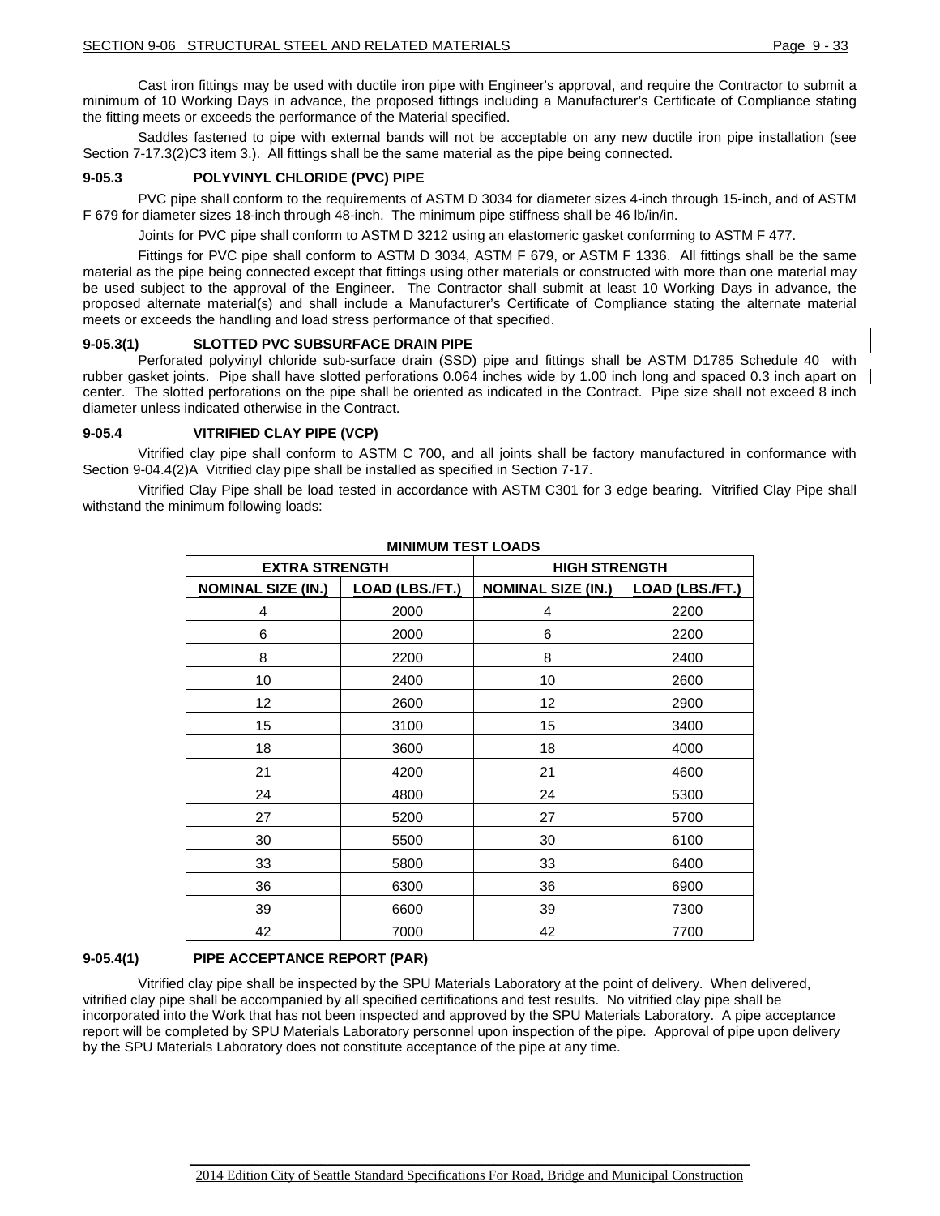Cast iron fittings may be used with ductile iron pipe with Engineer's approval, and require the Contractor to submit a minimum of 10 Working Days in advance, the proposed fittings including a Manufacturer's Certificate of Compliance stating the fitting meets or exceeds the performance of the Material specified.

Saddles fastened to pipe with external bands will not be acceptable on any new ductile iron pipe installation (see Section 7-17.3(2)C3 item 3.). All fittings shall be the same material as the pipe being connected.

### 9-05.3 POLYVINYL CHLORIDE (PVC) PIPE

PVC pipe shall conform to the requirements of ASTM D 3034 for diameter sizes 4-inch through 15-inch, and of ASTM F 679 for diameter sizes 18-inch through 48-inch. The minimum pipe stiffness shall be 46 lb/in/in.

Joints for PVC pipe shall conform to ASTM D 3212 using an elastomeric gasket conforming to ASTM F 477.

Fittings for PVC pipe shall conform to ASTM D 3034, ASTM F 679, or ASTM F 1336. All fittings shall be the same material as the pipe being connected except that fittings using other materials or constructed with more than one material may be used subject to the approval of the Engineer. The Contractor shall submit at least 10 Working Days in advance, the proposed alternate material(s) and shall include a Manufacturer's Certificate of Compliance stating the alternate material meets or exceeds the handling and load stress performance of that specified.

### 9-05.3(1) SLOTTED PVC SUBSURFACE DRAIN PIPE

Perforated polyvinyl chloride sub-surface drain (SSD) pipe and fittings shall be ASTM D1785 Schedule 40 with rubber gasket joints. Pipe shall have slotted perforations 0.064 inches wide by 1.00 inch long and spaced 0.3 inch apart on center. The slotted perforations on the pipe shall be oriented as indicated in the Contract. Pipe size shall not exceed 8 inch diameter unless indicated otherwise in the Contract.

### 9-05.4 VITRIFIED CLAY PIPE (VCP)

Vitrified clay pipe shall conform to ASTM C 700, and all joints shall be factory manufactured in conformance with Section 9-04.4(2)A Vitrified clay pipe shall be installed as specified in Section 7-17.

Vitrified Clay Pipe shall be load tested in accordance with ASTM C301 for 3 edge bearing. Vitrified Clay Pipe shall withstand the minimum following loads:

**MINIMUM TEST LOADS**

| EXTRA STRENGTH | | HIGH STRENGTH | |
|---|---|---|---|
| NOMINAL SIZE (IN.) | LOAD (LBS./FT.) | NOMINAL SIZE (IN.) | LOAD (LBS./FT.) |
| 4 | 2000 | 4 | 2200 |
| 6 | 2000 | 6 | 2200 |
| 8 | 2200 | 8 | 2400 |
| 10 | 2400 | 10 | 2600 |
| 12 | 2600 | 12 | 2900 |
| 15 | 3100 | 15 | 3400 |
| 18 | 3600 | 18 | 4000 |
| 21 | 4200 | 21 | 4600 |
| 24 | 4800 | 24 | 5300 |
| 27 | 5200 | 27 | 5700 |
| 30 | 5500 | 30 | 6100 |
| 33 | 5800 | 33 | 6400 |
| 36 | 6300 | 36 | 6900 |
| 39 | 6600 | 39 | 7300 |
| 42 | 7000 | 42 | 7700 |

### 9-05.4(1) PIPE ACCEPTANCE REPORT (PAR)

Vitrified clay pipe shall be inspected by the SPU Materials Laboratory at the point of delivery. When delivered, vitrified clay pipe shall be accompanied by all specified certifications and test results. No vitrified clay pipe shall be incorporated into the Work that has not been inspected and approved by the SPU Materials Laboratory. A pipe acceptance report will be completed by SPU Materials Laboratory personnel upon inspection of the pipe. Approval of pipe upon delivery by the SPU Materials Laboratory does not constitute acceptance of the pipe at any time.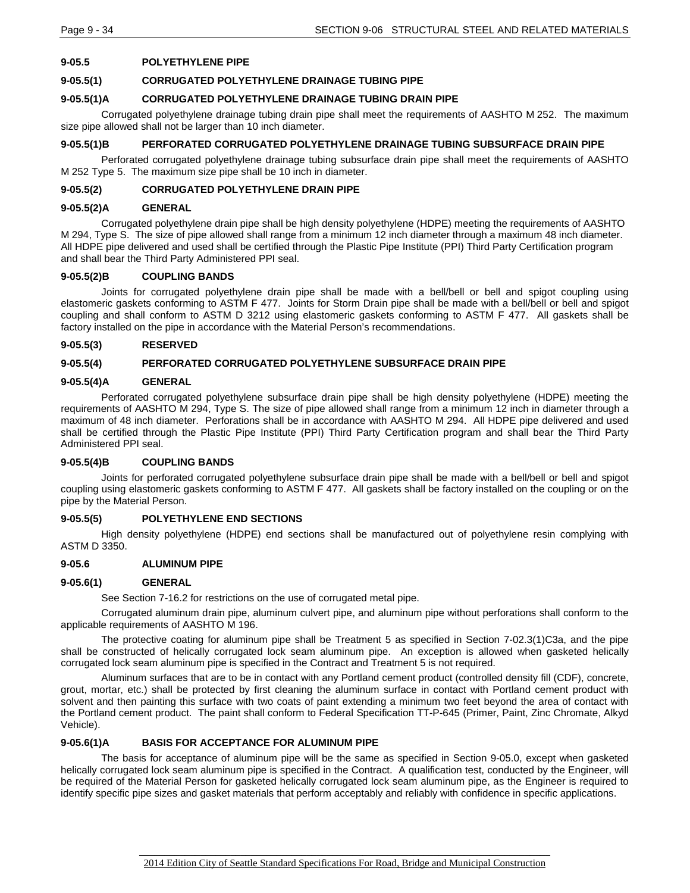## 9-05.5 POLYETHYLENE PIPE

### 9-05.5(1) CORRUGATED POLYETHYLENE DRAINAGE TUBING PIPE

#### 9-05.5(1)A CORRUGATED POLYETHYLENE DRAINAGE TUBING DRAIN PIPE

Corrugated polyethylene drainage tubing drain pipe shall meet the requirements of AASHTO M 252. The maximum size pipe allowed shall not be larger than 10 inch diameter.

#### 9-05.5(1)B PERFORATED CORRUGATED POLYETHYLENE DRAINAGE TUBING SUBSURFACE DRAIN PIPE

Perforated corrugated polyethylene drainage tubing subsurface drain pipe shall meet the requirements of AASHTO M 252 Type 5. The maximum size pipe shall be 10 inch in diameter.

### 9-05.5(2) CORRUGATED POLYETHYLENE DRAIN PIPE

#### 9-05.5(2)A GENERAL

Corrugated polyethylene drain pipe shall be high density polyethylene (HDPE) meeting the requirements of AASHTO M 294, Type S. The size of pipe allowed shall range from a minimum 12 inch diameter through a maximum 48 inch diameter. All HDPE pipe delivered and used shall be certified through the Plastic Pipe Institute (PPI) Third Party Certification program and shall bear the Third Party Administered PPI seal.

#### 9-05.5(2)B COUPLING BANDS

Joints for corrugated polyethylene drain pipe shall be made with a bell/bell or bell and spigot coupling using elastomeric gaskets conforming to ASTM F 477. Joints for Storm Drain pipe shall be made with a bell/bell or bell and spigot coupling and shall conform to ASTM D 3212 using elastomeric gaskets conforming to ASTM F 477. All gaskets shall be factory installed on the pipe in accordance with the Material Person's recommendations.

### 9-05.5(3) RESERVED

### 9-05.5(4) PERFORATED CORRUGATED POLYETHYLENE SUBSURFACE DRAIN PIPE

#### 9-05.5(4)A GENERAL

Perforated corrugated polyethylene subsurface drain pipe shall be high density polyethylene (HDPE) meeting the requirements of AASHTO M 294, Type S. The size of pipe allowed shall range from a minimum 12 inch in diameter through a maximum of 48 inch diameter. Perforations shall be in accordance with AASHTO M 294. All HDPE pipe delivered and used shall be certified through the Plastic Pipe Institute (PPI) Third Party Certification program and shall bear the Third Party Administered PPI seal.

#### 9-05.5(4)B COUPLING BANDS

Joints for perforated corrugated polyethylene subsurface drain pipe shall be made with a bell/bell or bell and spigot coupling using elastomeric gaskets conforming to ASTM F 477. All gaskets shall be factory installed on the coupling or on the pipe by the Material Person.

### 9-05.5(5) POLYETHYLENE END SECTIONS

High density polyethylene (HDPE) end sections shall be manufactured out of polyethylene resin complying with ASTM D 3350.

## 9-05.6 ALUMINUM PIPE

### 9-05.6(1) GENERAL

See Section 7-16.2 for restrictions on the use of corrugated metal pipe.

Corrugated aluminum drain pipe, aluminum culvert pipe, and aluminum pipe without perforations shall conform to the applicable requirements of AASHTO M 196.

The protective coating for aluminum pipe shall be Treatment 5 as specified in Section 7-02.3(1)C3a, and the pipe shall be constructed of helically corrugated lock seam aluminum pipe. An exception is allowed when gasketed helically corrugated lock seam aluminum pipe is specified in the Contract and Treatment 5 is not required.

Aluminum surfaces that are to be in contact with any Portland cement product (controlled density fill (CDF), concrete, grout, mortar, etc.) shall be protected by first cleaning the aluminum surface in contact with Portland cement product with solvent and then painting this surface with two coats of paint extending a minimum two feet beyond the area of contact with the Portland cement product. The paint shall conform to Federal Specification TT-P-645 (Primer, Paint, Zinc Chromate, Alkyd Vehicle).

#### 9-05.6(1)A BASIS FOR ACCEPTANCE FOR ALUMINUM PIPE

The basis for acceptance of aluminum pipe will be the same as specified in Section 9-05.0, except when gasketed helically corrugated lock seam aluminum pipe is specified in the Contract. A qualification test, conducted by the Engineer, will be required of the Material Person for gasketed helically corrugated lock seam aluminum pipe, as the Engineer is required to identify specific pipe sizes and gasket materials that perform acceptably and reliably with confidence in specific applications.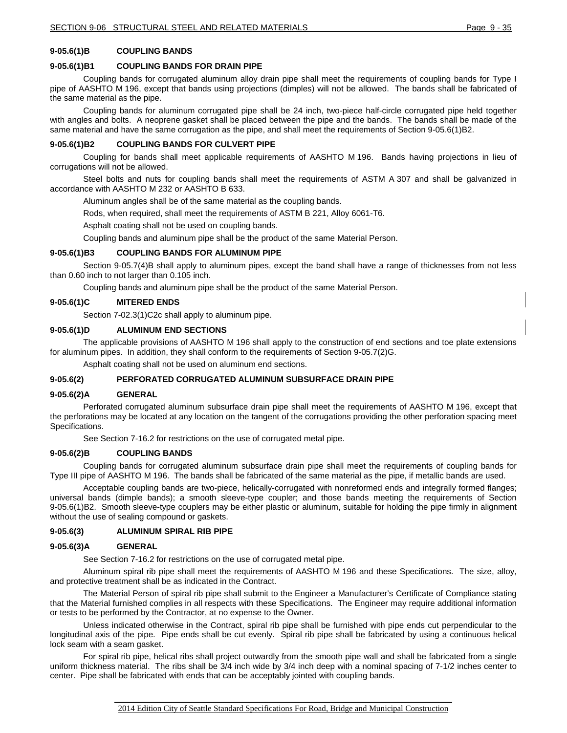### 9-05.6(1)B COUPLING BANDS

#### 9-05.6(1)B1 COUPLING BANDS FOR DRAIN PIPE

Coupling bands for corrugated aluminum alloy drain pipe shall meet the requirements of coupling bands for Type I pipe of AASHTO M 196, except that bands using projections (dimples) will not be allowed. The bands shall be fabricated of the same material as the pipe.

Coupling bands for aluminum corrugated pipe shall be 24 inch, two-piece half-circle corrugated pipe held together with angles and bolts. A neoprene gasket shall be placed between the pipe and the bands. The bands shall be made of the same material and have the same corrugation as the pipe, and shall meet the requirements of Section 9-05.6(1)B2.

#### 9-05.6(1)B2 COUPLING BANDS FOR CULVERT PIPE

Coupling for bands shall meet applicable requirements of AASHTO M 196. Bands having projections in lieu of corrugations will not be allowed.

Steel bolts and nuts for coupling bands shall meet the requirements of ASTM A 307 and shall be galvanized in accordance with AASHTO M 232 or AASHTO B 633.

Aluminum angles shall be of the same material as the coupling bands.

Rods, when required, shall meet the requirements of ASTM B 221, Alloy 6061-T6.

Asphalt coating shall not be used on coupling bands.

Coupling bands and aluminum pipe shall be the product of the same Material Person.

#### 9-05.6(1)B3 COUPLING BANDS FOR ALUMINUM PIPE

Section 9-05.7(4)B shall apply to aluminum pipes, except the band shall have a range of thicknesses from not less than 0.60 inch to not larger than 0.105 inch.

Coupling bands and aluminum pipe shall be the product of the same Material Person.

### 9-05.6(1)C MITERED ENDS

Section 7-02.3(1)C2c shall apply to aluminum pipe.

### 9-05.6(1)D ALUMINUM END SECTIONS

The applicable provisions of AASHTO M 196 shall apply to the construction of end sections and toe plate extensions for aluminum pipes. In addition, they shall conform to the requirements of Section 9-05.7(2)G.

Asphalt coating shall not be used on aluminum end sections.

## 9-05.6(2) PERFORATED CORRUGATED ALUMINUM SUBSURFACE DRAIN PIPE

### 9-05.6(2)A GENERAL

Perforated corrugated aluminum subsurface drain pipe shall meet the requirements of AASHTO M 196, except that the perforations may be located at any location on the tangent of the corrugations providing the other perforation spacing meet Specifications.

See Section 7-16.2 for restrictions on the use of corrugated metal pipe.

### 9-05.6(2)B COUPLING BANDS

Coupling bands for corrugated aluminum subsurface drain pipe shall meet the requirements of coupling bands for Type III pipe of AASHTO M 196. The bands shall be fabricated of the same material as the pipe, if metallic bands are used.

Acceptable coupling bands are two-piece, helically-corrugated with nonreformed ends and integrally formed flanges; universal bands (dimple bands); a smooth sleeve-type coupler; and those bands meeting the requirements of Section 9-05.6(1)B2. Smooth sleeve-type couplers may be either plastic or aluminum, suitable for holding the pipe firmly in alignment without the use of sealing compound or gaskets.

## 9-05.6(3) ALUMINUM SPIRAL RIB PIPE

### 9-05.6(3)A GENERAL

See Section 7-16.2 for restrictions on the use of corrugated metal pipe.

Aluminum spiral rib pipe shall meet the requirements of AASHTO M 196 and these Specifications. The size, alloy, and protective treatment shall be as indicated in the Contract.

The Material Person of spiral rib pipe shall submit to the Engineer a Manufacturer's Certificate of Compliance stating that the Material furnished complies in all respects with these Specifications. The Engineer may require additional information or tests to be performed by the Contractor, at no expense to the Owner.

Unless indicated otherwise in the Contract, spiral rib pipe shall be furnished with pipe ends cut perpendicular to the longitudinal axis of the pipe. Pipe ends shall be cut evenly. Spiral rib pipe shall be fabricated by using a continuous helical lock seam with a seam gasket.

For spiral rib pipe, helical ribs shall project outwardly from the smooth pipe wall and shall be fabricated from a single uniform thickness material. The ribs shall be 3/4 inch wide by 3/4 inch deep with a nominal spacing of 7-1/2 inches center to center. Pipe shall be fabricated with ends that can be acceptably jointed with coupling bands.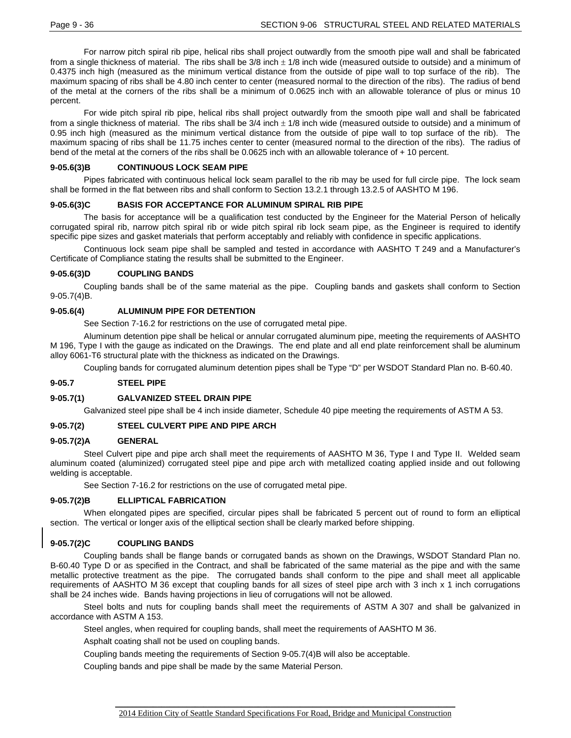For narrow pitch spiral rib pipe, helical ribs shall project outwardly from the smooth pipe wall and shall be fabricated from a single thickness of material. The ribs shall be 3/8 inch ± 1/8 inch wide (measured outside to outside) and a minimum of 0.4375 inch high (measured as the minimum vertical distance from the outside of pipe wall to top surface of the rib). The maximum spacing of ribs shall be 4.80 inch center to center (measured normal to the direction of the ribs). The radius of bend of the metal at the corners of the ribs shall be a minimum of 0.0625 inch with an allowable tolerance of plus or minus 10 percent.

For wide pitch spiral rib pipe, helical ribs shall project outwardly from the smooth pipe wall and shall be fabricated from a single thickness of material. The ribs shall be 3/4 inch ± 1/8 inch wide (measured outside to outside) and a minimum of 0.95 inch high (measured as the minimum vertical distance from the outside of pipe wall to top surface of the rib). The maximum spacing of ribs shall be 11.75 inches center to center (measured normal to the direction of the ribs). The radius of bend of the metal at the corners of the ribs shall be 0.0625 inch with an allowable tolerance of + 10 percent.

### 9-05.6(3)B CONTINUOUS LOCK SEAM PIPE

Pipes fabricated with continuous helical lock seam parallel to the rib may be used for full circle pipe. The lock seam shall be formed in the flat between ribs and shall conform to Section 13.2.1 through 13.2.5 of AASHTO M 196.

### 9-05.6(3)C BASIS FOR ACCEPTANCE FOR ALUMINUM SPIRAL RIB PIPE

The basis for acceptance will be a qualification test conducted by the Engineer for the Material Person of helically corrugated spiral rib, narrow pitch spiral rib or wide pitch spiral rib lock seam pipe, as the Engineer is required to identify specific pipe sizes and gasket materials that perform acceptably and reliably with confidence in specific applications.

Continuous lock seam pipe shall be sampled and tested in accordance with AASHTO T 249 and a Manufacturer's Certificate of Compliance stating the results shall be submitted to the Engineer.

### 9-05.6(3)D COUPLING BANDS

Coupling bands shall be of the same material as the pipe. Coupling bands and gaskets shall conform to Section 9-05.7(4)B.

### 9-05.6(4) ALUMINUM PIPE FOR DETENTION

See Section 7-16.2 for restrictions on the use of corrugated metal pipe.

Aluminum detention pipe shall be helical or annular corrugated aluminum pipe, meeting the requirements of AASHTO M 196, Type I with the gauge as indicated on the Drawings. The end plate and all end plate reinforcement shall be aluminum alloy 6061-T6 structural plate with the thickness as indicated on the Drawings.

Coupling bands for corrugated aluminum detention pipes shall be Type "D" per WSDOT Standard Plan no. B-60.40.

## 9-05.7 STEEL PIPE

### 9-05.7(1) GALVANIZED STEEL DRAIN PIPE

Galvanized steel pipe shall be 4 inch inside diameter, Schedule 40 pipe meeting the requirements of ASTM A 53.

### 9-05.7(2) STEEL CULVERT PIPE AND PIPE ARCH

### 9-05.7(2)A GENERAL

Steel Culvert pipe and pipe arch shall meet the requirements of AASHTO M 36, Type I and Type II. Welded seam aluminum coated (aluminized) corrugated steel pipe and pipe arch with metallized coating applied inside and out following welding is acceptable.

See Section 7-16.2 for restrictions on the use of corrugated metal pipe.

### 9-05.7(2)B ELLIPTICAL FABRICATION

When elongated pipes are specified, circular pipes shall be fabricated 5 percent out of round to form an elliptical section. The vertical or longer axis of the elliptical section shall be clearly marked before shipping.

### 9-05.7(2)C COUPLING BANDS

Coupling bands shall be flange bands or corrugated bands as shown on the Drawings, WSDOT Standard Plan no. B-60.40 Type D or as specified in the Contract, and shall be fabricated of the same material as the pipe and with the same metallic protective treatment as the pipe. The corrugated bands shall conform to the pipe and shall meet all applicable requirements of AASHTO M 36 except that coupling bands for all sizes of steel pipe arch with 3 inch x 1 inch corrugations shall be 24 inches wide. Bands having projections in lieu of corrugations will not be allowed.

Steel bolts and nuts for coupling bands shall meet the requirements of ASTM A 307 and shall be galvanized in accordance with ASTM A 153.

Steel angles, when required for coupling bands, shall meet the requirements of AASHTO M 36.

Asphalt coating shall not be used on coupling bands.

Coupling bands meeting the requirements of Section 9-05.7(4)B will also be acceptable.

Coupling bands and pipe shall be made by the same Material Person.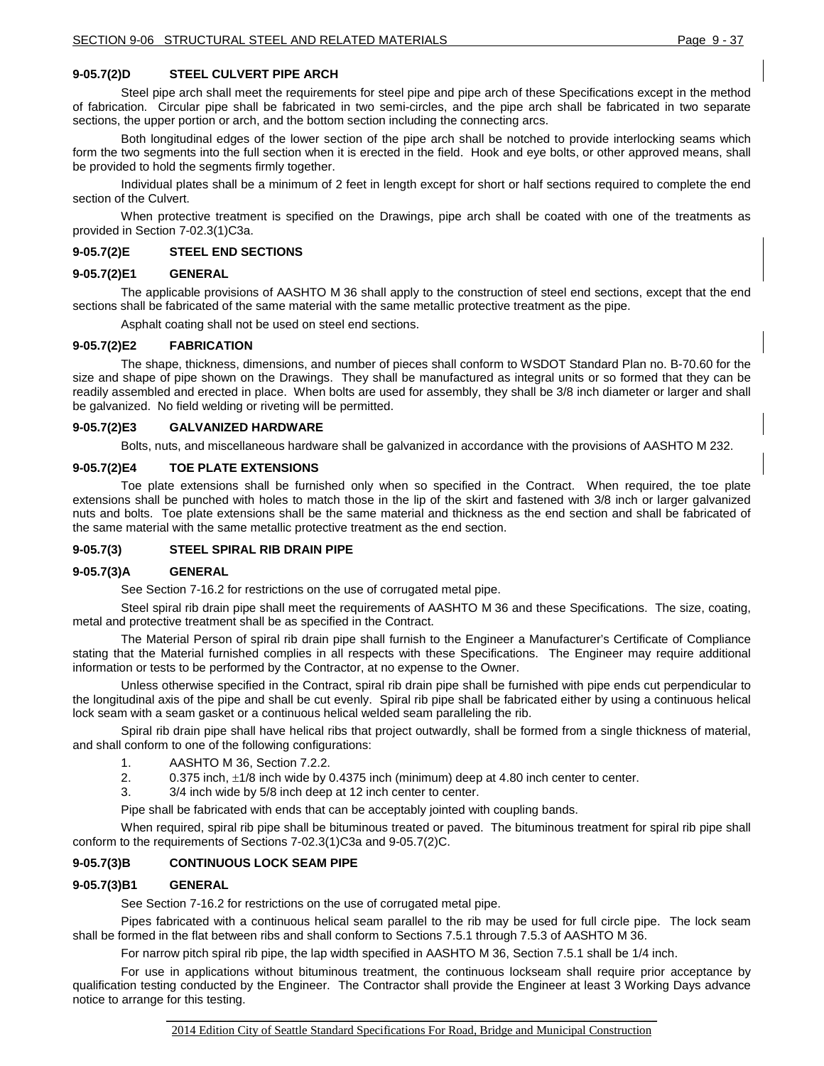### 9-05.7(2)D STEEL CULVERT PIPE ARCH

Steel pipe arch shall meet the requirements for steel pipe and pipe arch of these Specifications except in the method of fabrication. Circular pipe shall be fabricated in two semi-circles, and the pipe arch shall be fabricated in two separate sections, the upper portion or arch, and the bottom section including the connecting arcs.

Both longitudinal edges of the lower section of the pipe arch shall be notched to provide interlocking seams which form the two segments into the full section when it is erected in the field. Hook and eye bolts, or other approved means, shall be provided to hold the segments firmly together.

Individual plates shall be a minimum of 2 feet in length except for short or half sections required to complete the end section of the Culvert.

When protective treatment is specified on the Drawings, pipe arch shall be coated with one of the treatments as provided in Section 7-02.3(1)C3a.

### 9-05.7(2)E STEEL END SECTIONS

#### 9-05.7(2)E1 GENERAL

The applicable provisions of AASHTO M 36 shall apply to the construction of steel end sections, except that the end sections shall be fabricated of the same material with the same metallic protective treatment as the pipe.

Asphalt coating shall not be used on steel end sections.

#### 9-05.7(2)E2 FABRICATION

The shape, thickness, dimensions, and number of pieces shall conform to WSDOT Standard Plan no. B-70.60 for the size and shape of pipe shown on the Drawings. They shall be manufactured as integral units or so formed that they can be readily assembled and erected in place. When bolts are used for assembly, they shall be 3/8 inch diameter or larger and shall be galvanized. No field welding or riveting will be permitted.

#### 9-05.7(2)E3 GALVANIZED HARDWARE

Bolts, nuts, and miscellaneous hardware shall be galvanized in accordance with the provisions of AASHTO M 232.

#### 9-05.7(2)E4 TOE PLATE EXTENSIONS

Toe plate extensions shall be furnished only when so specified in the Contract. When required, the toe plate extensions shall be punched with holes to match those in the lip of the skirt and fastened with 3/8 inch or larger galvanized nuts and bolts. Toe plate extensions shall be the same material and thickness as the end section and shall be fabricated of the same material with the same metallic protective treatment as the end section.

## 9-05.7(3) STEEL SPIRAL RIB DRAIN PIPE

### 9-05.7(3)A GENERAL

See Section 7-16.2 for restrictions on the use of corrugated metal pipe.

Steel spiral rib drain pipe shall meet the requirements of AASHTO M 36 and these Specifications. The size, coating, metal and protective treatment shall be as specified in the Contract.

The Material Person of spiral rib drain pipe shall furnish to the Engineer a Manufacturer's Certificate of Compliance stating that the Material furnished complies in all respects with these Specifications. The Engineer may require additional information or tests to be performed by the Contractor, at no expense to the Owner.

Unless otherwise specified in the Contract, spiral rib drain pipe shall be furnished with pipe ends cut perpendicular to the longitudinal axis of the pipe and shall be cut evenly. Spiral rib pipe shall be fabricated either by using a continuous helical lock seam with a seam gasket or a continuous helical welded seam paralleling the rib.

Spiral rib drain pipe shall have helical ribs that project outwardly, shall be formed from a single thickness of material, and shall conform to one of the following configurations:

1. AASHTO M 36, Section 7.2.2.
2. 0.375 inch, ±1/8 inch wide by 0.4375 inch (minimum) deep at 4.80 inch center to center.
3. 3/4 inch wide by 5/8 inch deep at 12 inch center to center.

Pipe shall be fabricated with ends that can be acceptably jointed with coupling bands.

When required, spiral rib pipe shall be bituminous treated or paved. The bituminous treatment for spiral rib pipe shall conform to the requirements of Sections 7-02.3(1)C3a and 9-05.7(2)C.

### 9-05.7(3)B CONTINUOUS LOCK SEAM PIPE

#### 9-05.7(3)B1 GENERAL

See Section 7-16.2 for restrictions on the use of corrugated metal pipe.

Pipes fabricated with a continuous helical seam parallel to the rib may be used for full circle pipe. The lock seam shall be formed in the flat between ribs and shall conform to Sections 7.5.1 through 7.5.3 of AASHTO M 36.

For narrow pitch spiral rib pipe, the lap width specified in AASHTO M 36, Section 7.5.1 shall be 1/4 inch.

For use in applications without bituminous treatment, the continuous lockseam shall require prior acceptance by qualification testing conducted by the Engineer. The Contractor shall provide the Engineer at least 3 Working Days advance notice to arrange for this testing.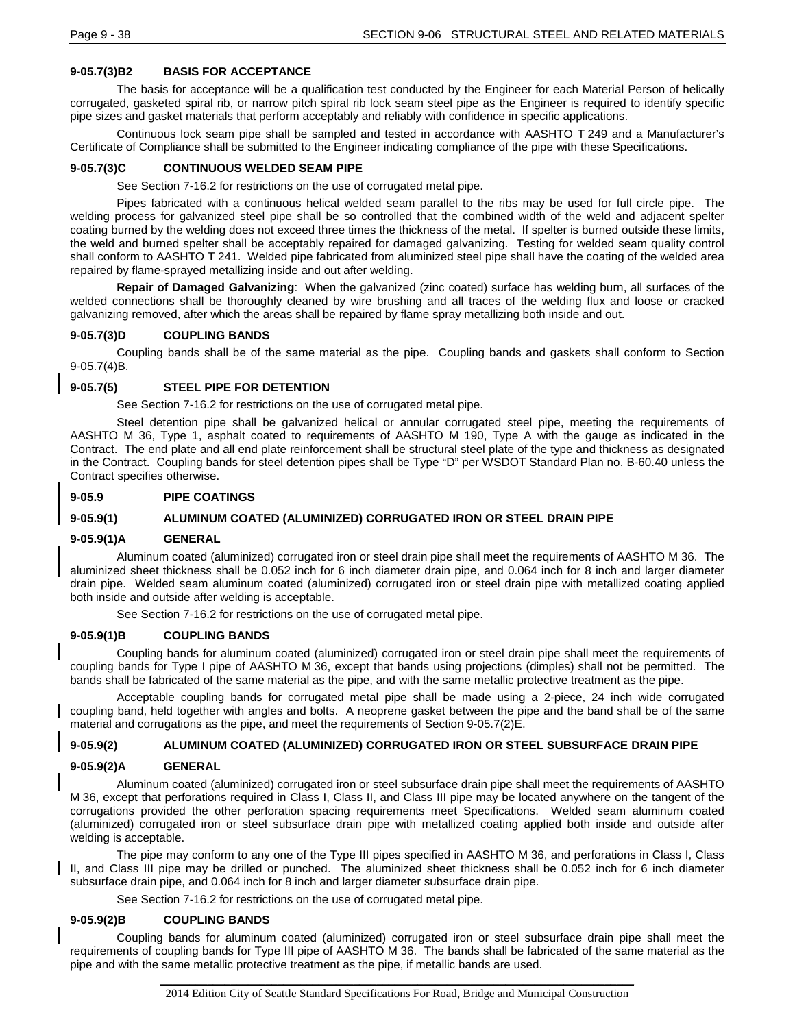#### 9-05.7(3)B2 BASIS FOR ACCEPTANCE

The basis for acceptance will be a qualification test conducted by the Engineer for each Material Person of helically corrugated, gasketed spiral rib, or narrow pitch spiral rib lock seam steel pipe as the Engineer is required to identify specific pipe sizes and gasket materials that perform acceptably and reliably with confidence in specific applications.

Continuous lock seam pipe shall be sampled and tested in accordance with AASHTO T 249 and a Manufacturer's Certificate of Compliance shall be submitted to the Engineer indicating compliance of the pipe with these Specifications.

#### 9-05.7(3)C CONTINUOUS WELDED SEAM PIPE

See Section 7-16.2 for restrictions on the use of corrugated metal pipe.

Pipes fabricated with a continuous helical welded seam parallel to the ribs may be used for full circle pipe. The welding process for galvanized steel pipe shall be so controlled that the combined width of the weld and adjacent spelter coating burned by the welding does not exceed three times the thickness of the metal. If spelter is burned outside these limits, the weld and burned spelter shall be acceptably repaired for damaged galvanizing. Testing for welded seam quality control shall conform to AASHTO T 241. Welded pipe fabricated from aluminized steel pipe shall have the coating of the welded area repaired by flame-sprayed metallizing inside and out after welding.

**Repair of Damaged Galvanizing**: When the galvanized (zinc coated) surface has welding burn, all surfaces of the welded connections shall be thoroughly cleaned by wire brushing and all traces of the welding flux and loose or cracked galvanizing removed, after which the areas shall be repaired by flame spray metallizing both inside and out.

#### 9-05.7(3)D COUPLING BANDS

Coupling bands shall be of the same material as the pipe. Coupling bands and gaskets shall conform to Section 9-05.7(4)B.

### 9-05.7(5) STEEL PIPE FOR DETENTION

See Section 7-16.2 for restrictions on the use of corrugated metal pipe.

Steel detention pipe shall be galvanized helical or annular corrugated steel pipe, meeting the requirements of AASHTO M 36, Type 1, asphalt coated to requirements of AASHTO M 190, Type A with the gauge as indicated in the Contract. The end plate and all end plate reinforcement shall be structural steel plate of the type and thickness as designated in the Contract. Coupling bands for steel detention pipes shall be Type "D" per WSDOT Standard Plan no. B-60.40 unless the Contract specifies otherwise.

## 9-05.9 PIPE COATINGS

### 9-05.9(1) ALUMINUM COATED (ALUMINIZED) CORRUGATED IRON OR STEEL DRAIN PIPE

#### 9-05.9(1)A GENERAL

Aluminum coated (aluminized) corrugated iron or steel drain pipe shall meet the requirements of AASHTO M 36. The aluminized sheet thickness shall be 0.052 inch for 6 inch diameter drain pipe, and 0.064 inch for 8 inch and larger diameter drain pipe. Welded seam aluminum coated (aluminized) corrugated iron or steel drain pipe with metallized coating applied both inside and outside after welding is acceptable.

See Section 7-16.2 for restrictions on the use of corrugated metal pipe.

#### 9-05.9(1)B COUPLING BANDS

Coupling bands for aluminum coated (aluminized) corrugated iron or steel drain pipe shall meet the requirements of coupling bands for Type I pipe of AASHTO M 36, except that bands using projections (dimples) shall not be permitted. The bands shall be fabricated of the same material as the pipe, and with the same metallic protective treatment as the pipe.

Acceptable coupling bands for corrugated metal pipe shall be made using a 2-piece, 24 inch wide corrugated coupling band, held together with angles and bolts. A neoprene gasket between the pipe and the band shall be of the same material and corrugations as the pipe, and meet the requirements of Section 9-05.7(2)E.

### 9-05.9(2) ALUMINUM COATED (ALUMINIZED) CORRUGATED IRON OR STEEL SUBSURFACE DRAIN PIPE

#### 9-05.9(2)A GENERAL

Aluminum coated (aluminized) corrugated iron or steel subsurface drain pipe shall meet the requirements of AASHTO M 36, except that perforations required in Class I, Class II, and Class III pipe may be located anywhere on the tangent of the corrugations provided the other perforation spacing requirements meet Specifications. Welded seam aluminum coated (aluminized) corrugated iron or steel subsurface drain pipe with metallized coating applied both inside and outside after welding is acceptable.

The pipe may conform to any one of the Type III pipes specified in AASHTO M 36, and perforations in Class I, Class II, and Class III pipe may be drilled or punched. The aluminized sheet thickness shall be 0.052 inch for 6 inch diameter subsurface drain pipe, and 0.064 inch for 8 inch and larger diameter subsurface drain pipe.

See Section 7-16.2 for restrictions on the use of corrugated metal pipe.

#### 9-05.9(2)B COUPLING BANDS

Coupling bands for aluminum coated (aluminized) corrugated iron or steel subsurface drain pipe shall meet the requirements of coupling bands for Type III pipe of AASHTO M 36. The bands shall be fabricated of the same material as the pipe and with the same metallic protective treatment as the pipe, if metallic bands are used.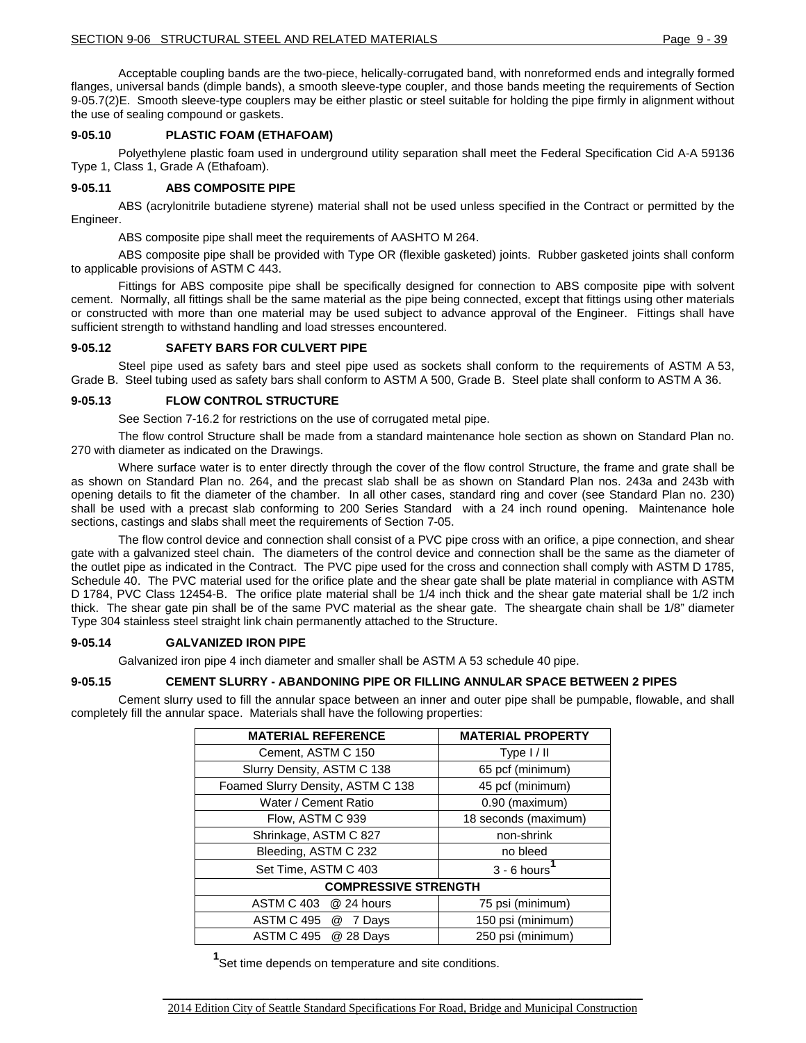Acceptable coupling bands are the two-piece, helically-corrugated band, with nonreformed ends and integrally formed flanges, universal bands (dimple bands), a smooth sleeve-type coupler, and those bands meeting the requirements of Section 9-05.7(2)E. Smooth sleeve-type couplers may be either plastic or steel suitable for holding the pipe firmly in alignment without the use of sealing compound or gaskets.

### 9-05.10 PLASTIC FOAM (ETHAFOAM)

Polyethylene plastic foam used in underground utility separation shall meet the Federal Specification Cid A-A 59136 Type 1, Class 1, Grade A (Ethafoam).

### 9-05.11 ABS COMPOSITE PIPE

ABS (acrylonitrile butadiene styrene) material shall not be used unless specified in the Contract or permitted by the Engineer.

ABS composite pipe shall meet the requirements of AASHTO M 264.

ABS composite pipe shall be provided with Type OR (flexible gasketed) joints. Rubber gasketed joints shall conform to applicable provisions of ASTM C 443.

Fittings for ABS composite pipe shall be specifically designed for connection to ABS composite pipe with solvent cement. Normally, all fittings shall be the same material as the pipe being connected, except that fittings using other materials or constructed with more than one material may be used subject to advance approval of the Engineer. Fittings shall have sufficient strength to withstand handling and load stresses encountered.

### 9-05.12 SAFETY BARS FOR CULVERT PIPE

Steel pipe used as safety bars and steel pipe used as sockets shall conform to the requirements of ASTM A 53, Grade B. Steel tubing used as safety bars shall conform to ASTM A 500, Grade B. Steel plate shall conform to ASTM A 36.

### 9-05.13 FLOW CONTROL STRUCTURE

See Section 7-16.2 for restrictions on the use of corrugated metal pipe.

The flow control Structure shall be made from a standard maintenance hole section as shown on Standard Plan no. 270 with diameter as indicated on the Drawings.

Where surface water is to enter directly through the cover of the flow control Structure, the frame and grate shall be as shown on Standard Plan no. 264, and the precast slab shall be as shown on Standard Plan nos. 243a and 243b with opening details to fit the diameter of the chamber. In all other cases, standard ring and cover (see Standard Plan no. 230) shall be used with a precast slab conforming to 200 Series Standard with a 24 inch round opening. Maintenance hole sections, castings and slabs shall meet the requirements of Section 7-05.

The flow control device and connection shall consist of a PVC pipe cross with an orifice, a pipe connection, and shear gate with a galvanized steel chain. The diameters of the control device and connection shall be the same as the diameter of the outlet pipe as indicated in the Contract. The PVC pipe used for the cross and connection shall comply with ASTM D 1785, Schedule 40. The PVC material used for the orifice plate and the shear gate shall be plate material in compliance with ASTM D 1784, PVC Class 12454-B. The orifice plate material shall be 1/4 inch thick and the shear gate material shall be 1/2 inch thick. The shear gate pin shall be of the same PVC material as the shear gate. The sheargate chain shall be 1/8" diameter Type 304 stainless steel straight link chain permanently attached to the Structure.

### 9-05.14 GALVANIZED IRON PIPE

Galvanized iron pipe 4 inch diameter and smaller shall be ASTM A 53 schedule 40 pipe.

### 9-05.15 CEMENT SLURRY - ABANDONING PIPE OR FILLING ANNULAR SPACE BETWEEN 2 PIPES

Cement slurry used to fill the annular space between an inner and outer pipe shall be pumpable, flowable, and shall completely fill the annular space. Materials shall have the following properties:

| MATERIAL REFERENCE | MATERIAL PROPERTY |
|---|---|
| Cement, ASTM C 150 | Type I / II |
| Slurry Density, ASTM C 138 | 65 pcf (minimum) |
| Foamed Slurry Density, ASTM C 138 | 45 pcf (minimum) |
| Water / Cement Ratio | 0.90 (maximum) |
| Flow, ASTM C 939 | 18 seconds (maximum) |
| Shrinkage, ASTM C 827 | non-shrink |
| Bleeding, ASTM C 232 | no bleed |
| Set Time, ASTM C 403 | 3 - 6 hours[1] |
| **COMPRESSIVE STRENGTH** | |
| ASTM C 403 @ 24 hours | 75 psi (minimum) |
| ASTM C 495 @ 7 Days | 150 psi (minimum) |
| ASTM C 495 @ 28 Days | 250 psi (minimum) |

[1]Set time depends on temperature and site conditions.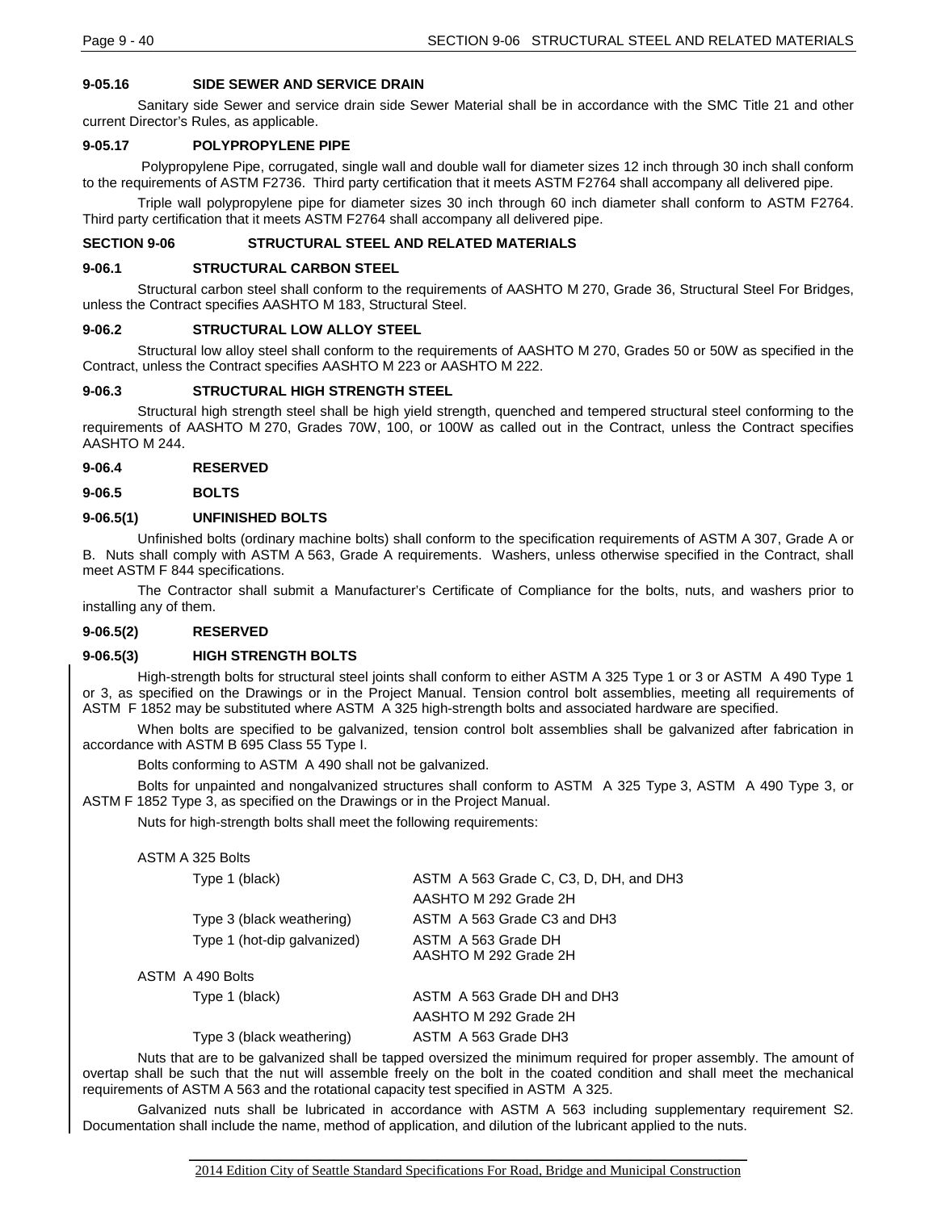### 9-05.16 SIDE SEWER AND SERVICE DRAIN

Sanitary side Sewer and service drain side Sewer Material shall be in accordance with the SMC Title 21 and other current Director's Rules, as applicable.

### 9-05.17 POLYPROPYLENE PIPE

Polypropylene Pipe, corrugated, single wall and double wall for diameter sizes 12 inch through 30 inch shall conform to the requirements of ASTM F2736. Third party certification that it meets ASTM F2764 shall accompany all delivered pipe.

Triple wall polypropylene pipe for diameter sizes 30 inch through 60 inch diameter shall conform to ASTM F2764. Third party certification that it meets ASTM F2764 shall accompany all delivered pipe.

## SECTION 9-06 STRUCTURAL STEEL AND RELATED MATERIALS

### 9-06.1 STRUCTURAL CARBON STEEL

Structural carbon steel shall conform to the requirements of AASHTO M 270, Grade 36, Structural Steel For Bridges, unless the Contract specifies AASHTO M 183, Structural Steel.

### 9-06.2 STRUCTURAL LOW ALLOY STEEL

Structural low alloy steel shall conform to the requirements of AASHTO M 270, Grades 50 or 50W as specified in the Contract, unless the Contract specifies AASHTO M 223 or AASHTO M 222.

### 9-06.3 STRUCTURAL HIGH STRENGTH STEEL

Structural high strength steel shall be high yield strength, quenched and tempered structural steel conforming to the requirements of AASHTO M 270, Grades 70W, 100, or 100W as called out in the Contract, unless the Contract specifies AASHTO M 244.

### 9-06.4 RESERVED

### 9-06.5 BOLTS

#### 9-06.5(1) UNFINISHED BOLTS

Unfinished bolts (ordinary machine bolts) shall conform to the specification requirements of ASTM A 307, Grade A or B. Nuts shall comply with ASTM A 563, Grade A requirements. Washers, unless otherwise specified in the Contract, shall meet ASTM F 844 specifications.

The Contractor shall submit a Manufacturer's Certificate of Compliance for the bolts, nuts, and washers prior to installing any of them.

#### 9-06.5(2) RESERVED

#### 9-06.5(3) HIGH STRENGTH BOLTS

High-strength bolts for structural steel joints shall conform to either ASTM A 325 Type 1 or 3 or ASTM A 490 Type 1 or 3, as specified on the Drawings or in the Project Manual. Tension control bolt assemblies, meeting all requirements of ASTM F 1852 may be substituted where ASTM A 325 high-strength bolts and associated hardware are specified.

When bolts are specified to be galvanized, tension control bolt assemblies shall be galvanized after fabrication in accordance with ASTM B 695 Class 55 Type I.

Bolts conforming to ASTM A 490 shall not be galvanized.

Bolts for unpainted and nongalvanized structures shall conform to ASTM A 325 Type 3, ASTM A 490 Type 3, or ASTM F 1852 Type 3, as specified on the Drawings or in the Project Manual.

Nuts for high-strength bolts shall meet the following requirements:

| | | |
|---|---|---|
| ASTM A 325 Bolts | | |
| | Type 1 (black) | ASTM A 563 Grade C, C3, D, DH, and DH3<br>AASHTO M 292 Grade 2H |
| | Type 3 (black weathering) | ASTM A 563 Grade C3 and DH3 |
| | Type 1 (hot-dip galvanized) | ASTM A 563 Grade DH<br>AASHTO M 292 Grade 2H |
| ASTM A 490 Bolts | | |
| | Type 1 (black) | ASTM A 563 Grade DH and DH3<br>AASHTO M 292 Grade 2H |
| | Type 3 (black weathering) | ASTM A 563 Grade DH3 |

Nuts that are to be galvanized shall be tapped oversized the minimum required for proper assembly. The amount of overtap shall be such that the nut will assemble freely on the bolt in the coated condition and shall meet the mechanical requirements of ASTM A 563 and the rotational capacity test specified in ASTM A 325.

Galvanized nuts shall be lubricated in accordance with ASTM A 563 including supplementary requirement S2. Documentation shall include the name, method of application, and dilution of the lubricant applied to the nuts.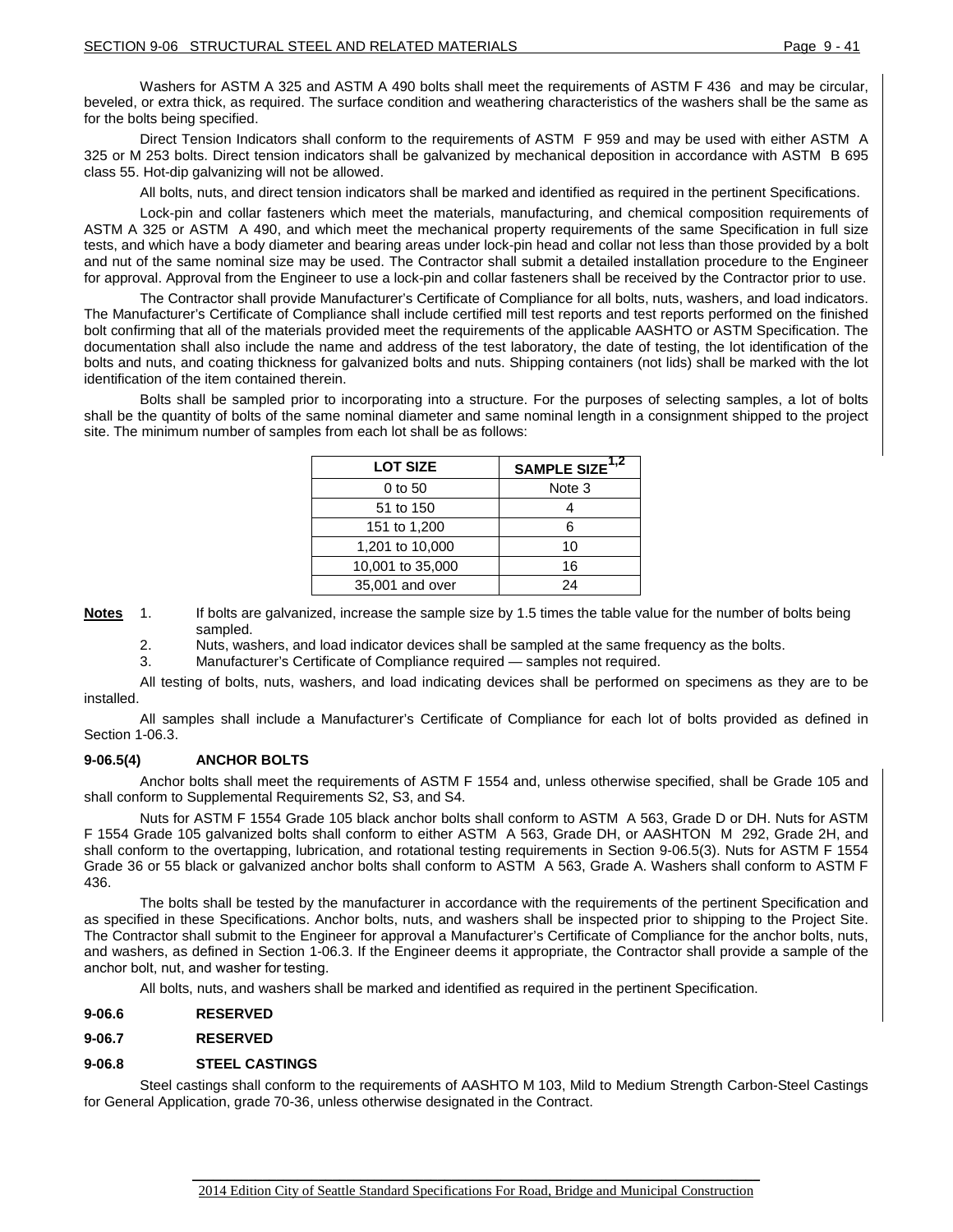Washers for ASTM A 325 and ASTM A 490 bolts shall meet the requirements of ASTM F 436 and may be circular, beveled, or extra thick, as required. The surface condition and weathering characteristics of the washers shall be the same as for the bolts being specified.

Direct Tension Indicators shall conform to the requirements of ASTM F 959 and may be used with either ASTM A 325 or M 253 bolts. Direct tension indicators shall be galvanized by mechanical deposition in accordance with ASTM B 695 class 55. Hot-dip galvanizing will not be allowed.

All bolts, nuts, and direct tension indicators shall be marked and identified as required in the pertinent Specifications.

Lock-pin and collar fasteners which meet the materials, manufacturing, and chemical composition requirements of ASTM A 325 or ASTM A 490, and which meet the mechanical property requirements of the same Specification in full size tests, and which have a body diameter and bearing areas under lock-pin head and collar not less than those provided by a bolt and nut of the same nominal size may be used. The Contractor shall submit a detailed installation procedure to the Engineer for approval. Approval from the Engineer to use a lock-pin and collar fasteners shall be received by the Contractor prior to use.

The Contractor shall provide Manufacturer's Certificate of Compliance for all bolts, nuts, washers, and load indicators. The Manufacturer's Certificate of Compliance shall include certified mill test reports and test reports performed on the finished bolt confirming that all of the materials provided meet the requirements of the applicable AASHTO or ASTM Specification. The documentation shall also include the name and address of the test laboratory, the date of testing, the lot identification of the bolts and nuts, and coating thickness for galvanized bolts and nuts. Shipping containers (not lids) shall be marked with the lot identification of the item contained therein.

Bolts shall be sampled prior to incorporating into a structure. For the purposes of selecting samples, a lot of bolts shall be the quantity of bolts of the same nominal diameter and same nominal length in a consignment shipped to the project site. The minimum number of samples from each lot shall be as follows:

| LOT SIZE | SAMPLE SIZE[1,2] |
|---|---|
| 0 to 50 | Note 3 |
| 51 to 150 | 4 |
| 151 to 1,200 | 6 |
| 1,201 to 10,000 | 10 |
| 10,001 to 35,000 | 16 |
| 35,001 and over | 24 |

**Notes**
1. If bolts are galvanized, increase the sample size by 1.5 times the table value for the number of bolts being sampled.
2. Nuts, washers, and load indicator devices shall be sampled at the same frequency as the bolts.
3. Manufacturer's Certificate of Compliance required — samples not required.

All testing of bolts, nuts, washers, and load indicating devices shall be performed on specimens as they are to be installed.

All samples shall include a Manufacturer's Certificate of Compliance for each lot of bolts provided as defined in Section 1-06.3.

### 9-06.5(4) ANCHOR BOLTS

Anchor bolts shall meet the requirements of ASTM F 1554 and, unless otherwise specified, shall be Grade 105 and shall conform to Supplemental Requirements S2, S3, and S4.

Nuts for ASTM F 1554 Grade 105 black anchor bolts shall conform to ASTM A 563, Grade D or DH. Nuts for ASTM F 1554 Grade 105 galvanized bolts shall conform to either ASTM A 563, Grade DH, or AASHTON M 292, Grade 2H, and shall conform to the overtapping, lubrication, and rotational testing requirements in Section 9-06.5(3). Nuts for ASTM F 1554 Grade 36 or 55 black or galvanized anchor bolts shall conform to ASTM A 563, Grade A. Washers shall conform to ASTM F 436.

The bolts shall be tested by the manufacturer in accordance with the requirements of the pertinent Specification and as specified in these Specifications. Anchor bolts, nuts, and washers shall be inspected prior to shipping to the Project Site. The Contractor shall submit to the Engineer for approval a Manufacturer's Certificate of Compliance for the anchor bolts, nuts, and washers, as defined in Section 1-06.3. If the Engineer deems it appropriate, the Contractor shall provide a sample of the anchor bolt, nut, and washer for testing.

All bolts, nuts, and washers shall be marked and identified as required in the pertinent Specification.

### 9-06.6 RESERVED

### 9-06.7 RESERVED

### 9-06.8 STEEL CASTINGS

Steel castings shall conform to the requirements of AASHTO M 103, Mild to Medium Strength Carbon-Steel Castings for General Application, grade 70-36, unless otherwise designated in the Contract.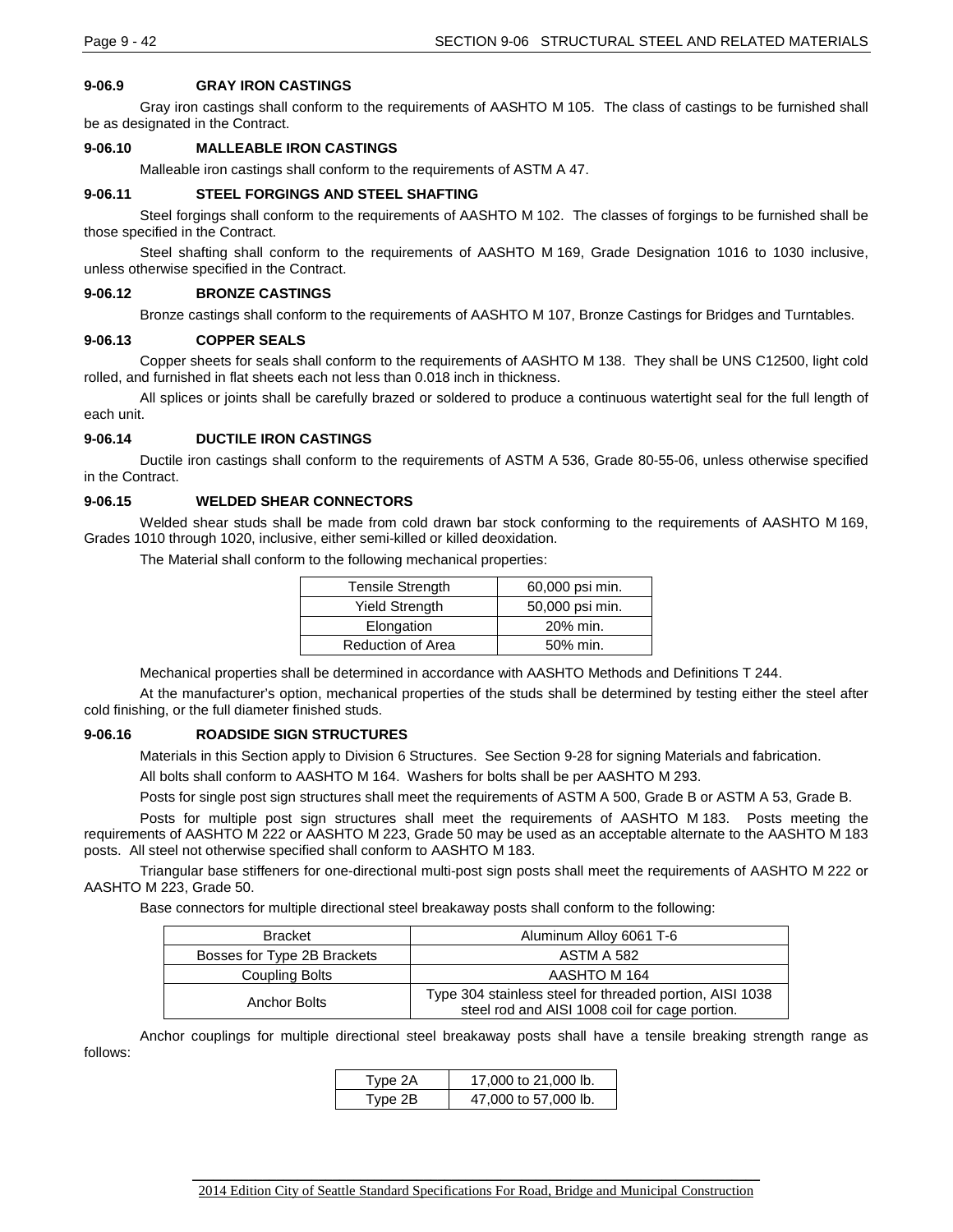### 9-06.9 GRAY IRON CASTINGS

Gray iron castings shall conform to the requirements of AASHTO M 105. The class of castings to be furnished shall be as designated in the Contract.

### 9-06.10 MALLEABLE IRON CASTINGS

Malleable iron castings shall conform to the requirements of ASTM A 47.

### 9-06.11 STEEL FORGINGS AND STEEL SHAFTING

Steel forgings shall conform to the requirements of AASHTO M 102. The classes of forgings to be furnished shall be those specified in the Contract.

Steel shafting shall conform to the requirements of AASHTO M 169, Grade Designation 1016 to 1030 inclusive, unless otherwise specified in the Contract.

### 9-06.12 BRONZE CASTINGS

Bronze castings shall conform to the requirements of AASHTO M 107, Bronze Castings for Bridges and Turntables.

### 9-06.13 COPPER SEALS

Copper sheets for seals shall conform to the requirements of AASHTO M 138. They shall be UNS C12500, light cold rolled, and furnished in flat sheets each not less than 0.018 inch in thickness.

All splices or joints shall be carefully brazed or soldered to produce a continuous watertight seal for the full length of each unit.

### 9-06.14 DUCTILE IRON CASTINGS

Ductile iron castings shall conform to the requirements of ASTM A 536, Grade 80-55-06, unless otherwise specified in the Contract.

### 9-06.15 WELDED SHEAR CONNECTORS

Welded shear studs shall be made from cold drawn bar stock conforming to the requirements of AASHTO M 169, Grades 1010 through 1020, inclusive, either semi-killed or killed deoxidation.

The Material shall conform to the following mechanical properties:

| Tensile Strength | 60,000 psi min. |
|---|---|
| Yield Strength | 50,000 psi min. |
| Elongation | 20% min. |
| Reduction of Area | 50% min. |

Mechanical properties shall be determined in accordance with AASHTO Methods and Definitions T 244.

At the manufacturer's option, mechanical properties of the studs shall be determined by testing either the steel after cold finishing, or the full diameter finished studs.

### 9-06.16 ROADSIDE SIGN STRUCTURES

Materials in this Section apply to Division 6 Structures. See Section 9-28 for signing Materials and fabrication.

All bolts shall conform to AASHTO M 164. Washers for bolts shall be per AASHTO M 293.

Posts for single post sign structures shall meet the requirements of ASTM A 500, Grade B or ASTM A 53, Grade B.

Posts for multiple post sign structures shall meet the requirements of AASHTO M 183. Posts meeting the requirements of AASHTO M 222 or AASHTO M 223, Grade 50 may be used as an acceptable alternate to the AASHTO M 183 posts. All steel not otherwise specified shall conform to AASHTO M 183.

Triangular base stiffeners for one-directional multi-post sign posts shall meet the requirements of AASHTO M 222 or AASHTO M 223, Grade 50.

Base connectors for multiple directional steel breakaway posts shall conform to the following:

| Bracket | Aluminum Alloy 6061 T-6 |
|---|---|
| Bosses for Type 2B Brackets | ASTM A 582 |
| Coupling Bolts | AASHTO M 164 |
| Anchor Bolts | Type 304 stainless steel for threaded portion, AISI 1038 steel rod and AISI 1008 coil for cage portion. |

Anchor couplings for multiple directional steel breakaway posts shall have a tensile breaking strength range as follows:

| Type 2A | 17,000 to 21,000 lb. |
|---|---|
| Type 2B | 47,000 to 57,000 lb. |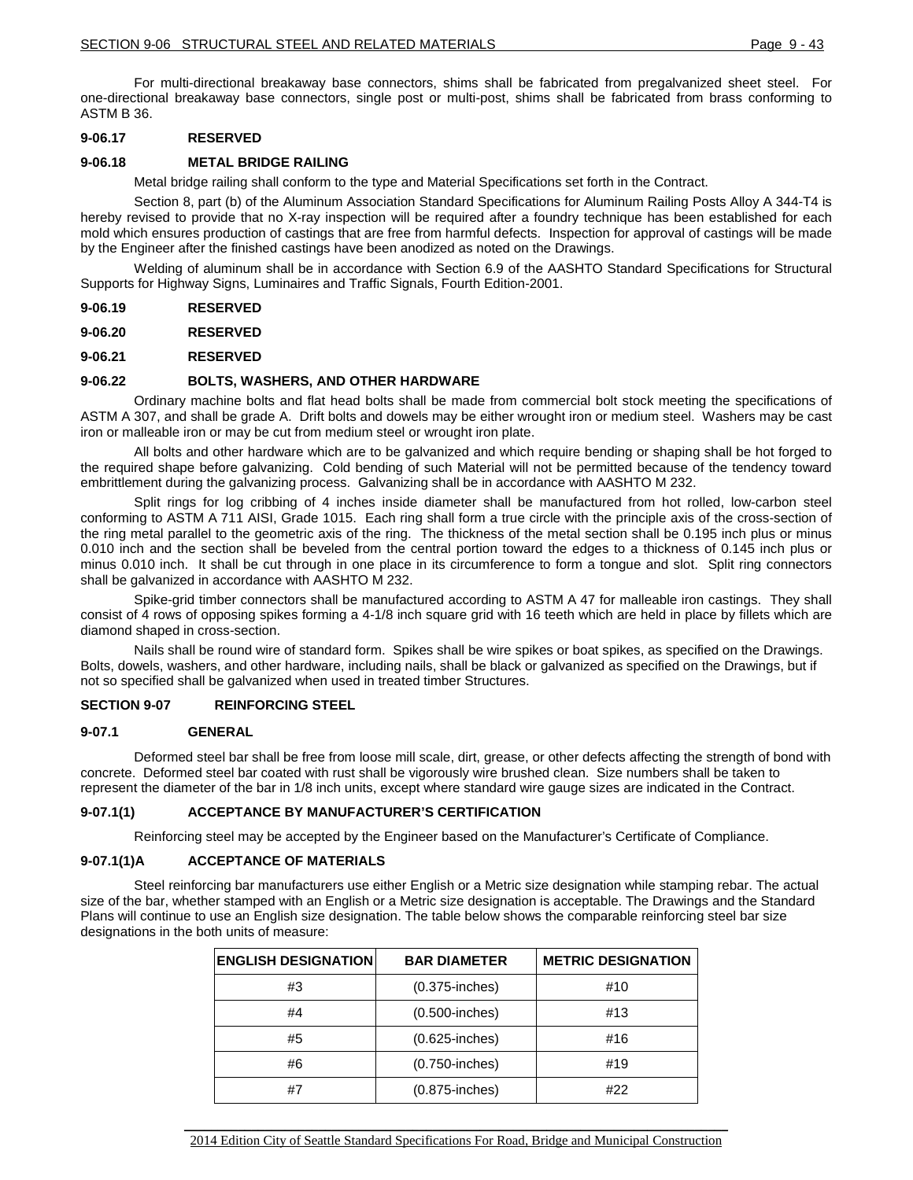For multi-directional breakaway base connectors, shims shall be fabricated from pregalvanized sheet steel. For one-directional breakaway base connectors, single post or multi-post, shims shall be fabricated from brass conforming to ASTM B 36.

### 9-06.17 RESERVED

### 9-06.18 METAL BRIDGE RAILING

Metal bridge railing shall conform to the type and Material Specifications set forth in the Contract.

Section 8, part (b) of the Aluminum Association Standard Specifications for Aluminum Railing Posts Alloy A 344-T4 is hereby revised to provide that no X-ray inspection will be required after a foundry technique has been established for each mold which ensures production of castings that are free from harmful defects. Inspection for approval of castings will be made by the Engineer after the finished castings have been anodized as noted on the Drawings.

Welding of aluminum shall be in accordance with Section 6.9 of the AASHTO Standard Specifications for Structural Supports for Highway Signs, Luminaires and Traffic Signals, Fourth Edition-2001.

### 9-06.19 RESERVED

### 9-06.20 RESERVED

### 9-06.21 RESERVED

### 9-06.22 BOLTS, WASHERS, AND OTHER HARDWARE

Ordinary machine bolts and flat head bolts shall be made from commercial bolt stock meeting the specifications of ASTM A 307, and shall be grade A. Drift bolts and dowels may be either wrought iron or medium steel. Washers may be cast iron or malleable iron or may be cut from medium steel or wrought iron plate.

All bolts and other hardware which are to be galvanized and which require bending or shaping shall be hot forged to the required shape before galvanizing. Cold bending of such Material will not be permitted because of the tendency toward embrittlement during the galvanizing process. Galvanizing shall be in accordance with AASHTO M 232.

Split rings for log cribbing of 4 inches inside diameter shall be manufactured from hot rolled, low-carbon steel conforming to ASTM A 711 AISI, Grade 1015. Each ring shall form a true circle with the principle axis of the cross-section of the ring metal parallel to the geometric axis of the ring. The thickness of the metal section shall be 0.195 inch plus or minus 0.010 inch and the section shall be beveled from the central portion toward the edges to a thickness of 0.145 inch plus or minus 0.010 inch. It shall be cut through in one place in its circumference to form a tongue and slot. Split ring connectors shall be galvanized in accordance with AASHTO M 232.

Spike-grid timber connectors shall be manufactured according to ASTM A 47 for malleable iron castings. They shall consist of 4 rows of opposing spikes forming a 4-1/8 inch square grid with 16 teeth which are held in place by fillets which are diamond shaped in cross-section.

Nails shall be round wire of standard form. Spikes shall be wire spikes or boat spikes, as specified on the Drawings. Bolts, dowels, washers, and other hardware, including nails, shall be black or galvanized as specified on the Drawings, but if not so specified shall be galvanized when used in treated timber Structures.

## SECTION 9-07 REINFORCING STEEL

### 9-07.1 GENERAL

Deformed steel bar shall be free from loose mill scale, dirt, grease, or other defects affecting the strength of bond with concrete. Deformed steel bar coated with rust shall be vigorously wire brushed clean. Size numbers shall be taken to represent the diameter of the bar in 1/8 inch units, except where standard wire gauge sizes are indicated in the Contract.

### 9-07.1(1) ACCEPTANCE BY MANUFACTURER'S CERTIFICATION

Reinforcing steel may be accepted by the Engineer based on the Manufacturer's Certificate of Compliance.

### 9-07.1(1)A ACCEPTANCE OF MATERIALS

Steel reinforcing bar manufacturers use either English or a Metric size designation while stamping rebar. The actual size of the bar, whether stamped with an English or a Metric size designation is acceptable. The Drawings and the Standard Plans will continue to use an English size designation. The table below shows the comparable reinforcing steel bar size designations in the both units of measure:

| ENGLISH DESIGNATION | BAR DIAMETER | METRIC DESIGNATION |
|---|---|---|
| #3 | (0.375-inches) | #10 |
| #4 | (0.500-inches) | #13 |
| #5 | (0.625-inches) | #16 |
| #6 | (0.750-inches) | #19 |
| #7 | (0.875-inches) | #22 |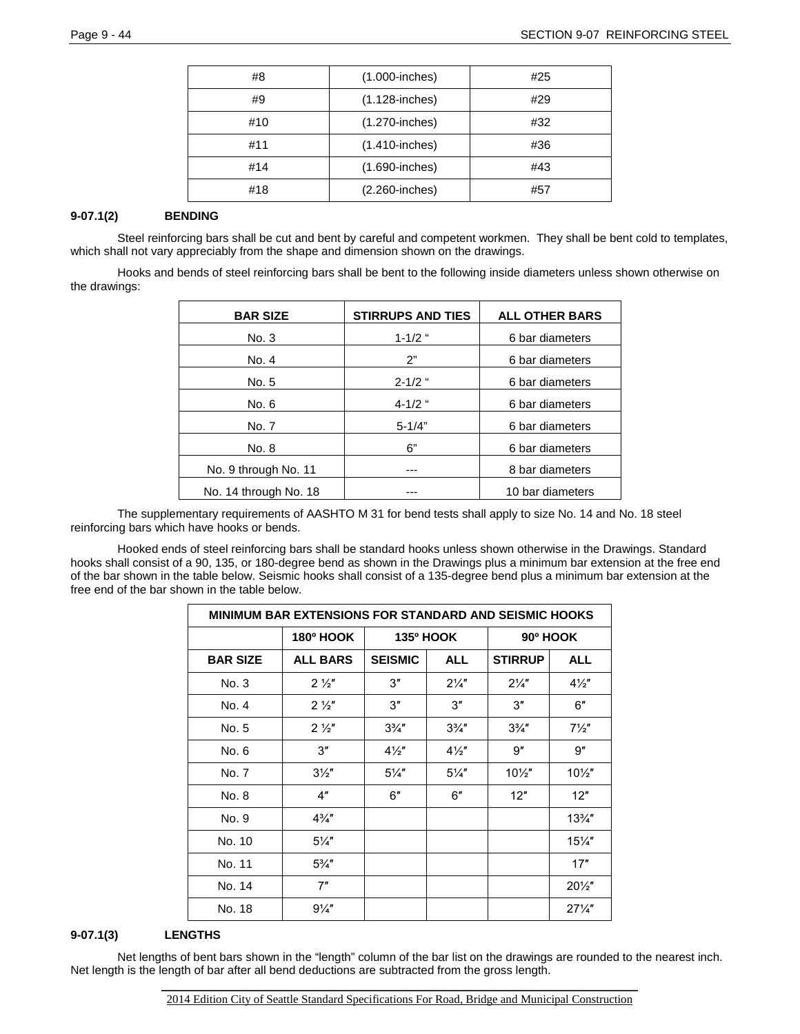| #8 | (1.000-inches) | #25 |
|---|---|---|
| #9 | (1.128-inches) | #29 |
| #10 | (1.270-inches) | #32 |
| #11 | (1.410-inches) | #36 |
| #14 | (1.690-inches) | #43 |
| #18 | (2.260-inches) | #57 |

#### 9-07.1(2) BENDING

Steel reinforcing bars shall be cut and bent by careful and competent workmen. They shall be bent cold to templates, which shall not vary appreciably from the shape and dimension shown on the drawings.

Hooks and bends of steel reinforcing bars shall be bent to the following inside diameters unless shown otherwise on the drawings:

| BAR SIZE | STIRRUPS AND TIES | ALL OTHER BARS |
|---|---|---|
| No. 3 | 1-1/2 " | 6 bar diameters |
| No. 4 | 2" | 6 bar diameters |
| No. 5 | 2-1/2 " | 6 bar diameters |
| No. 6 | 4-1/2 " | 6 bar diameters |
| No. 7 | 5-1/4" | 6 bar diameters |
| No. 8 | 6" | 6 bar diameters |
| No. 9 through No. 11 | --- | 8 bar diameters |
| No. 14 through No. 18 | --- | 10 bar diameters |

The supplementary requirements of AASHTO M 31 for bend tests shall apply to size No. 14 and No. 18 steel reinforcing bars which have hooks or bends.

Hooked ends of steel reinforcing bars shall be standard hooks unless shown otherwise in the Drawings. Standard hooks shall consist of a 90, 135, or 180-degree bend as shown in the Drawings plus a minimum bar extension at the free end of the bar shown in the table below. Seismic hooks shall consist of a 135-degree bend plus a minimum bar extension at the free end of the bar shown in the table below.

| MINIMUM BAR EXTENSIONS FOR STANDARD AND SEISMIC HOOKS | | | | | |
|---|---|---|---|---|---|
| | 180º HOOK | 135º HOOK | | 90º HOOK | |
| BAR SIZE | ALL BARS | SEISMIC | ALL | STIRRUP | ALL |
| No. 3 | 2 ½″ | 3″ | 2¼″ | 2¼″ | 4½″ |
| No. 4 | 2 ½″ | 3″ | 3″ | 3″ | 6″ |
| No. 5 | 2 ½″ | 3¾″ | 3¾″ | 3¾″ | 7½″ |
| No. 6 | 3″ | 4½″ | 4½″ | 9″ | 9″ |
| No. 7 | 3½″ | 5¼″ | 5¼″ | 10½″ | 10½″ |
| No. 8 | 4″ | 6″ | 6″ | 12″ | 12″ |
| No. 9 | 4¾″ | | | | 13¾″ |
| No. 10 | 5¼″ | | | | 15¼″ |
| No. 11 | 5¾″ | | | | 17″ |
| No. 14 | 7″ | | | | 20½″ |
| No. 18 | 9¼″ | | | | 27¼″ |

#### 9-07.1(3) LENGTHS

Net lengths of bent bars shown in the "length" column of the bar list on the drawings are rounded to the nearest inch. Net length is the length of bar after all bend deductions are subtracted from the gross length.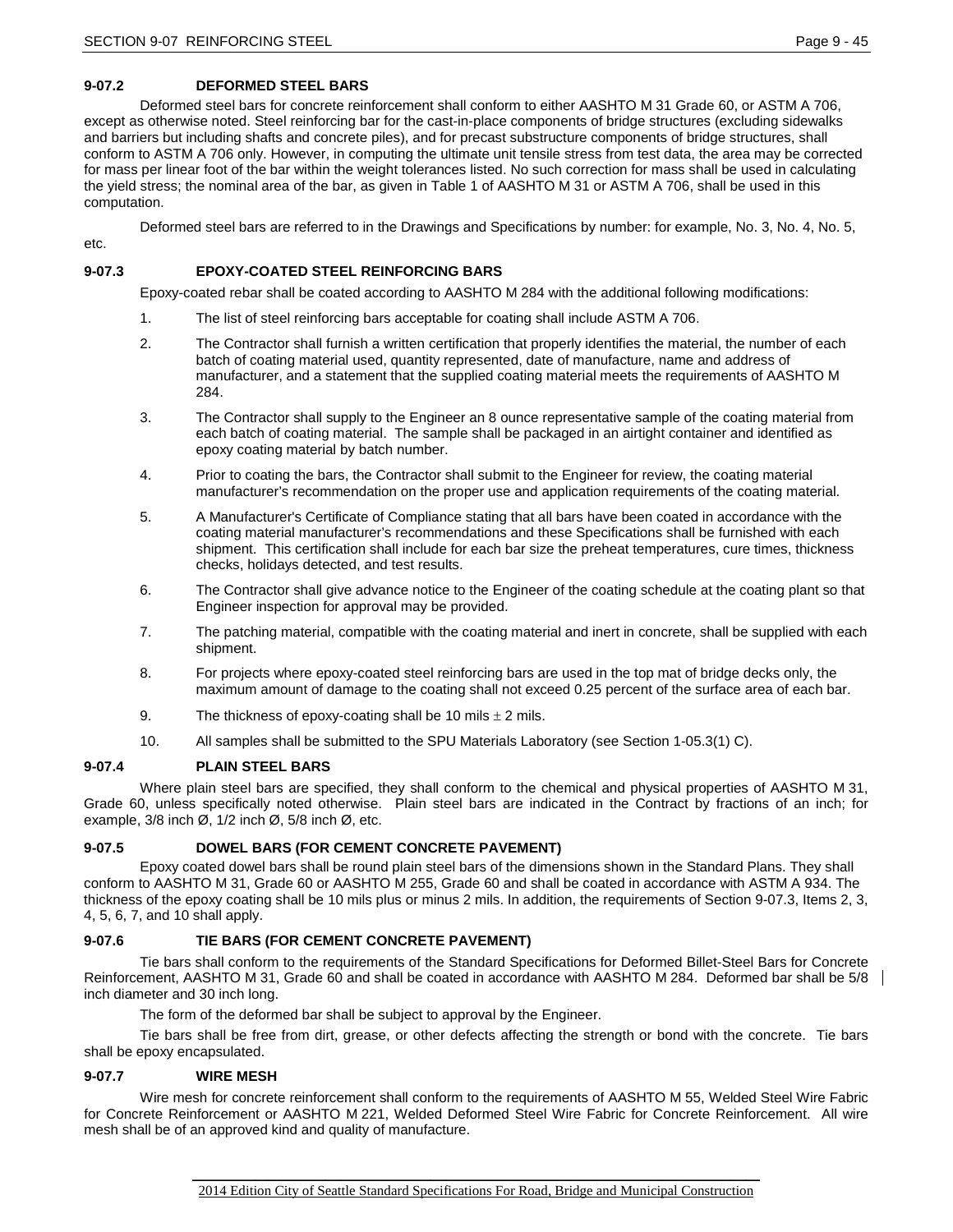### 9-07.2 DEFORMED STEEL BARS

Deformed steel bars for concrete reinforcement shall conform to either AASHTO M 31 Grade 60, or ASTM A 706, except as otherwise noted. Steel reinforcing bar for the cast-in-place components of bridge structures (excluding sidewalks and barriers but including shafts and concrete piles), and for precast substructure components of bridge structures, shall conform to ASTM A 706 only. However, in computing the ultimate unit tensile stress from test data, the area may be corrected for mass per linear foot of the bar within the weight tolerances listed. No such correction for mass shall be used in calculating the yield stress; the nominal area of the bar, as given in Table 1 of AASHTO M 31 or ASTM A 706, shall be used in this computation.

Deformed steel bars are referred to in the Drawings and Specifications by number: for example, No. 3, No. 4, No. 5, etc.

### 9-07.3 EPOXY-COATED STEEL REINFORCING BARS

Epoxy-coated rebar shall be coated according to AASHTO M 284 with the additional following modifications:

1. The list of steel reinforcing bars acceptable for coating shall include ASTM A 706.
2. The Contractor shall furnish a written certification that properly identifies the material, the number of each batch of coating material used, quantity represented, date of manufacture, name and address of manufacturer, and a statement that the supplied coating material meets the requirements of AASHTO M 284.
3. The Contractor shall supply to the Engineer an 8 ounce representative sample of the coating material from each batch of coating material. The sample shall be packaged in an airtight container and identified as epoxy coating material by batch number.
4. Prior to coating the bars, the Contractor shall submit to the Engineer for review, the coating material manufacturer's recommendation on the proper use and application requirements of the coating material.
5. A Manufacturer's Certificate of Compliance stating that all bars have been coated in accordance with the coating material manufacturer's recommendations and these Specifications shall be furnished with each shipment. This certification shall include for each bar size the preheat temperatures, cure times, thickness checks, holidays detected, and test results.
6. The Contractor shall give advance notice to the Engineer of the coating schedule at the coating plant so that Engineer inspection for approval may be provided.
7. The patching material, compatible with the coating material and inert in concrete, shall be supplied with each shipment.
8. For projects where epoxy-coated steel reinforcing bars are used in the top mat of bridge decks only, the maximum amount of damage to the coating shall not exceed 0.25 percent of the surface area of each bar.
9. The thickness of epoxy-coating shall be 10 mils $\pm$ 2 mils.
10. All samples shall be submitted to the SPU Materials Laboratory (see Section 1-05.3(1) C).

### 9-07.4 PLAIN STEEL BARS

Where plain steel bars are specified, they shall conform to the chemical and physical properties of AASHTO M 31, Grade 60, unless specifically noted otherwise. Plain steel bars are indicated in the Contract by fractions of an inch; for example, 3/8 inch Ø, 1/2 inch Ø, 5/8 inch Ø, etc.

### 9-07.5 DOWEL BARS (FOR CEMENT CONCRETE PAVEMENT)

Epoxy coated dowel bars shall be round plain steel bars of the dimensions shown in the Standard Plans. They shall conform to AASHTO M 31, Grade 60 or AASHTO M 255, Grade 60 and shall be coated in accordance with ASTM A 934. The thickness of the epoxy coating shall be 10 mils plus or minus 2 mils. In addition, the requirements of Section 9-07.3, Items 2, 3, 4, 5, 6, 7, and 10 shall apply.

### 9-07.6 TIE BARS (FOR CEMENT CONCRETE PAVEMENT)

Tie bars shall conform to the requirements of the Standard Specifications for Deformed Billet-Steel Bars for Concrete Reinforcement, AASHTO M 31, Grade 60 and shall be coated in accordance with AASHTO M 284. Deformed bar shall be 5/8 inch diameter and 30 inch long.

The form of the deformed bar shall be subject to approval by the Engineer.

Tie bars shall be free from dirt, grease, or other defects affecting the strength or bond with the concrete. Tie bars shall be epoxy encapsulated.

### 9-07.7 WIRE MESH

Wire mesh for concrete reinforcement shall conform to the requirements of AASHTO M 55, Welded Steel Wire Fabric for Concrete Reinforcement or AASHTO M 221, Welded Deformed Steel Wire Fabric for Concrete Reinforcement. All wire mesh shall be of an approved kind and quality of manufacture.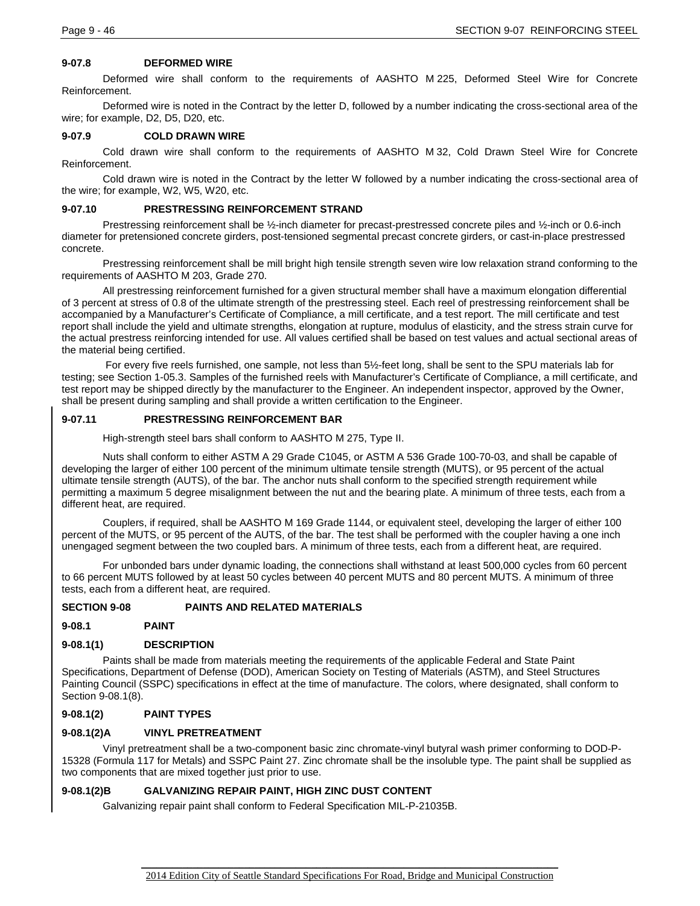### 9-07.8 DEFORMED WIRE

Deformed wire shall conform to the requirements of AASHTO M 225, Deformed Steel Wire for Concrete Reinforcement.

Deformed wire is noted in the Contract by the letter D, followed by a number indicating the cross-sectional area of the wire; for example, D2, D5, D20, etc.

### 9-07.9 COLD DRAWN WIRE

Cold drawn wire shall conform to the requirements of AASHTO M 32, Cold Drawn Steel Wire for Concrete Reinforcement.

Cold drawn wire is noted in the Contract by the letter W followed by a number indicating the cross-sectional area of the wire; for example, W2, W5, W20, etc.

### 9-07.10 PRESTRESSING REINFORCEMENT STRAND

Prestressing reinforcement shall be ½-inch diameter for precast-prestressed concrete piles and ½-inch or 0.6-inch diameter for pretensioned concrete girders, post-tensioned segmental precast concrete girders, or cast-in-place prestressed concrete.

Prestressing reinforcement shall be mill bright high tensile strength seven wire low relaxation strand conforming to the requirements of AASHTO M 203, Grade 270.

All prestressing reinforcement furnished for a given structural member shall have a maximum elongation differential of 3 percent at stress of 0.8 of the ultimate strength of the prestressing steel. Each reel of prestressing reinforcement shall be accompanied by a Manufacturer's Certificate of Compliance, a mill certificate, and a test report. The mill certificate and test report shall include the yield and ultimate strengths, elongation at rupture, modulus of elasticity, and the stress strain curve for the actual prestress reinforcing intended for use. All values certified shall be based on test values and actual sectional areas of the material being certified.

For every five reels furnished, one sample, not less than 5½-feet long, shall be sent to the SPU materials lab for testing; see Section 1-05.3. Samples of the furnished reels with Manufacturer's Certificate of Compliance, a mill certificate, and test report may be shipped directly by the manufacturer to the Engineer. An independent inspector, approved by the Owner, shall be present during sampling and shall provide a written certification to the Engineer.

### 9-07.11 PRESTRESSING REINFORCEMENT BAR

High-strength steel bars shall conform to AASHTO M 275, Type II.

Nuts shall conform to either ASTM A 29 Grade C1045, or ASTM A 536 Grade 100-70-03, and shall be capable of developing the larger of either 100 percent of the minimum ultimate tensile strength (MUTS), or 95 percent of the actual ultimate tensile strength (AUTS), of the bar. The anchor nuts shall conform to the specified strength requirement while permitting a maximum 5 degree misalignment between the nut and the bearing plate. A minimum of three tests, each from a different heat, are required.

Couplers, if required, shall be AASHTO M 169 Grade 1144, or equivalent steel, developing the larger of either 100 percent of the MUTS, or 95 percent of the AUTS, of the bar. The test shall be performed with the coupler having a one inch unengaged segment between the two coupled bars. A minimum of three tests, each from a different heat, are required.

For unbonded bars under dynamic loading, the connections shall withstand at least 500,000 cycles from 60 percent to 66 percent MUTS followed by at least 50 cycles between 40 percent MUTS and 80 percent MUTS. A minimum of three tests, each from a different heat, are required.

## SECTION 9-08 PAINTS AND RELATED MATERIALS

### 9-08.1 PAINT

### 9-08.1(1) DESCRIPTION

Paints shall be made from materials meeting the requirements of the applicable Federal and State Paint Specifications, Department of Defense (DOD), American Society on Testing of Materials (ASTM), and Steel Structures Painting Council (SSPC) specifications in effect at the time of manufacture. The colors, where designated, shall conform to Section 9-08.1(8).

### 9-08.1(2) PAINT TYPES

### 9-08.1(2)A VINYL PRETREATMENT

Vinyl pretreatment shall be a two-component basic zinc chromate-vinyl butyral wash primer conforming to DOD-P-15328 (Formula 117 for Metals) and SSPC Paint 27. Zinc chromate shall be the insoluble type. The paint shall be supplied as two components that are mixed together just prior to use.

### 9-08.1(2)B GALVANIZING REPAIR PAINT, HIGH ZINC DUST CONTENT

Galvanizing repair paint shall conform to Federal Specification MIL-P-21035B.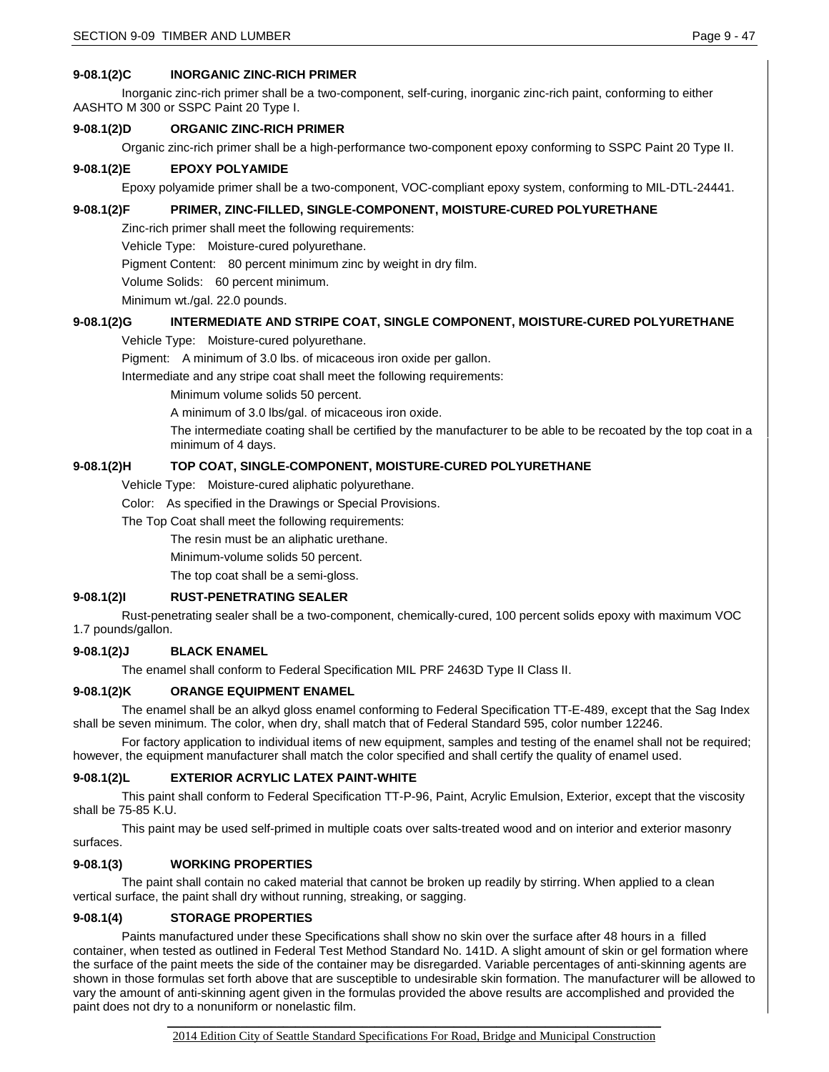#### 9-08.1(2)C INORGANIC ZINC-RICH PRIMER

Inorganic zinc-rich primer shall be a two-component, self-curing, inorganic zinc-rich paint, conforming to either AASHTO M 300 or SSPC Paint 20 Type I.

#### 9-08.1(2)D ORGANIC ZINC-RICH PRIMER

Organic zinc-rich primer shall be a high-performance two-component epoxy conforming to SSPC Paint 20 Type II.

#### 9-08.1(2)E EPOXY POLYAMIDE

Epoxy polyamide primer shall be a two-component, VOC-compliant epoxy system, conforming to MIL-DTL-24441.

#### 9-08.1(2)F PRIMER, ZINC-FILLED, SINGLE-COMPONENT, MOISTURE-CURED POLYURETHANE

Zinc-rich primer shall meet the following requirements:

Vehicle Type: Moisture-cured polyurethane.

Pigment Content: 80 percent minimum zinc by weight in dry film.

Volume Solids: 60 percent minimum.

Minimum wt./gal. 22.0 pounds.

#### 9-08.1(2)G INTERMEDIATE AND STRIPE COAT, SINGLE COMPONENT, MOISTURE-CURED POLYURETHANE

Vehicle Type: Moisture-cured polyurethane.

Pigment: A minimum of 3.0 lbs. of micaceous iron oxide per gallon.

Intermediate and any stripe coat shall meet the following requirements:

> Minimum volume solids 50 percent.
>
> A minimum of 3.0 lbs/gal. of micaceous iron oxide.
>
> The intermediate coating shall be certified by the manufacturer to be able to be recoated by the top coat in a minimum of 4 days.

#### 9-08.1(2)H TOP COAT, SINGLE-COMPONENT, MOISTURE-CURED POLYURETHANE

Vehicle Type: Moisture-cured aliphatic polyurethane.

Color: As specified in the Drawings or Special Provisions.

The Top Coat shall meet the following requirements:

> The resin must be an aliphatic urethane.
>
> Minimum-volume solids 50 percent.
>
> The top coat shall be a semi-gloss.

#### 9-08.1(2)I RUST-PENETRATING SEALER

Rust-penetrating sealer shall be a two-component, chemically-cured, 100 percent solids epoxy with maximum VOC 1.7 pounds/gallon.

#### 9-08.1(2)J BLACK ENAMEL

The enamel shall conform to Federal Specification MIL PRF 2463D Type II Class II.

#### 9-08.1(2)K ORANGE EQUIPMENT ENAMEL

The enamel shall be an alkyd gloss enamel conforming to Federal Specification TT-E-489, except that the Sag Index shall be seven minimum. The color, when dry, shall match that of Federal Standard 595, color number 12246.

For factory application to individual items of new equipment, samples and testing of the enamel shall not be required; however, the equipment manufacturer shall match the color specified and shall certify the quality of enamel used.

#### 9-08.1(2)L EXTERIOR ACRYLIC LATEX PAINT-WHITE

This paint shall conform to Federal Specification TT-P-96, Paint, Acrylic Emulsion, Exterior, except that the viscosity shall be 75-85 K.U.

This paint may be used self-primed in multiple coats over salts-treated wood and on interior and exterior masonry surfaces.

### 9-08.1(3) WORKING PROPERTIES

The paint shall contain no caked material that cannot be broken up readily by stirring. When applied to a clean vertical surface, the paint shall dry without running, streaking, or sagging.

### 9-08.1(4) STORAGE PROPERTIES

Paints manufactured under these Specifications shall show no skin over the surface after 48 hours in a filled container, when tested as outlined in Federal Test Method Standard No. 141D. A slight amount of skin or gel formation where the surface of the paint meets the side of the container may be disregarded. Variable percentages of anti-skinning agents are shown in those formulas set forth above that are susceptible to undesirable skin formation. The manufacturer will be allowed to vary the amount of anti-skinning agent given in the formulas provided the above results are accomplished and provided the paint does not dry to a nonuniform or nonelastic film.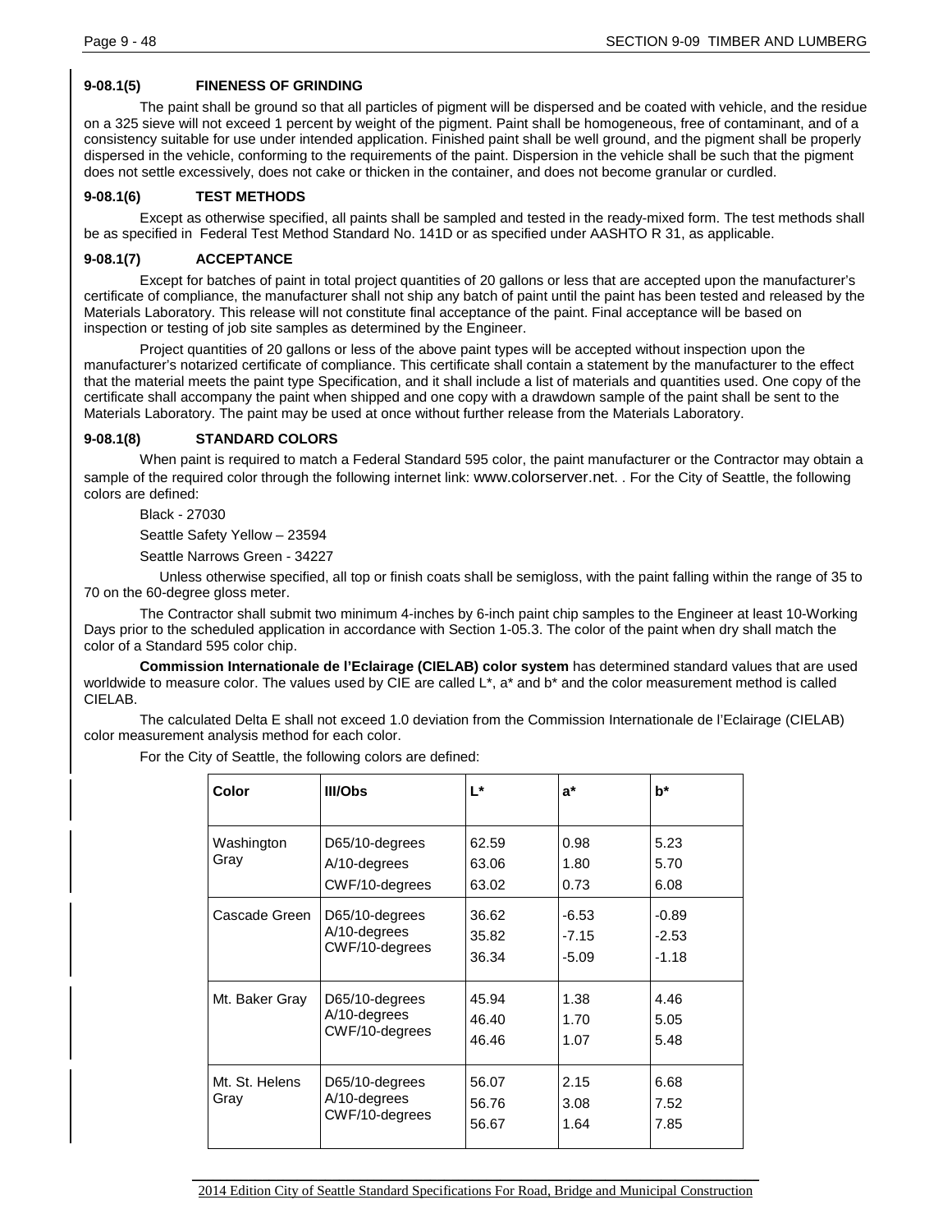### 9-08.1(5) FINENESS OF GRINDING

The paint shall be ground so that all particles of pigment will be dispersed and be coated with vehicle, and the residue on a 325 sieve will not exceed 1 percent by weight of the pigment. Paint shall be homogeneous, free of contaminant, and of a consistency suitable for use under intended application. Finished paint shall be well ground, and the pigment shall be properly dispersed in the vehicle, conforming to the requirements of the paint. Dispersion in the vehicle shall be such that the pigment does not settle excessively, does not cake or thicken in the container, and does not become granular or curdled.

### 9-08.1(6) TEST METHODS

Except as otherwise specified, all paints shall be sampled and tested in the ready-mixed form. The test methods shall be as specified in Federal Test Method Standard No. 141D or as specified under AASHTO R 31, as applicable.

### 9-08.1(7) ACCEPTANCE

Except for batches of paint in total project quantities of 20 gallons or less that are accepted upon the manufacturer's certificate of compliance, the manufacturer shall not ship any batch of paint until the paint has been tested and released by the Materials Laboratory. This release will not constitute final acceptance of the paint. Final acceptance will be based on inspection or testing of job site samples as determined by the Engineer.

Project quantities of 20 gallons or less of the above paint types will be accepted without inspection upon the manufacturer's notarized certificate of compliance. This certificate shall contain a statement by the manufacturer to the effect that the material meets the paint type Specification, and it shall include a list of materials and quantities used. One copy of the certificate shall accompany the paint when shipped and one copy with a drawdown sample of the paint shall be sent to the Materials Laboratory. The paint may be used at once without further release from the Materials Laboratory.

### 9-08.1(8) STANDARD COLORS

When paint is required to match a Federal Standard 595 color, the paint manufacturer or the Contractor may obtain a sample of the required color through the following internet link: www.colorserver.net. . For the City of Seattle, the following colors are defined:

Black - 27030

Seattle Safety Yellow – 23594

Seattle Narrows Green - 34227

Unless otherwise specified, all top or finish coats shall be semigloss, with the paint falling within the range of 35 to 70 on the 60-degree gloss meter.

The Contractor shall submit two minimum 4-inches by 6-inch paint chip samples to the Engineer at least 10-Working Days prior to the scheduled application in accordance with Section 1-05.3. The color of the paint when dry shall match the color of a Standard 595 color chip.

**Commission Internationale de l'Eclairage (CIELAB) color system** has determined standard values that are used worldwide to measure color. The values used by CIE are called L*, a* and b* and the color measurement method is called CIELAB.

The calculated Delta E shall not exceed 1.0 deviation from the Commission Internationale de l'Eclairage (CIELAB) color measurement analysis method for each color.

For the City of Seattle, the following colors are defined:

| Color | Ill/Obs | L* | a* | b* |
|---|---|---|---|---|
| Washington Gray | D65/10-degrees<br>A/10-degrees<br>CWF/10-degrees | 62.59<br>63.06<br>63.02 | 0.98<br>1.80<br>0.73 | 5.23<br>5.70<br>6.08 |
| Cascade Green | D65/10-degrees<br>A/10-degrees<br>CWF/10-degrees | 36.62<br>35.82<br>36.34 | -6.53<br>-7.15<br>-5.09 | -0.89<br>-2.53<br>-1.18 |
| Mt. Baker Gray | D65/10-degrees<br>A/10-degrees<br>CWF/10-degrees | 45.94<br>46.40<br>46.46 | 1.38<br>1.70<br>1.07 | 4.46<br>5.05<br>5.48 |
| Mt. St. Helens Gray | D65/10-degrees<br>A/10-degrees<br>CWF/10-degrees | 56.07<br>56.76<br>56.67 | 2.15<br>3.08<br>1.64 | 6.68<br>7.52<br>7.85 |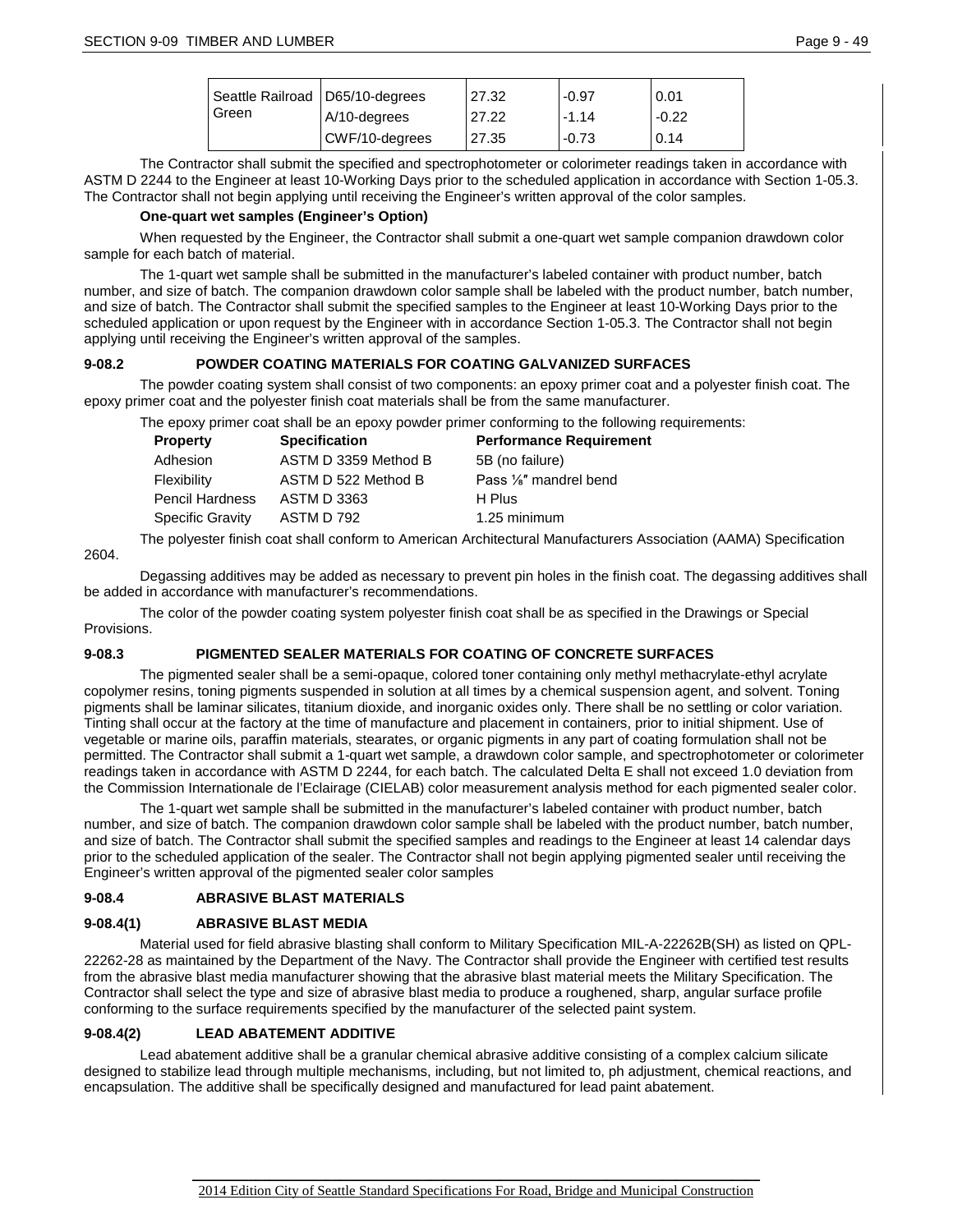| Seattle Railroad Green | D65/10-degrees | 27.32 | -0.97 | 0.01 |
|---|---|---|---|---|
| | A/10-degrees | 27.22 | -1.14 | -0.22 |
| | CWF/10-degrees | 27.35 | -0.73 | 0.14 |

The Contractor shall submit the specified and spectrophotometer or colorimeter readings taken in accordance with ASTM D 2244 to the Engineer at least 10-Working Days prior to the scheduled application in accordance with Section 1-05.3. The Contractor shall not begin applying until receiving the Engineer's written approval of the color samples.

**One-quart wet samples (Engineer's Option)**

When requested by the Engineer, the Contractor shall submit a one-quart wet sample companion drawdown color sample for each batch of material.

The 1-quart wet sample shall be submitted in the manufacturer's labeled container with product number, batch number, and size of batch. The companion drawdown color sample shall be labeled with the product number, batch number, and size of batch. The Contractor shall submit the specified samples to the Engineer at least 10-Working Days prior to the scheduled application or upon request by the Engineer with in accordance Section 1-05.3. The Contractor shall not begin applying until receiving the Engineer's written approval of the samples.

## 9-08.2 POWDER COATING MATERIALS FOR COATING GALVANIZED SURFACES

The powder coating system shall consist of two components: an epoxy primer coat and a polyester finish coat. The epoxy primer coat and the polyester finish coat materials shall be from the same manufacturer.

The epoxy primer coat shall be an epoxy powder primer conforming to the following requirements:

| Property | Specification | Performance Requirement |
|---|---|---|
| Adhesion | ASTM D 3359 Method B | 5B (no failure) |
| Flexibility | ASTM D 522 Method B | Pass ⅛″ mandrel bend |
| Pencil Hardness | ASTM D 3363 | H Plus |
| Specific Gravity | ASTM D 792 | 1.25 minimum |

The polyester finish coat shall conform to American Architectural Manufacturers Association (AAMA) Specification 2604.

Degassing additives may be added as necessary to prevent pin holes in the finish coat. The degassing additives shall be added in accordance with manufacturer's recommendations.

The color of the powder coating system polyester finish coat shall be as specified in the Drawings or Special Provisions.

## 9-08.3 PIGMENTED SEALER MATERIALS FOR COATING OF CONCRETE SURFACES

The pigmented sealer shall be a semi-opaque, colored toner containing only methyl methacrylate-ethyl acrylate copolymer resins, toning pigments suspended in solution at all times by a chemical suspension agent, and solvent. Toning pigments shall be laminar silicates, titanium dioxide, and inorganic oxides only. There shall be no settling or color variation. Tinting shall occur at the factory at the time of manufacture and placement in containers, prior to initial shipment. Use of vegetable or marine oils, paraffin materials, stearates, or organic pigments in any part of coating formulation shall not be permitted. The Contractor shall submit a 1-quart wet sample, a drawdown color sample, and spectrophotometer or colorimeter readings taken in accordance with ASTM D 2244, for each batch. The calculated Delta E shall not exceed 1.0 deviation from the Commission Internationale de l'Eclairage (CIELAB) color measurement analysis method for each pigmented sealer color.

The 1-quart wet sample shall be submitted in the manufacturer's labeled container with product number, batch number, and size of batch. The companion drawdown color sample shall be labeled with the product number, batch number, and size of batch. The Contractor shall submit the specified samples and readings to the Engineer at least 14 calendar days prior to the scheduled application of the sealer. The Contractor shall not begin applying pigmented sealer until receiving the Engineer's written approval of the pigmented sealer color samples

## 9-08.4 ABRASIVE BLAST MATERIALS

### 9-08.4(1) ABRASIVE BLAST MEDIA

Material used for field abrasive blasting shall conform to Military Specification MIL-A-22262B(SH) as listed on QPL-22262-28 as maintained by the Department of the Navy. The Contractor shall provide the Engineer with certified test results from the abrasive blast media manufacturer showing that the abrasive blast material meets the Military Specification. The Contractor shall select the type and size of abrasive blast media to produce a roughened, sharp, angular surface profile conforming to the surface requirements specified by the manufacturer of the selected paint system.

### 9-08.4(2) LEAD ABATEMENT ADDITIVE

Lead abatement additive shall be a granular chemical abrasive additive consisting of a complex calcium silicate designed to stabilize lead through multiple mechanisms, including, but not limited to, ph adjustment, chemical reactions, and encapsulation. The additive shall be specifically designed and manufactured for lead paint abatement.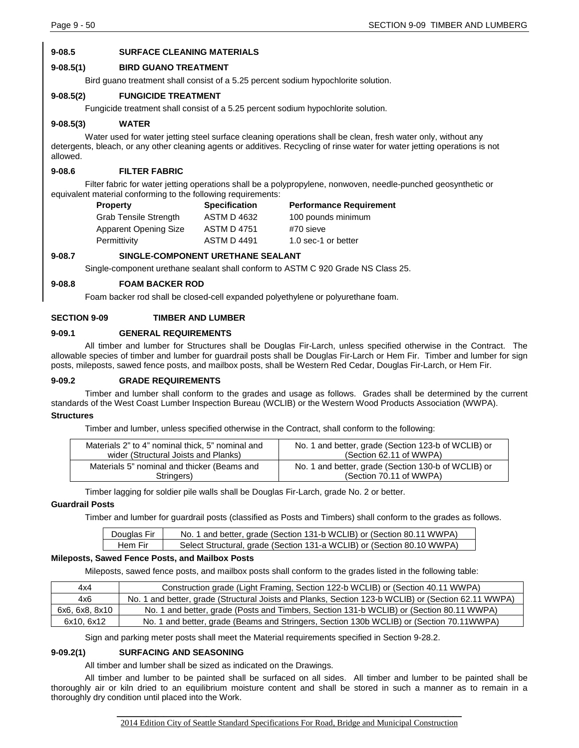### 9-08.5 SURFACE CLEANING MATERIALS

#### 9-08.5(1) BIRD GUANO TREATMENT

Bird guano treatment shall consist of a 5.25 percent sodium hypochlorite solution.

#### 9-08.5(2) FUNGICIDE TREATMENT

Fungicide treatment shall consist of a 5.25 percent sodium hypochlorite solution.

#### 9-08.5(3) WATER

Water used for water jetting steel surface cleaning operations shall be clean, fresh water only, without any detergents, bleach, or any other cleaning agents or additives. Recycling of rinse water for water jetting operations is not allowed.

### 9-08.6 FILTER FABRIC

Filter fabric for water jetting operations shall be a polypropylene, nonwoven, needle-punched geosynthetic or equivalent material conforming to the following requirements:

| Property | Specification | Performance Requirement |
|---|---|---|
| Grab Tensile Strength | ASTM D 4632 | 100 pounds minimum |
| Apparent Opening Size | ASTM D 4751 | #70 sieve |
| Permittivity | ASTM D 4491 | 1.0 sec-1 or better |

### 9-08.7 SINGLE-COMPONENT URETHANE SEALANT

Single-component urethane sealant shall conform to ASTM C 920 Grade NS Class 25.

### 9-08.8 FOAM BACKER ROD

Foam backer rod shall be closed-cell expanded polyethylene or polyurethane foam.

## SECTION 9-09 TIMBER AND LUMBER

### 9-09.1 GENERAL REQUIREMENTS

All timber and lumber for Structures shall be Douglas Fir-Larch, unless specified otherwise in the Contract. The allowable species of timber and lumber for guardrail posts shall be Douglas Fir-Larch or Hem Fir. Timber and lumber for sign posts, mileposts, sawed fence posts, and mailbox posts, shall be Western Red Cedar, Douglas Fir-Larch, or Hem Fir.

### 9-09.2 GRADE REQUIREMENTS

Timber and lumber shall conform to the grades and usage as follows. Grades shall be determined by the current standards of the West Coast Lumber Inspection Bureau (WCLIB) or the Western Wood Products Association (WWPA).

**Structures**

Timber and lumber, unless specified otherwise in the Contract, shall conform to the following:

| | |
|---|---|
| Materials 2" to 4" nominal thick, 5" nominal and wider (Structural Joists and Planks) | No. 1 and better, grade (Section 123-b of WCLIB) or (Section 62.11 of WWPA) |
| Materials 5" nominal and thicker (Beams and Stringers) | No. 1 and better, grade (Section 130-b of WCLIB) or (Section 70.11 of WWPA) |

Timber lagging for soldier pile walls shall be Douglas Fir-Larch, grade No. 2 or better.

**Guardrail Posts**

Timber and lumber for guardrail posts (classified as Posts and Timbers) shall conform to the grades as follows.

| | |
|---|---|
| Douglas Fir | No. 1 and better, grade (Section 131-b WCLIB) or (Section 80.11 WWPA) |
| Hem Fir | Select Structural, grade (Section 131-a WCLIB) or (Section 80.10 WWPA) |

**Mileposts, Sawed Fence Posts, and Mailbox Posts**

Mileposts, sawed fence posts, and mailbox posts shall conform to the grades listed in the following table:

| | |
|---|---|
| 4x4 | Construction grade (Light Framing, Section 122-b WCLIB) or (Section 40.11 WWPA) |
| 4x6 | No. 1 and better, grade (Structural Joists and Planks, Section 123-b WCLIB) or (Section 62.11 WWPA) |
| 6x6, 6x8, 8x10 | No. 1 and better, grade (Posts and Timbers, Section 131-b WCLIB) or (Section 80.11 WWPA) |
| 6x10, 6x12 | No. 1 and better, grade (Beams and Stringers, Section 130b WCLIB) or (Section 70.11WWPA) |

Sign and parking meter posts shall meet the Material requirements specified in Section 9-28.2.

#### 9-09.2(1) SURFACING AND SEASONING

All timber and lumber shall be sized as indicated on the Drawings.

All timber and lumber to be painted shall be surfaced on all sides. All timber and lumber to be painted shall be thoroughly air or kiln dried to an equilibrium moisture content and shall be stored in such a manner as to remain in a thoroughly dry condition until placed into the Work.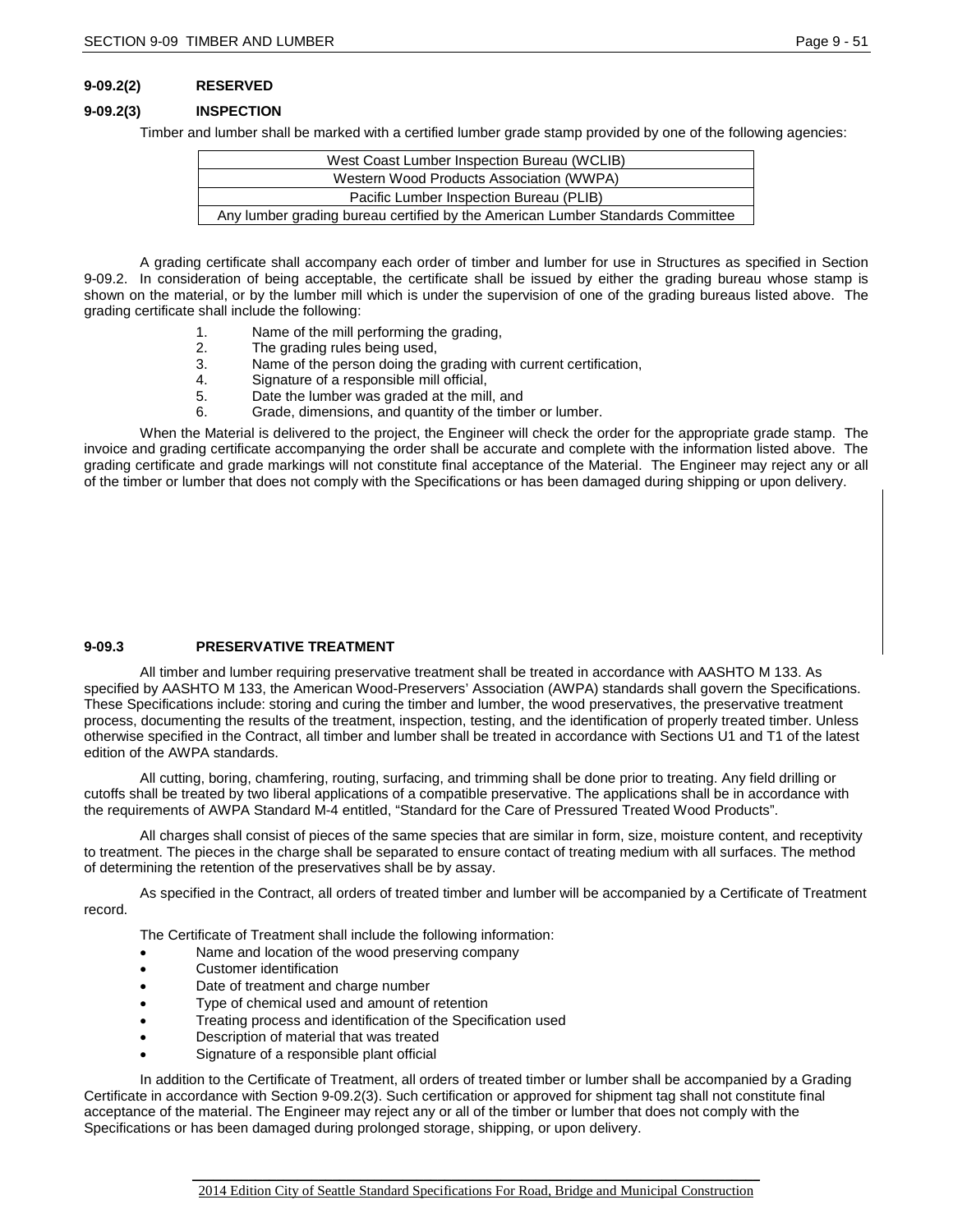### 9-09.2(2) RESERVED

### 9-09.2(3) INSPECTION

Timber and lumber shall be marked with a certified lumber grade stamp provided by one of the following agencies:

| West Coast Lumber Inspection Bureau (WCLIB) |
|---|
| Western Wood Products Association (WWPA) |
| Pacific Lumber Inspection Bureau (PLIB) |
| Any lumber grading bureau certified by the American Lumber Standards Committee |

A grading certificate shall accompany each order of timber and lumber for use in Structures as specified in Section 9-09.2. In consideration of being acceptable, the certificate shall be issued by either the grading bureau whose stamp is shown on the material, or by the lumber mill which is under the supervision of one of the grading bureaus listed above. The grading certificate shall include the following:

1. Name of the mill performing the grading,
2. The grading rules being used,
3. Name of the person doing the grading with current certification,
4. Signature of a responsible mill official,
5. Date the lumber was graded at the mill, and
6. Grade, dimensions, and quantity of the timber or lumber.

When the Material is delivered to the project, the Engineer will check the order for the appropriate grade stamp. The invoice and grading certificate accompanying the order shall be accurate and complete with the information listed above. The grading certificate and grade markings will not constitute final acceptance of the Material. The Engineer may reject any or all of the timber or lumber that does not comply with the Specifications or has been damaged during shipping or upon delivery.

## 9-09.3 PRESERVATIVE TREATMENT

All timber and lumber requiring preservative treatment shall be treated in accordance with AASHTO M 133. As specified by AASHTO M 133, the American Wood-Preservers' Association (AWPA) standards shall govern the Specifications. These Specifications include: storing and curing the timber and lumber, the wood preservatives, the preservative treatment process, documenting the results of the treatment, inspection, testing, and the identification of properly treated timber. Unless otherwise specified in the Contract, all timber and lumber shall be treated in accordance with Sections U1 and T1 of the latest edition of the AWPA standards.

All cutting, boring, chamfering, routing, surfacing, and trimming shall be done prior to treating. Any field drilling or cutoffs shall be treated by two liberal applications of a compatible preservative. The applications shall be in accordance with the requirements of AWPA Standard M-4 entitled, "Standard for the Care of Pressured Treated Wood Products".

All charges shall consist of pieces of the same species that are similar in form, size, moisture content, and receptivity to treatment. The pieces in the charge shall be separated to ensure contact of treating medium with all surfaces. The method of determining the retention of the preservatives shall be by assay.

As specified in the Contract, all orders of treated timber and lumber will be accompanied by a Certificate of Treatment record.

The Certificate of Treatment shall include the following information:

- Name and location of the wood preserving company
- Customer identification
- Date of treatment and charge number
- Type of chemical used and amount of retention
- Treating process and identification of the Specification used
- Description of material that was treated
- Signature of a responsible plant official

In addition to the Certificate of Treatment, all orders of treated timber or lumber shall be accompanied by a Grading Certificate in accordance with Section 9-09.2(3). Such certification or approved for shipment tag shall not constitute final acceptance of the material. The Engineer may reject any or all of the timber or lumber that does not comply with the Specifications or has been damaged during prolonged storage, shipping, or upon delivery.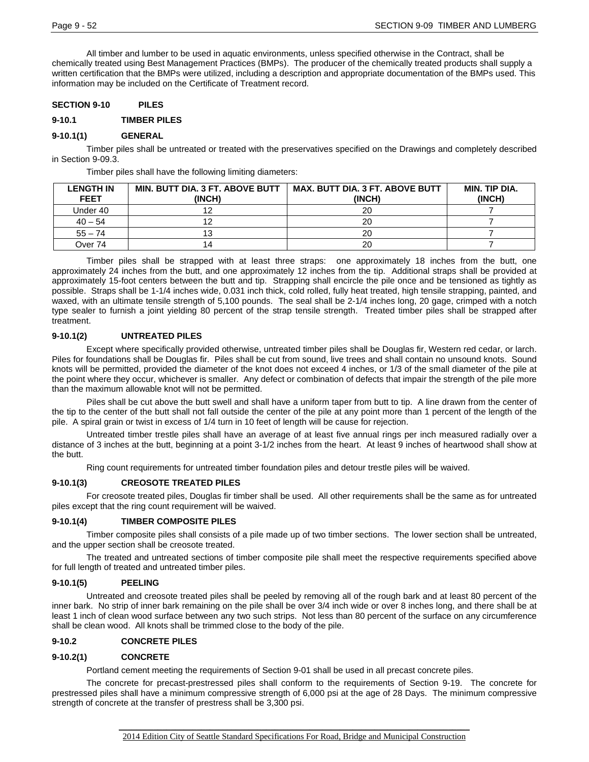All timber and lumber to be used in aquatic environments, unless specified otherwise in the Contract, shall be chemically treated using Best Management Practices (BMPs). The producer of the chemically treated products shall supply a written certification that the BMPs were utilized, including a description and appropriate documentation of the BMPs used. This information may be included on the Certificate of Treatment record.

## SECTION 9-10 PILES

### 9-10.1 TIMBER PILES

#### 9-10.1(1) GENERAL

Timber piles shall be untreated or treated with the preservatives specified on the Drawings and completely described in Section 9-09.3.

Timber piles shall have the following limiting diameters:

| LENGTH IN FEET | MIN. BUTT DIA. 3 FT. ABOVE BUTT (INCH) | MAX. BUTT DIA. 3 FT. ABOVE BUTT (INCH) | MIN. TIP DIA. (INCH) |
|---|---|---|---|
| Under 40 | 12 | 20 | 7 |
| 40 – 54 | 12 | 20 | 7 |
| 55 – 74 | 13 | 20 | 7 |
| Over 74 | 14 | 20 | 7 |

Timber piles shall be strapped with at least three straps: one approximately 18 inches from the butt, one approximately 24 inches from the butt, and one approximately 12 inches from the tip. Additional straps shall be provided at approximately 15-foot centers between the butt and tip. Strapping shall encircle the pile once and be tensioned as tightly as possible. Straps shall be 1-1/4 inches wide, 0.031 inch thick, cold rolled, fully heat treated, high tensile strapping, painted, and waxed, with an ultimate tensile strength of 5,100 pounds. The seal shall be 2-1/4 inches long, 20 gage, crimped with a notch type sealer to furnish a joint yielding 80 percent of the strap tensile strength. Treated timber piles shall be strapped after treatment.

#### 9-10.1(2) UNTREATED PILES

Except where specifically provided otherwise, untreated timber piles shall be Douglas fir, Western red cedar, or larch. Piles for foundations shall be Douglas fir. Piles shall be cut from sound, live trees and shall contain no unsound knots. Sound knots will be permitted, provided the diameter of the knot does not exceed 4 inches, or 1/3 of the small diameter of the pile at the point where they occur, whichever is smaller. Any defect or combination of defects that impair the strength of the pile more than the maximum allowable knot will not be permitted.

Piles shall be cut above the butt swell and shall have a uniform taper from butt to tip. A line drawn from the center of the tip to the center of the butt shall not fall outside the center of the pile at any point more than 1 percent of the length of the pile. A spiral grain or twist in excess of 1/4 turn in 10 feet of length will be cause for rejection.

Untreated timber trestle piles shall have an average of at least five annual rings per inch measured radially over a distance of 3 inches at the butt, beginning at a point 3-1/2 inches from the heart. At least 9 inches of heartwood shall show at the butt.

Ring count requirements for untreated timber foundation piles and detour trestle piles will be waived.

#### 9-10.1(3) CREOSOTE TREATED PILES

For creosote treated piles, Douglas fir timber shall be used. All other requirements shall be the same as for untreated piles except that the ring count requirement will be waived.

#### 9-10.1(4) TIMBER COMPOSITE PILES

Timber composite piles shall consists of a pile made up of two timber sections. The lower section shall be untreated, and the upper section shall be creosote treated.

The treated and untreated sections of timber composite pile shall meet the respective requirements specified above for full length of treated and untreated timber piles.

#### 9-10.1(5) PEELING

Untreated and creosote treated piles shall be peeled by removing all of the rough bark and at least 80 percent of the inner bark. No strip of inner bark remaining on the pile shall be over 3/4 inch wide or over 8 inches long, and there shall be at least 1 inch of clean wood surface between any two such strips. Not less than 80 percent of the surface on any circumference shall be clean wood. All knots shall be trimmed close to the body of the pile.

### 9-10.2 CONCRETE PILES

#### 9-10.2(1) CONCRETE

Portland cement meeting the requirements of Section 9-01 shall be used in all precast concrete piles.

The concrete for precast-prestressed piles shall conform to the requirements of Section 9-19. The concrete for prestressed piles shall have a minimum compressive strength of 6,000 psi at the age of 28 Days. The minimum compressive strength of concrete at the transfer of prestress shall be 3,300 psi.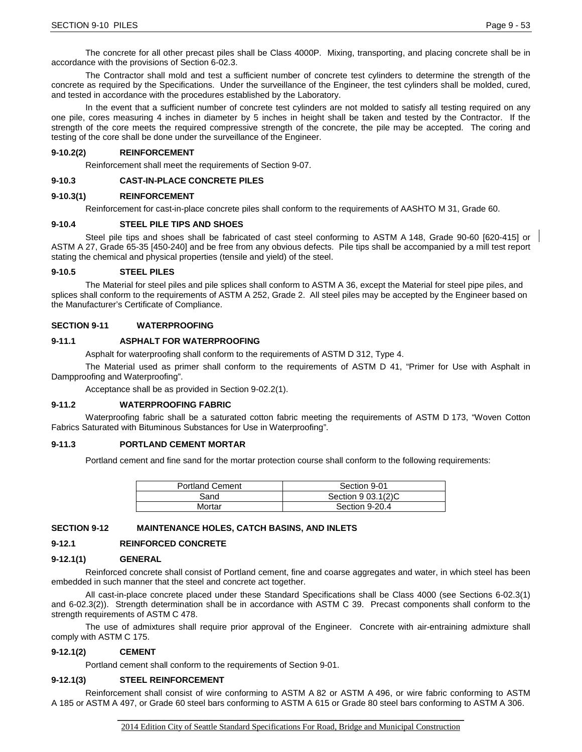The concrete for all other precast piles shall be Class 4000P. Mixing, transporting, and placing concrete shall be in accordance with the provisions of Section 6-02.3.

The Contractor shall mold and test a sufficient number of concrete test cylinders to determine the strength of the concrete as required by the Specifications. Under the surveillance of the Engineer, the test cylinders shall be molded, cured, and tested in accordance with the procedures established by the Laboratory.

In the event that a sufficient number of concrete test cylinders are not molded to satisfy all testing required on any one pile, cores measuring 4 inches in diameter by 5 inches in height shall be taken and tested by the Contractor. If the strength of the core meets the required compressive strength of the concrete, the pile may be accepted. The coring and testing of the core shall be done under the surveillance of the Engineer.

### 9-10.2(2) REINFORCEMENT

Reinforcement shall meet the requirements of Section 9-07.

### 9-10.3 CAST-IN-PLACE CONCRETE PILES

### 9-10.3(1) REINFORCEMENT

Reinforcement for cast-in-place concrete piles shall conform to the requirements of AASHTO M 31, Grade 60.

### 9-10.4 STEEL PILE TIPS AND SHOES

Steel pile tips and shoes shall be fabricated of cast steel conforming to ASTM A 148, Grade 90-60 [620-415] or ASTM A 27, Grade 65-35 [450-240] and be free from any obvious defects. Pile tips shall be accompanied by a mill test report stating the chemical and physical properties (tensile and yield) of the steel.

### 9-10.5 STEEL PILES

The Material for steel piles and pile splices shall conform to ASTM A 36, except the Material for steel pipe piles, and splices shall conform to the requirements of ASTM A 252, Grade 2. All steel piles may be accepted by the Engineer based on the Manufacturer's Certificate of Compliance.

## SECTION 9-11 WATERPROOFING

### 9-11.1 ASPHALT FOR WATERPROOFING

Asphalt for waterproofing shall conform to the requirements of ASTM D 312, Type 4.

The Material used as primer shall conform to the requirements of ASTM D 41, "Primer for Use with Asphalt in Dampproofing and Waterproofing".

Acceptance shall be as provided in Section 9-02.2(1).

### 9-11.2 WATERPROOFING FABRIC

Waterproofing fabric shall be a saturated cotton fabric meeting the requirements of ASTM D 173, "Woven Cotton Fabrics Saturated with Bituminous Substances for Use in Waterproofing".

### 9-11.3 PORTLAND CEMENT MORTAR

Portland cement and fine sand for the mortar protection course shall conform to the following requirements:

| Portland Cement | Section 9-01 |
|---|---|
| Sand | Section 9 03.1(2)C |
| Mortar | Section 9-20.4 |

## SECTION 9-12 MAINTENANCE HOLES, CATCH BASINS, AND INLETS

### 9-12.1 REINFORCED CONCRETE

### 9-12.1(1) GENERAL

Reinforced concrete shall consist of Portland cement, fine and coarse aggregates and water, in which steel has been embedded in such manner that the steel and concrete act together.

All cast-in-place concrete placed under these Standard Specifications shall be Class 4000 (see Sections 6-02.3(1) and 6-02.3(2)). Strength determination shall be in accordance with ASTM C 39. Precast components shall conform to the strength requirements of ASTM C 478.

The use of admixtures shall require prior approval of the Engineer. Concrete with air-entraining admixture shall comply with ASTM C 175.

### 9-12.1(2) CEMENT

Portland cement shall conform to the requirements of Section 9-01.

### 9-12.1(3) STEEL REINFORCEMENT

Reinforcement shall consist of wire conforming to ASTM A 82 or ASTM A 496, or wire fabric conforming to ASTM A 185 or ASTM A 497, or Grade 60 steel bars conforming to ASTM A 615 or Grade 80 steel bars conforming to ASTM A 306.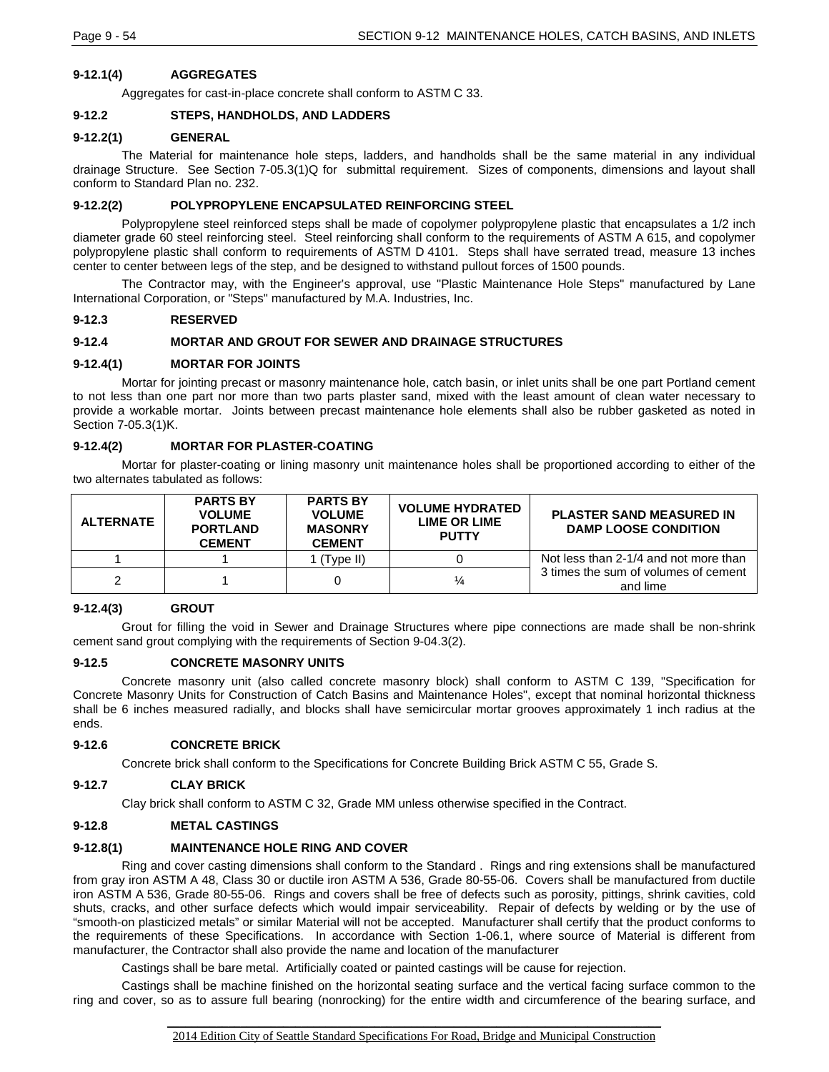### 9-12.1(4) AGGREGATES

Aggregates for cast-in-place concrete shall conform to ASTM C 33.

## 9-12.2 STEPS, HANDHOLDS, AND LADDERS

### 9-12.2(1) GENERAL

The Material for maintenance hole steps, ladders, and handholds shall be the same material in any individual drainage Structure. See Section 7-05.3(1)Q for submittal requirement. Sizes of components, dimensions and layout shall conform to Standard Plan no. 232.

### 9-12.2(2) POLYPROPYLENE ENCAPSULATED REINFORCING STEEL

Polypropylene steel reinforced steps shall be made of copolymer polypropylene plastic that encapsulates a 1/2 inch diameter grade 60 steel reinforcing steel. Steel reinforcing shall conform to the requirements of ASTM A 615, and copolymer polypropylene plastic shall conform to requirements of ASTM D 4101. Steps shall have serrated tread, measure 13 inches center to center between legs of the step, and be designed to withstand pullout forces of 1500 pounds.

The Contractor may, with the Engineer's approval, use "Plastic Maintenance Hole Steps" manufactured by Lane International Corporation, or "Steps" manufactured by M.A. Industries, Inc.

## 9-12.3 RESERVED

## 9-12.4 MORTAR AND GROUT FOR SEWER AND DRAINAGE STRUCTURES

### 9-12.4(1) MORTAR FOR JOINTS

Mortar for jointing precast or masonry maintenance hole, catch basin, or inlet units shall be one part Portland cement to not less than one part nor more than two parts plaster sand, mixed with the least amount of clean water necessary to provide a workable mortar. Joints between precast maintenance hole elements shall also be rubber gasketed as noted in Section 7-05.3(1)K.

### 9-12.4(2) MORTAR FOR PLASTER-COATING

Mortar for plaster-coating or lining masonry unit maintenance holes shall be proportioned according to either of the two alternates tabulated as follows:

| ALTERNATE | PARTS BY VOLUME PORTLAND CEMENT | PARTS BY VOLUME MASONRY CEMENT | VOLUME HYDRATED LIME OR LIME PUTTY | PLASTER SAND MEASURED IN DAMP LOOSE CONDITION |
|---|---|---|---|---|
| 1 | 1 | 1 (Type II) | 0 | Not less than 2-1/4 and not more than 3 times the sum of volumes of cement and lime |
| 2 | 1 | 0 | ¼ | |

### 9-12.4(3) GROUT

Grout for filling the void in Sewer and Drainage Structures where pipe connections are made shall be non-shrink cement sand grout complying with the requirements of Section 9-04.3(2).

## 9-12.5 CONCRETE MASONRY UNITS

Concrete masonry unit (also called concrete masonry block) shall conform to ASTM C 139, "Specification for Concrete Masonry Units for Construction of Catch Basins and Maintenance Holes", except that nominal horizontal thickness shall be 6 inches measured radially, and blocks shall have semicircular mortar grooves approximately 1 inch radius at the ends.

## 9-12.6 CONCRETE BRICK

Concrete brick shall conform to the Specifications for Concrete Building Brick ASTM C 55, Grade S.

## 9-12.7 CLAY BRICK

Clay brick shall conform to ASTM C 32, Grade MM unless otherwise specified in the Contract.

## 9-12.8 METAL CASTINGS

### 9-12.8(1) MAINTENANCE HOLE RING AND COVER

Ring and cover casting dimensions shall conform to the Standard . Rings and ring extensions shall be manufactured from gray iron ASTM A 48, Class 30 or ductile iron ASTM A 536, Grade 80-55-06. Covers shall be manufactured from ductile iron ASTM A 536, Grade 80-55-06. Rings and covers shall be free of defects such as porosity, pittings, shrink cavities, cold shuts, cracks, and other surface defects which would impair serviceability. Repair of defects by welding or by the use of "smooth-on plasticized metals" or similar Material will not be accepted. Manufacturer shall certify that the product conforms to the requirements of these Specifications. In accordance with Section 1-06.1, where source of Material is different from manufacturer, the Contractor shall also provide the name and location of the manufacturer

Castings shall be bare metal. Artificially coated or painted castings will be cause for rejection.

Castings shall be machine finished on the horizontal seating surface and the vertical facing surface common to the ring and cover, so as to assure full bearing (nonrocking) for the entire width and circumference of the bearing surface, and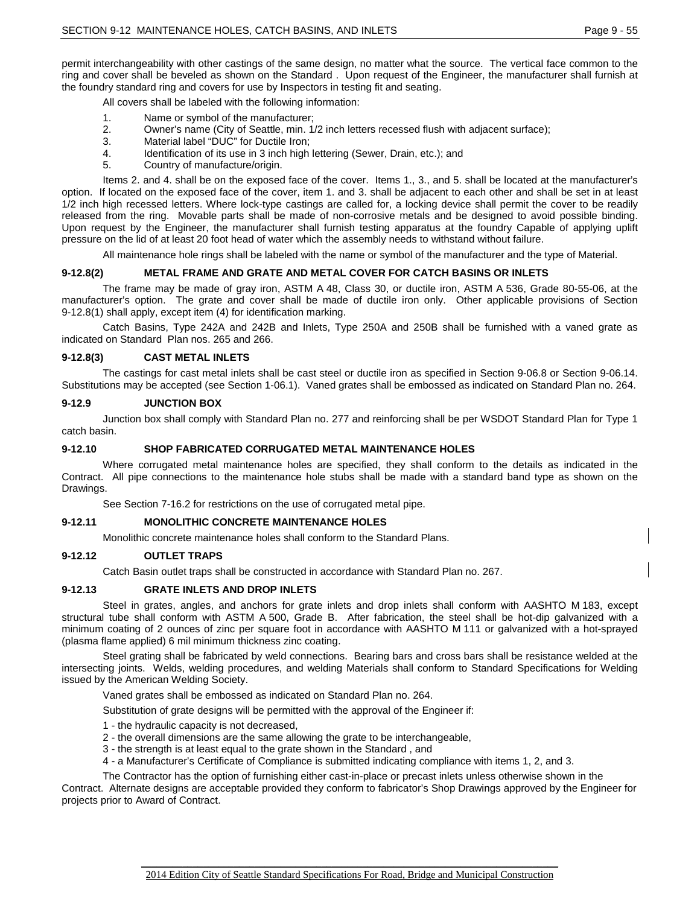permit interchangeability with other castings of the same design, no matter what the source. The vertical face common to the ring and cover shall be beveled as shown on the Standard . Upon request of the Engineer, the manufacturer shall furnish at the foundry standard ring and covers for use by Inspectors in testing fit and seating.

All covers shall be labeled with the following information:

1. Name or symbol of the manufacturer;
2. Owner's name (City of Seattle, min. 1/2 inch letters recessed flush with adjacent surface);
3. Material label "DUC" for Ductile Iron;
4. Identification of its use in 3 inch high lettering (Sewer, Drain, etc.); and
5. Country of manufacture/origin.

Items 2. and 4. shall be on the exposed face of the cover. Items 1., 3., and 5. shall be located at the manufacturer's option. If located on the exposed face of the cover, item 1. and 3. shall be adjacent to each other and shall be set in at least 1/2 inch high recessed letters. Where lock-type castings are called for, a locking device shall permit the cover to be readily released from the ring. Movable parts shall be made of non-corrosive metals and be designed to avoid possible binding. Upon request by the Engineer, the manufacturer shall furnish testing apparatus at the foundry Capable of applying uplift pressure on the lid of at least 20 foot head of water which the assembly needs to withstand without failure.

All maintenance hole rings shall be labeled with the name or symbol of the manufacturer and the type of Material.

### 9-12.8(2) METAL FRAME AND GRATE AND METAL COVER FOR CATCH BASINS OR INLETS

The frame may be made of gray iron, ASTM A 48, Class 30, or ductile iron, ASTM A 536, Grade 80-55-06, at the manufacturer's option. The grate and cover shall be made of ductile iron only. Other applicable provisions of Section 9-12.8(1) shall apply, except item (4) for identification marking.

Catch Basins, Type 242A and 242B and Inlets, Type 250A and 250B shall be furnished with a vaned grate as indicated on Standard Plan nos. 265 and 266.

### 9-12.8(3) CAST METAL INLETS

The castings for cast metal inlets shall be cast steel or ductile iron as specified in Section 9-06.8 or Section 9-06.14. Substitutions may be accepted (see Section 1-06.1). Vaned grates shall be embossed as indicated on Standard Plan no. 264.

### 9-12.9 JUNCTION BOX

Junction box shall comply with Standard Plan no. 277 and reinforcing shall be per WSDOT Standard Plan for Type 1 catch basin.

### 9-12.10 SHOP FABRICATED CORRUGATED METAL MAINTENANCE HOLES

Where corrugated metal maintenance holes are specified, they shall conform to the details as indicated in the Contract. All pipe connections to the maintenance hole stubs shall be made with a standard band type as shown on the Drawings.

See Section 7-16.2 for restrictions on the use of corrugated metal pipe.

### 9-12.11 MONOLITHIC CONCRETE MAINTENANCE HOLES

Monolithic concrete maintenance holes shall conform to the Standard Plans.

### 9-12.12 OUTLET TRAPS

Catch Basin outlet traps shall be constructed in accordance with Standard Plan no. 267.

### 9-12.13 GRATE INLETS AND DROP INLETS

Steel in grates, angles, and anchors for grate inlets and drop inlets shall conform with AASHTO M 183, except structural tube shall conform with ASTM A 500, Grade B. After fabrication, the steel shall be hot-dip galvanized with a minimum coating of 2 ounces of zinc per square foot in accordance with AASHTO M 111 or galvanized with a hot-sprayed (plasma flame applied) 6 mil minimum thickness zinc coating.

Steel grating shall be fabricated by weld connections. Bearing bars and cross bars shall be resistance welded at the intersecting joints. Welds, welding procedures, and welding Materials shall conform to Standard Specifications for Welding issued by the American Welding Society.

Vaned grates shall be embossed as indicated on Standard Plan no. 264.

Substitution of grate designs will be permitted with the approval of the Engineer if:

1 - the hydraulic capacity is not decreased,

2 - the overall dimensions are the same allowing the grate to be interchangeable,

3 - the strength is at least equal to the grate shown in the Standard , and

4 - a Manufacturer's Certificate of Compliance is submitted indicating compliance with items 1, 2, and 3.

The Contractor has the option of furnishing either cast-in-place or precast inlets unless otherwise shown in the Contract. Alternate designs are acceptable provided they conform to fabricator's Shop Drawings approved by the Engineer for projects prior to Award of Contract.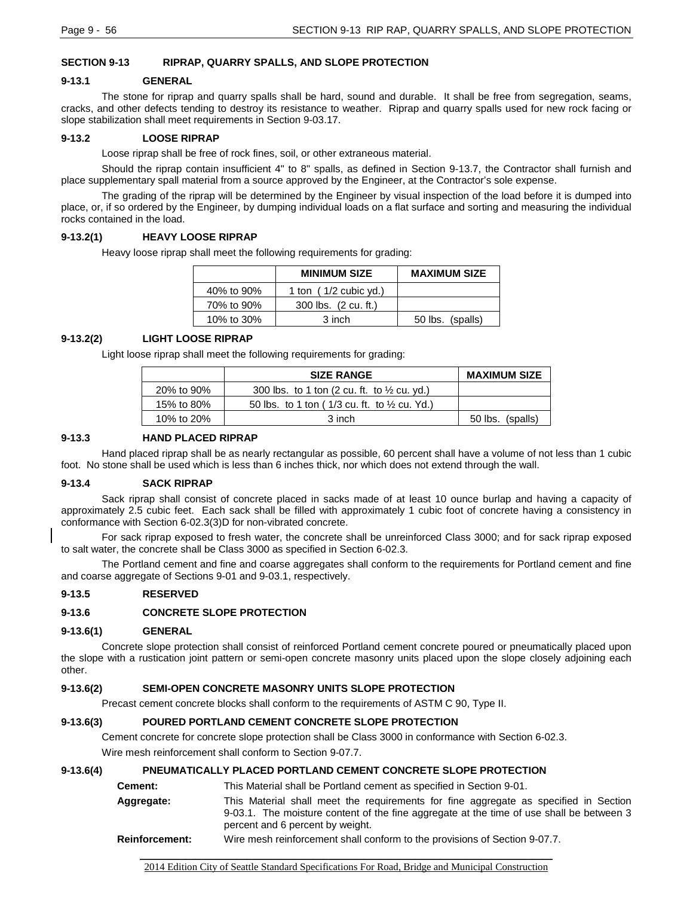## SECTION 9-13 RIPRAP, QUARRY SPALLS, AND SLOPE PROTECTION

### 9-13.1 GENERAL

The stone for riprap and quarry spalls shall be hard, sound and durable. It shall be free from segregation, seams, cracks, and other defects tending to destroy its resistance to weather. Riprap and quarry spalls used for new rock facing or slope stabilization shall meet requirements in Section 9-03.17.

### 9-13.2 LOOSE RIPRAP

Loose riprap shall be free of rock fines, soil, or other extraneous material.

Should the riprap contain insufficient 4" to 8" spalls, as defined in Section 9-13.7, the Contractor shall furnish and place supplementary spall material from a source approved by the Engineer, at the Contractor's sole expense.

The grading of the riprap will be determined by the Engineer by visual inspection of the load before it is dumped into place, or, if so ordered by the Engineer, by dumping individual loads on a flat surface and sorting and measuring the individual rocks contained in the load.

#### 9-13.2(1) HEAVY LOOSE RIPRAP

Heavy loose riprap shall meet the following requirements for grading:

| | MINIMUM SIZE | MAXIMUM SIZE |
|---|---|---|
| 40% to 90% | 1 ton ( 1/2 cubic yd.) | |
| 70% to 90% | 300 lbs. (2 cu. ft.) | |
| 10% to 30% | 3 inch | 50 lbs. (spalls) |

#### 9-13.2(2) LIGHT LOOSE RIPRAP

Light loose riprap shall meet the following requirements for grading:

| | SIZE RANGE | MAXIMUM SIZE |
|---|---|---|
| 20% to 90% | 300 lbs. to 1 ton (2 cu. ft. to ½ cu. yd.) | |
| 15% to 80% | 50 lbs. to 1 ton ( 1/3 cu. ft. to ½ cu. Yd.) | |
| 10% to 20% | 3 inch | 50 lbs. (spalls) |

### 9-13.3 HAND PLACED RIPRAP

Hand placed riprap shall be as nearly rectangular as possible, 60 percent shall have a volume of not less than 1 cubic foot. No stone shall be used which is less than 6 inches thick, nor which does not extend through the wall.

### 9-13.4 SACK RIPRAP

Sack riprap shall consist of concrete placed in sacks made of at least 10 ounce burlap and having a capacity of approximately 2.5 cubic feet. Each sack shall be filled with approximately 1 cubic foot of concrete having a consistency in conformance with Section 6-02.3(3)D for non-vibrated concrete.

For sack riprap exposed to fresh water, the concrete shall be unreinforced Class 3000; and for sack riprap exposed to salt water, the concrete shall be Class 3000 as specified in Section 6-02.3.

The Portland cement and fine and coarse aggregates shall conform to the requirements for Portland cement and fine and coarse aggregate of Sections 9-01 and 9-03.1, respectively.

### 9-13.5 RESERVED

### 9-13.6 CONCRETE SLOPE PROTECTION

#### 9-13.6(1) GENERAL

Concrete slope protection shall consist of reinforced Portland cement concrete poured or pneumatically placed upon the slope with a rustication joint pattern or semi-open concrete masonry units placed upon the slope closely adjoining each other.

#### 9-13.6(2) SEMI-OPEN CONCRETE MASONRY UNITS SLOPE PROTECTION

Precast cement concrete blocks shall conform to the requirements of ASTM C 90, Type II.

#### 9-13.6(3) POURED PORTLAND CEMENT CONCRETE SLOPE PROTECTION

Cement concrete for concrete slope protection shall be Class 3000 in conformance with Section 6-02.3.

Wire mesh reinforcement shall conform to Section 9-07.7.

#### 9-13.6(4) PNEUMATICALLY PLACED PORTLAND CEMENT CONCRETE SLOPE PROTECTION

**Cement:** This Material shall be Portland cement as specified in Section 9-01.

**Aggregate:** This Material shall meet the requirements for fine aggregate as specified in Section 9-03.1. The moisture content of the fine aggregate at the time of use shall be between 3 percent and 6 percent by weight.

**Reinforcement:** Wire mesh reinforcement shall conform to the provisions of Section 9-07.7.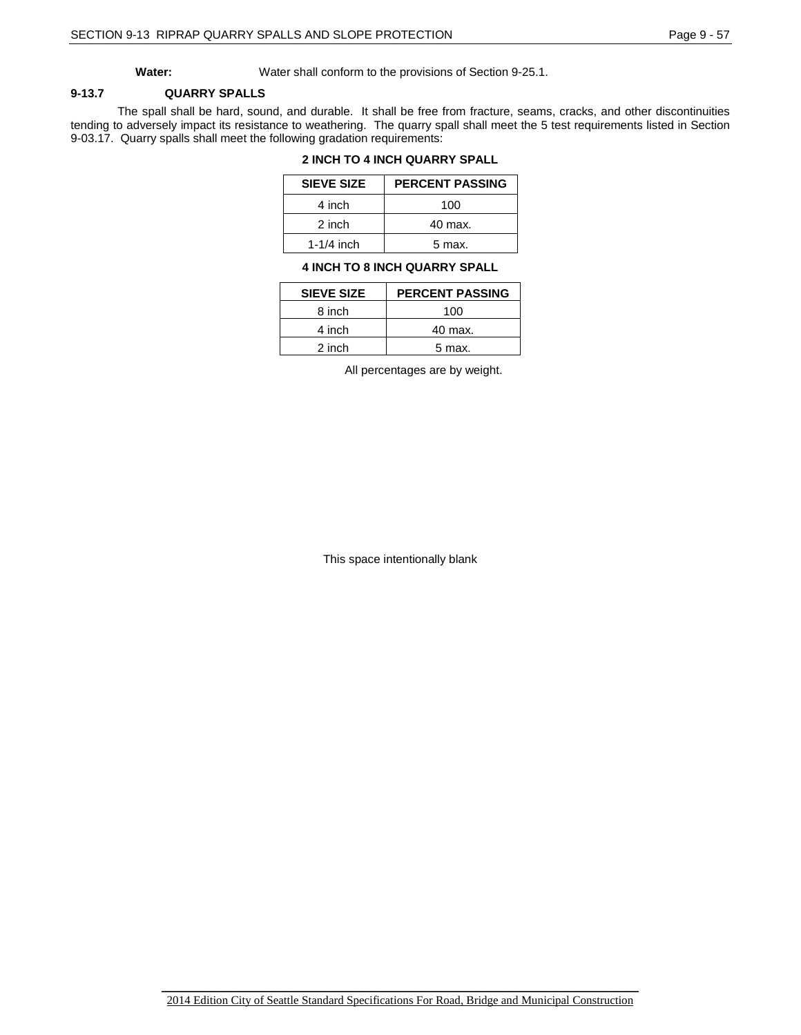**Water:** Water shall conform to the provisions of Section 9-25.1.

### 9-13.7 QUARRY SPALLS

The spall shall be hard, sound, and durable. It shall be free from fracture, seams, cracks, and other discontinuities tending to adversely impact its resistance to weathering. The quarry spall shall meet the 5 test requirements listed in Section 9-03.17. Quarry spalls shall meet the following gradation requirements:

**2 INCH TO 4 INCH QUARRY SPALL**

| SIEVE SIZE | PERCENT PASSING |
| --- | --- |
| 4 inch | 100 |
| 2 inch | 40 max. |
| 1-1/4 inch | 5 max. |

**4 INCH TO 8 INCH QUARRY SPALL**

| SIEVE SIZE | PERCENT PASSING |
| --- | --- |
| 8 inch | 100 |
| 4 inch | 40 max. |
| 2 inch | 5 max. |

All percentages are by weight.

This space intentionally blank